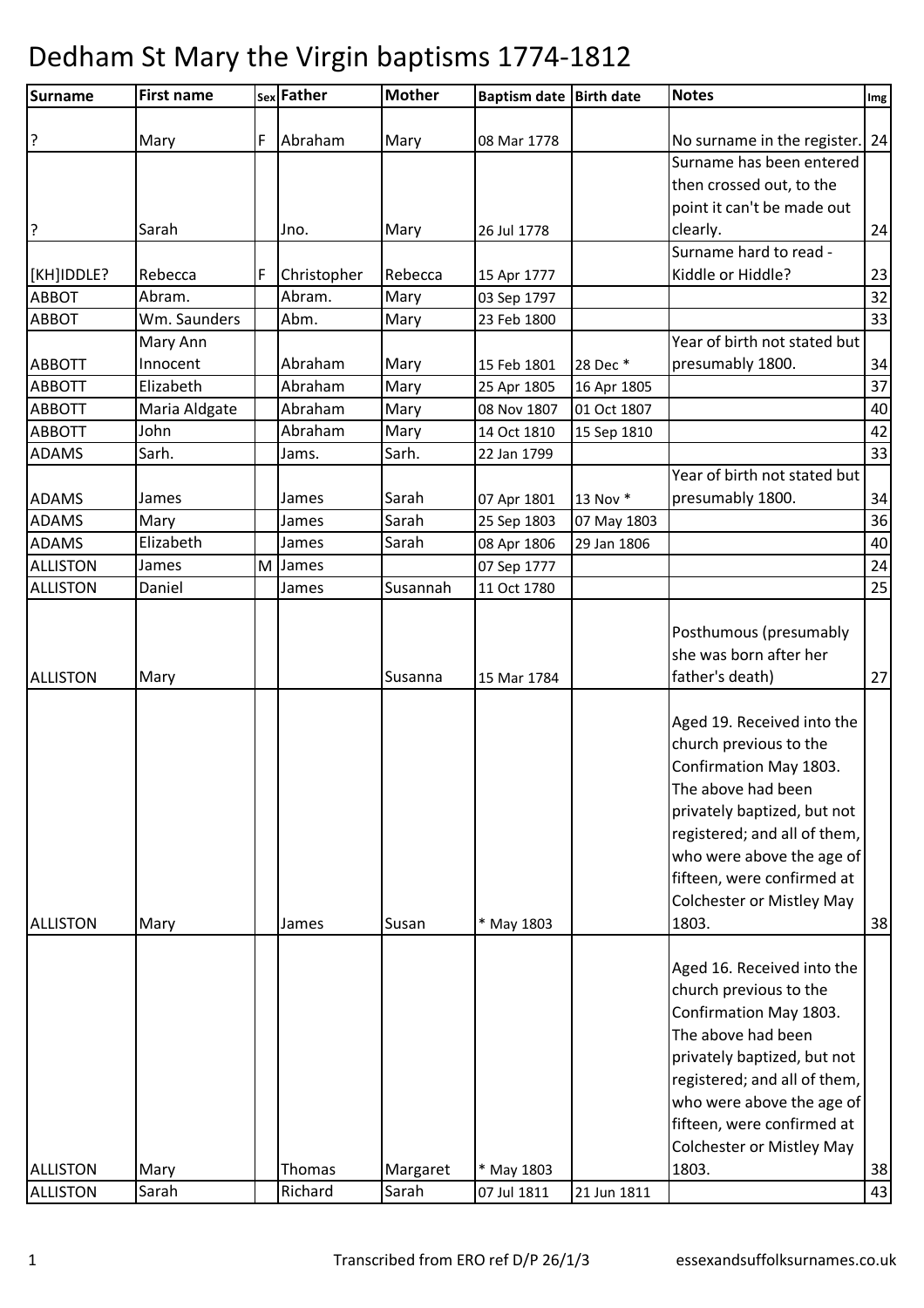# Dedham St Mary the Virgin baptisms 1774-1812

| Surname | First name | Sex | Father | Mother | Baptism date | Birth date | Notes | Img |
|---|---|---|---|---|---|---|---|---|
| ? | Mary | F | Abraham | Mary | 08 Mar 1778 | | No surname in the register. | 24 |
| ? | Sarah | | Jno. | Mary | 26 Jul 1778 | | Surname has been entered then crossed out, to the point it can't be made out clearly. | 24 |
| [KH]IDDLE? | Rebecca | F | Christopher | Rebecca | 15 Apr 1777 | | Surname hard to read - Kiddle or Hiddle? | 23 |
| ABBOT | Abram. | | Abram. | Mary | 03 Sep 1797 | | | 32 |
| ABBOT | Wm. Saunders | | Abm. | Mary | 23 Feb 1800 | | | 33 |
| ABBOTT | Mary Ann Innocent | | Abraham | Mary | 15 Feb 1801 | 28 Dec * | Year of birth not stated but presumably 1800. | 34 |
| ABBOTT | Elizabeth | | Abraham | Mary | 25 Apr 1805 | 16 Apr 1805 | | 37 |
| ABBOTT | Maria Aldgate | | Abraham | Mary | 08 Nov 1807 | 01 Oct 1807 | | 40 |
| ABBOTT | John | | Abraham | Mary | 14 Oct 1810 | 15 Sep 1810 | | 42 |
| ADAMS | Sarh. | | Jams. | Sarh. | 22 Jan 1799 | | | 33 |
| ADAMS | James | | James | Sarah | 07 Apr 1801 | 13 Nov * | Year of birth not stated but presumably 1800. | 34 |
| ADAMS | Mary | | James | Sarah | 25 Sep 1803 | 07 May 1803 | | 36 |
| ADAMS | Elizabeth | | James | Sarah | 08 Apr 1806 | 29 Jan 1806 | | 40 |
| ALLISTON | James | M | James | | 07 Sep 1777 | | | 24 |
| ALLISTON | Daniel | | James | Susannah | 11 Oct 1780 | | | 25 |
| ALLISTON | Mary | | | Susanna | 15 Mar 1784 | | Posthumous (presumably she was born after her father's death) | 27 |
| ALLISTON | Mary | | James | Susan | * May 1803 | | Aged 19. Received into the church previous to the Confirmation May 1803. The above had been privately baptized, but not registered; and all of them, who were above the age of fifteen, were confirmed at Colchester or Mistley May 1803. | 38 |
| ALLISTON | Mary | | Thomas | Margaret | * May 1803 | | Aged 16. Received into the church previous to the Confirmation May 1803. The above had been privately baptized, but not registered; and all of them, who were above the age of fifteen, were confirmed at Colchester or Mistley May 1803. | 38 |
| ALLISTON | Sarah | | Richard | Sarah | 07 Jul 1811 | 21 Jun 1811 | | 43 |

Transcribed from ERO ref D/P 26/1/3 essexandsuffolksurnames.co.uk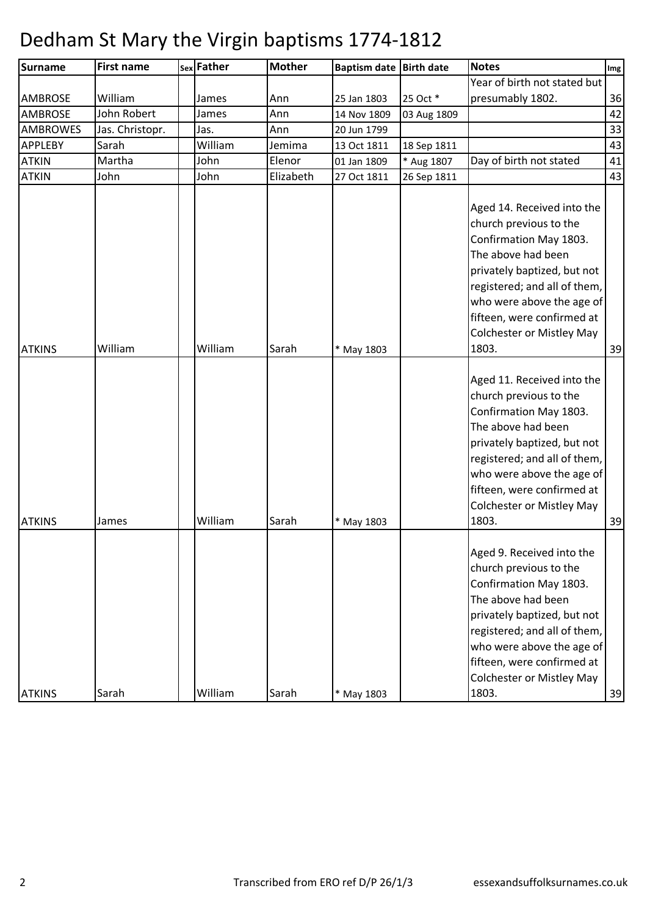# Dedham St Mary the Virgin baptisms 1774-1812

| Surname | First name | Sex | Father | Mother | Baptism date | Birth date | Notes | Img |
|---|---|---|---|---|---|---|---|---|
| AMBROSE | William | | James | Ann | 25 Jan 1803 | 25 Oct * | Year of birth not stated but presumably 1802. | 36 |
| AMBROSE | John Robert | | James | Ann | 14 Nov 1809 | 03 Aug 1809 | | 42 |
| AMBROWES | Jas. Christopr. | | Jas. | Ann | 20 Jun 1799 | | | 33 |
| APPLEBY | Sarah | | William | Jemima | 13 Oct 1811 | 18 Sep 1811 | | 43 |
| ATKIN | Martha | | John | Elenor | 01 Jan 1809 | * Aug 1807 | Day of birth not stated | 41 |
| ATKIN | John | | John | Elizabeth | 27 Oct 1811 | 26 Sep 1811 | | 43 |
| ATKINS | William | | William | Sarah | * May 1803 | | Aged 14. Received into the church previous to the Confirmation May 1803. The above had been privately baptized, but not registered; and all of them, who were above the age of fifteen, were confirmed at Colchester or Mistley May 1803. | 39 |
| ATKINS | James | | William | Sarah | * May 1803 | | Aged 11. Received into the church previous to the Confirmation May 1803. The above had been privately baptized, but not registered; and all of them, who were above the age of fifteen, were confirmed at Colchester or Mistley May 1803. | 39 |
| ATKINS | Sarah | | William | Sarah | * May 1803 | | Aged 9. Received into the church previous to the Confirmation May 1803. The above had been privately baptized, but not registered; and all of them, who were above the age of fifteen, were confirmed at Colchester or Mistley May 1803. | 39 |

Transcribed from ERO ref D/P 26/1/3 essexandsuffolksurnames.co.uk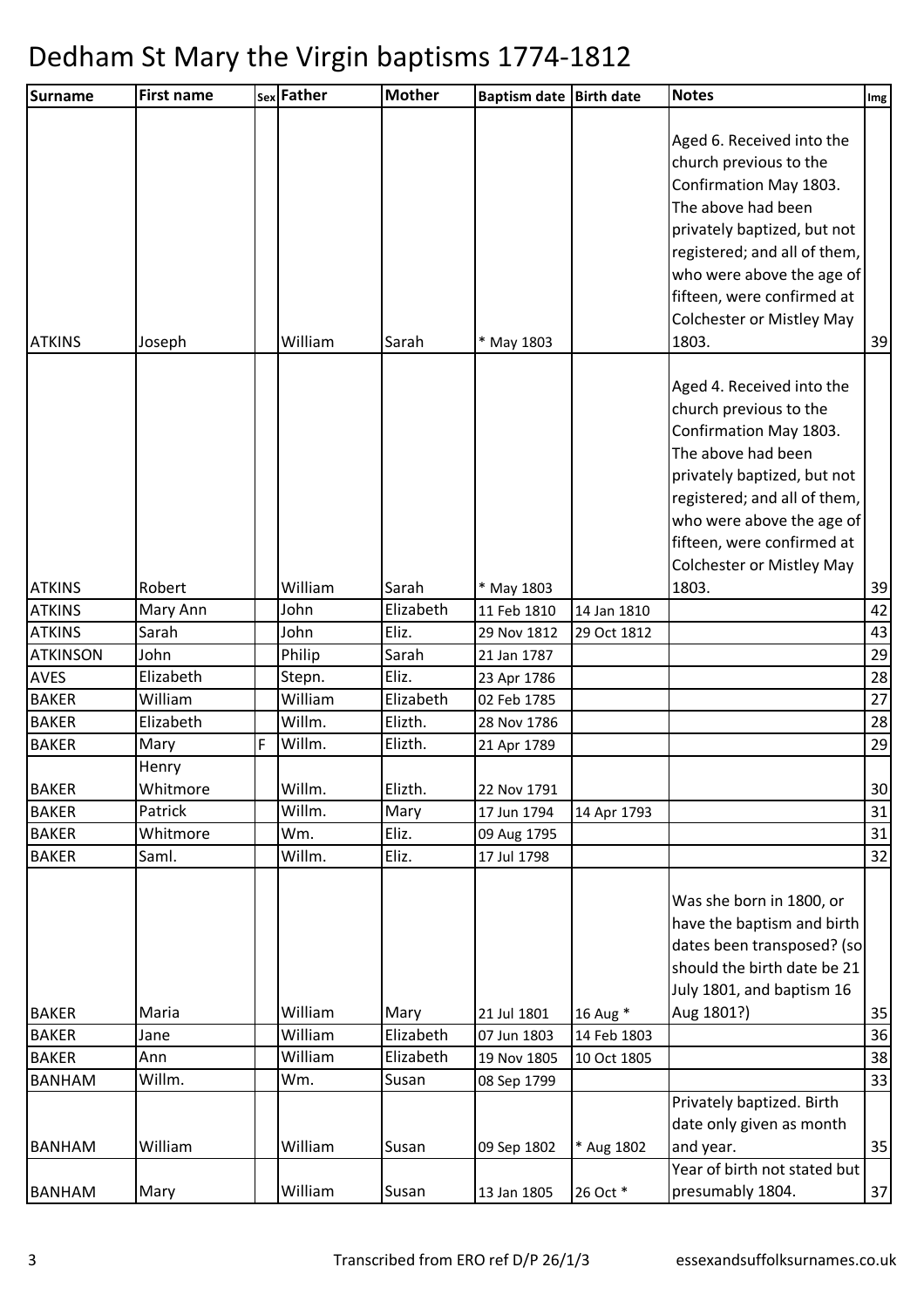# Dedham St Mary the Virgin baptisms 1774-1812

| Surname | First name | Sex | Father | Mother | Baptism date | Birth date | Notes | Img |
|---|---|---|---|---|---|---|---|---|
| ATKINS | Joseph | | William | Sarah | * May 1803 | | Aged 6. Received into the church previous to the Confirmation May 1803. The above had been privately baptized, but not registered; and all of them, who were above the age of fifteen, were confirmed at Colchester or Mistley May 1803. | 39 |
| ATKINS | Robert | | William | Sarah | * May 1803 | | Aged 4. Received into the church previous to the Confirmation May 1803. The above had been privately baptized, but not registered; and all of them, who were above the age of fifteen, were confirmed at Colchester or Mistley May 1803. | 39 |
| ATKINS | Mary Ann | | John | Elizabeth | 11 Feb 1810 | 14 Jan 1810 | | 42 |
| ATKINS | Sarah | | John | Eliz. | 29 Nov 1812 | 29 Oct 1812 | | 43 |
| ATKINSON | John | | Philip | Sarah | 21 Jan 1787 | | | 29 |
| AVES | Elizabeth | | Stepn. | Eliz. | 23 Apr 1786 | | | 28 |
| BAKER | William | | William | Elizabeth | 02 Feb 1785 | | | 27 |
| BAKER | Elizabeth | | Willm. | Elizth. | 28 Nov 1786 | | | 28 |
| BAKER | Mary | F | Willm. | Elizth. | 21 Apr 1789 | | | 29 |
| BAKER | Henry Whitmore | | Willm. | Elizth. | 22 Nov 1791 | | | 30 |
| BAKER | Patrick | | Willm. | Mary | 17 Jun 1794 | 14 Apr 1793 | | 31 |
| BAKER | Whitmore | | Wm. | Eliz. | 09 Aug 1795 | | | 31 |
| BAKER | Saml. | | Willm. | Eliz. | 17 Jul 1798 | | | 32 |
| BAKER | Maria | | William | Mary | 21 Jul 1801 | 16 Aug * | Was she born in 1800, or have the baptism and birth dates been transposed? (so should the birth date be 21 July 1801, and baptism 16 Aug 1801?) | 35 |
| BAKER | Jane | | William | Elizabeth | 07 Jun 1803 | 14 Feb 1803 | | 36 |
| BAKER | Ann | | William | Elizabeth | 19 Nov 1805 | 10 Oct 1805 | | 38 |
| BANHAM | Willm. | | Wm. | Susan | 08 Sep 1799 | | | 33 |
| BANHAM | William | | William | Susan | 09 Sep 1802 | * Aug 1802 | Privately baptized. Birth date only given as month and year. | 35 |
| BANHAM | Mary | | William | Susan | 13 Jan 1805 | 26 Oct * | Year of birth not stated but presumably 1804. | 37 |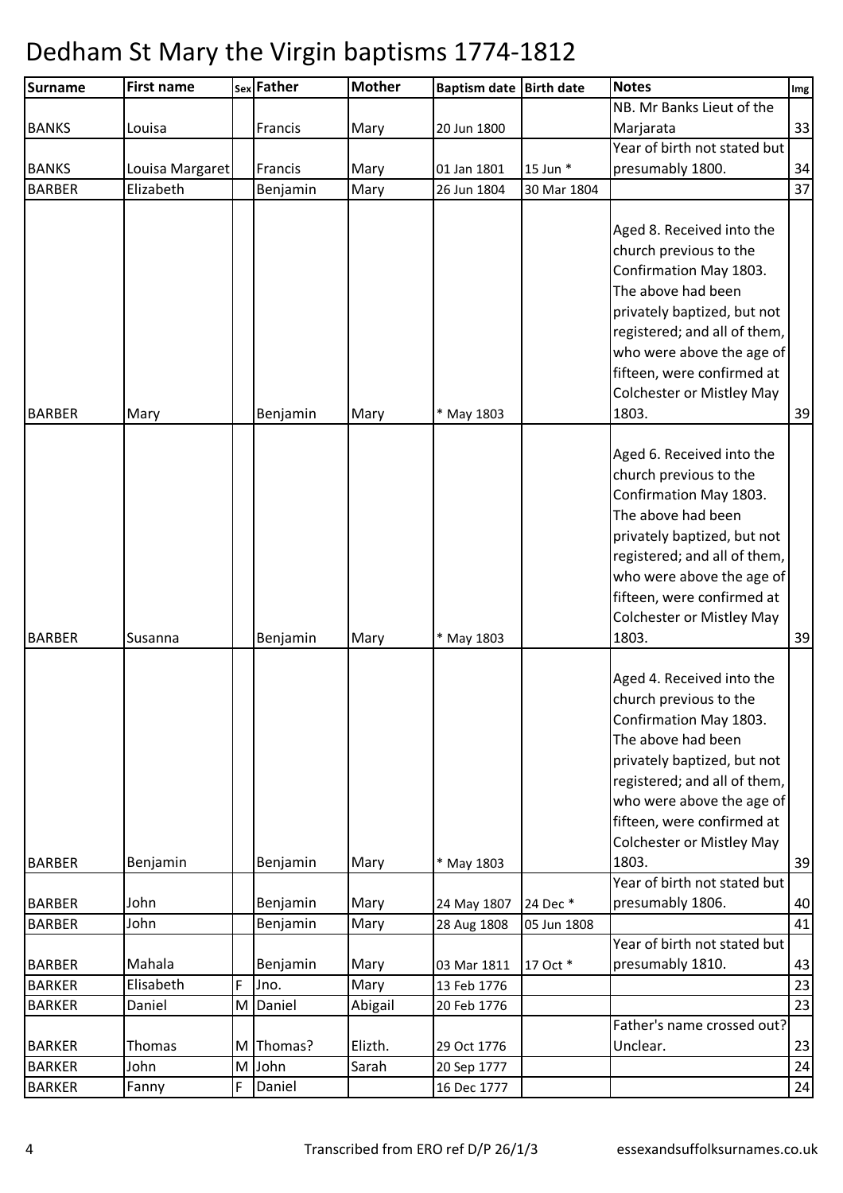# Dedham St Mary the Virgin baptisms 1774-1812

| Surname | First name | Sex | Father | Mother | Baptism date | Birth date | Notes | Img |
|---|---|---|---|---|---|---|---|---|
| BANKS | Louisa | | Francis | Mary | 20 Jun 1800 | | NB. Mr Banks Lieut of the Marjarata | 33 |
| BANKS | Louisa Margaret | | Francis | Mary | 01 Jan 1801 | 15 Jun * | Year of birth not stated but presumably 1800. | 34 |
| BARBER | Elizabeth | | Benjamin | Mary | 26 Jun 1804 | 30 Mar 1804 | | 37 |
| BARBER | Mary | | Benjamin | Mary | * May 1803 | | Aged 8. Received into the church previous to the Confirmation May 1803. The above had been privately baptized, but not registered; and all of them, who were above the age of fifteen, were confirmed at Colchester or Mistley May 1803. | 39 |
| BARBER | Susanna | | Benjamin | Mary | * May 1803 | | Aged 6. Received into the church previous to the Confirmation May 1803. The above had been privately baptized, but not registered; and all of them, who were above the age of fifteen, were confirmed at Colchester or Mistley May 1803. | 39 |
| BARBER | Benjamin | | Benjamin | Mary | * May 1803 | | Aged 4. Received into the church previous to the Confirmation May 1803. The above had been privately baptized, but not registered; and all of them, who were above the age of fifteen, were confirmed at Colchester or Mistley May 1803. | 39 |
| BARBER | John | | Benjamin | Mary | 24 May 1807 | 24 Dec * | Year of birth not stated but presumably 1806. | 40 |
| BARBER | John | | Benjamin | Mary | 28 Aug 1808 | 05 Jun 1808 | | 41 |
| BARBER | Mahala | | Benjamin | Mary | 03 Mar 1811 | 17 Oct * | Year of birth not stated but presumably 1810. | 43 |
| BARKER | Elisabeth | F | Jno. | Mary | 13 Feb 1776 | | | 23 |
| BARKER | Daniel | M | Daniel | Abigail | 20 Feb 1776 | | | 23 |
| BARKER | Thomas | M | Thomas? | Elizth. | 29 Oct 1776 | | Father's name crossed out? Unclear. | 23 |
| BARKER | John | M | John | Sarah | 20 Sep 1777 | | | 24 |
| BARKER | Fanny | F | Daniel | | 16 Dec 1777 | | | 24 |

Transcribed from ERO ref D/P 26/1/3 essexandsuffolksurnames.co.uk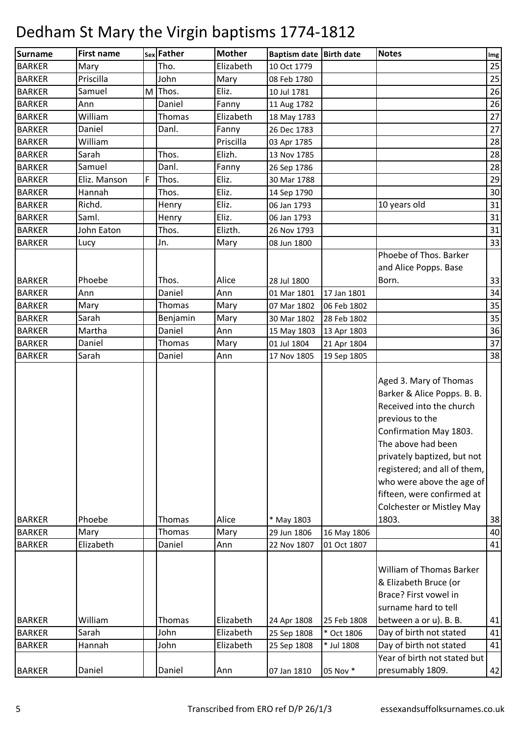# Dedham St Mary the Virgin baptisms 1774-1812

| Surname | First name | Sex | Father | Mother | Baptism date | Birth date | Notes | Img |
|---|---|---|---|---|---|---|---|---|
| BARKER | Mary | | Tho. | Elizabeth | 10 Oct 1779 | | | 25 |
| BARKER | Priscilla | | John | Mary | 08 Feb 1780 | | | 25 |
| BARKER | Samuel | M | Thos. | Eliz. | 10 Jul 1781 | | | 26 |
| BARKER | Ann | | Daniel | Fanny | 11 Aug 1782 | | | 26 |
| BARKER | William | | Thomas | Elizabeth | 18 May 1783 | | | 27 |
| BARKER | Daniel | | Danl. | Fanny | 26 Dec 1783 | | | 27 |
| BARKER | William | | | Priscilla | 03 Apr 1785 | | | 28 |
| BARKER | Sarah | | Thos. | Elizh. | 13 Nov 1785 | | | 28 |
| BARKER | Samuel | | Danl. | Fanny | 26 Sep 1786 | | | 28 |
| BARKER | Eliz. Manson | F | Thos. | Eliz. | 30 Mar 1788 | | | 29 |
| BARKER | Hannah | | Thos. | Eliz. | 14 Sep 1790 | | | 30 |
| BARKER | Richd. | | Henry | Eliz. | 06 Jan 1793 | | 10 years old | 31 |
| BARKER | Saml. | | Henry | Eliz. | 06 Jan 1793 | | | 31 |
| BARKER | John Eaton | | Thos. | Elizth. | 26 Nov 1793 | | | 31 |
| BARKER | Lucy | | Jn. | Mary | 08 Jun 1800 | | | 33 |
| BARKER | Phoebe | | Thos. | Alice | 28 Jul 1800 | | Phoebe of Thos. Barker and Alice Popps. Base Born. | 33 |
| BARKER | Ann | | Daniel | Ann | 01 Mar 1801 | 17 Jan 1801 | | 34 |
| BARKER | Mary | | Thomas | Mary | 07 Mar 1802 | 06 Feb 1802 | | 35 |
| BARKER | Sarah | | Benjamin | Mary | 30 Mar 1802 | 28 Feb 1802 | | 35 |
| BARKER | Martha | | Daniel | Ann | 15 May 1803 | 13 Apr 1803 | | 36 |
| BARKER | Daniel | | Thomas | Mary | 01 Jul 1804 | 21 Apr 1804 | | 37 |
| BARKER | Sarah | | Daniel | Ann | 17 Nov 1805 | 19 Sep 1805 | | 38 |
| BARKER | Phoebe | | Thomas | Alice | * May 1803 | | Aged 3. Mary of Thomas Barker & Alice Popps. B. B. Received into the church previous to the Confirmation May 1803. The above had been privately baptized, but not registered; and all of them, who were above the age of fifteen, were confirmed at Colchester or Mistley May 1803. | 38 |
| BARKER | Mary | | Thomas | Mary | 29 Jun 1806 | 16 May 1806 | | 40 |
| BARKER | Elizabeth | | Daniel | Ann | 22 Nov 1807 | 01 Oct 1807 | | 41 |
| BARKER | William | | Thomas | Elizabeth | 24 Apr 1808 | 25 Feb 1808 | William of Thomas Barker & Elizabeth Bruce (or Brace? First vowel in surname hard to tell between a or u). B. B. | 41 |
| BARKER | Sarah | | John | Elizabeth | 25 Sep 1808 | * Oct 1806 | Day of birth not stated | 41 |
| BARKER | Hannah | | John | Elizabeth | 25 Sep 1808 | * Jul 1808 | Day of birth not stated | 41 |
| BARKER | Daniel | | Daniel | Ann | 07 Jan 1810 | 05 Nov * | Year of birth not stated but presumably 1809. | 42 |

Transcribed from ERO ref D/P 26/1/3 essexandsuffolksurnames.co.uk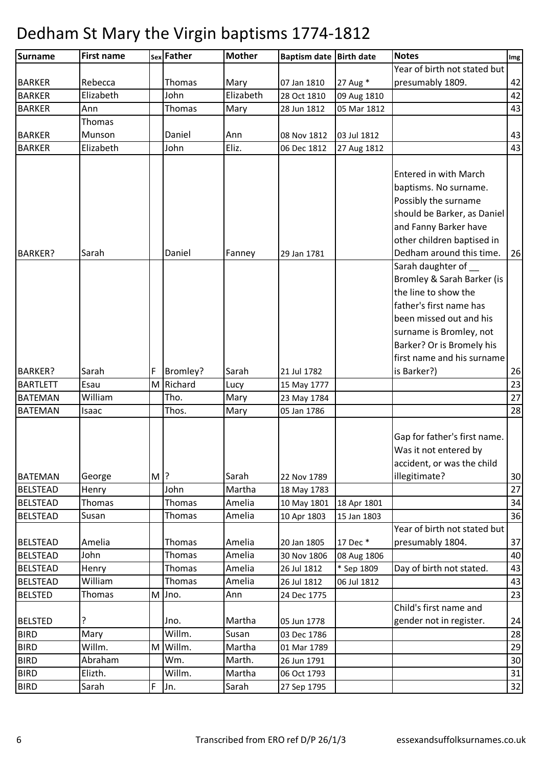# Dedham St Mary the Virgin baptisms 1774-1812

| Surname | First name | Sex | Father | Mother | Baptism date | Birth date | Notes | Img |
|---|---|---|---|---|---|---|---|---|
| BARKER | Rebecca | | Thomas | Mary | 07 Jan 1810 | 27 Aug * | Year of birth not stated but presumably 1809. | 42 |
| BARKER | Elizabeth | | John | Elizabeth | 28 Oct 1810 | 09 Aug 1810 | | 42 |
| BARKER | Ann | | Thomas | Mary | 28 Jun 1812 | 05 Mar 1812 | | 43 |
| BARKER | Thomas Munson | | Daniel | Ann | 08 Nov 1812 | 03 Jul 1812 | | 43 |
| BARKER | Elizabeth | | John | Eliz. | 06 Dec 1812 | 27 Aug 1812 | | 43 |
| BARKER? | Sarah | | Daniel | Fanney | 29 Jan 1781 | | Entered in with March baptisms. No surname. Possibly the surname should be Barker, as Daniel and Fanny Barker have other children baptised in Dedham around this time. | 26 |
| BARKER? | Sarah | F | Bromley? | Sarah | 21 Jul 1782 | | Sarah daughter of __ Bromley & Sarah Barker (is the line to show the father's first name has been missed out and his surname is Bromley, not Barker? Or is Bromely his first name and his surname is Barker?) | 26 |
| BARTLETT | Esau | M | Richard | Lucy | 15 May 1777 | | | 23 |
| BATEMAN | William | | Tho. | Mary | 23 May 1784 | | | 27 |
| BATEMAN | Isaac | | Thos. | Mary | 05 Jan 1786 | | | 28 |
| BATEMAN | George | M | ? | Sarah | 22 Nov 1789 | | Gap for father's first name. Was it not entered by accident, or was the child illegitimate? | 30 |
| BELSTEAD | Henry | | John | Martha | 18 May 1783 | | | 27 |
| BELSTEAD | Thomas | | Thomas | Amelia | 10 May 1801 | 18 Apr 1801 | | 34 |
| BELSTEAD | Susan | | Thomas | Amelia | 10 Apr 1803 | 15 Jan 1803 | | 36 |
| BELSTEAD | Amelia | | Thomas | Amelia | 20 Jan 1805 | 17 Dec * | Year of birth not stated but presumably 1804. | 37 |
| BELSTEAD | John | | Thomas | Amelia | 30 Nov 1806 | 08 Aug 1806 | | 40 |
| BELSTEAD | Henry | | Thomas | Amelia | 26 Jul 1812 | * Sep 1809 | Day of birth not stated. | 43 |
| BELSTEAD | William | | Thomas | Amelia | 26 Jul 1812 | 06 Jul 1812 | | 43 |
| BELSTED | Thomas | M | Jno. | Ann | 24 Dec 1775 | | | 23 |
| BELSTED | ? | | Jno. | Martha | 05 Jun 1778 | | Child's first name and gender not in register. | 24 |
| BIRD | Mary | | Willm. | Susan | 03 Dec 1786 | | | 28 |
| BIRD | Willm. | M | Willm. | Martha | 01 Mar 1789 | | | 29 |
| BIRD | Abraham | | Wm. | Marth. | 26 Jun 1791 | | | 30 |
| BIRD | Elizth. | | Willm. | Martha | 06 Oct 1793 | | | 31 |
| BIRD | Sarah | F | Jn. | Sarah | 27 Sep 1795 | | | 32 |

Transcribed from ERO ref D/P 26/1/3 essexandsuffolksurnames.co.uk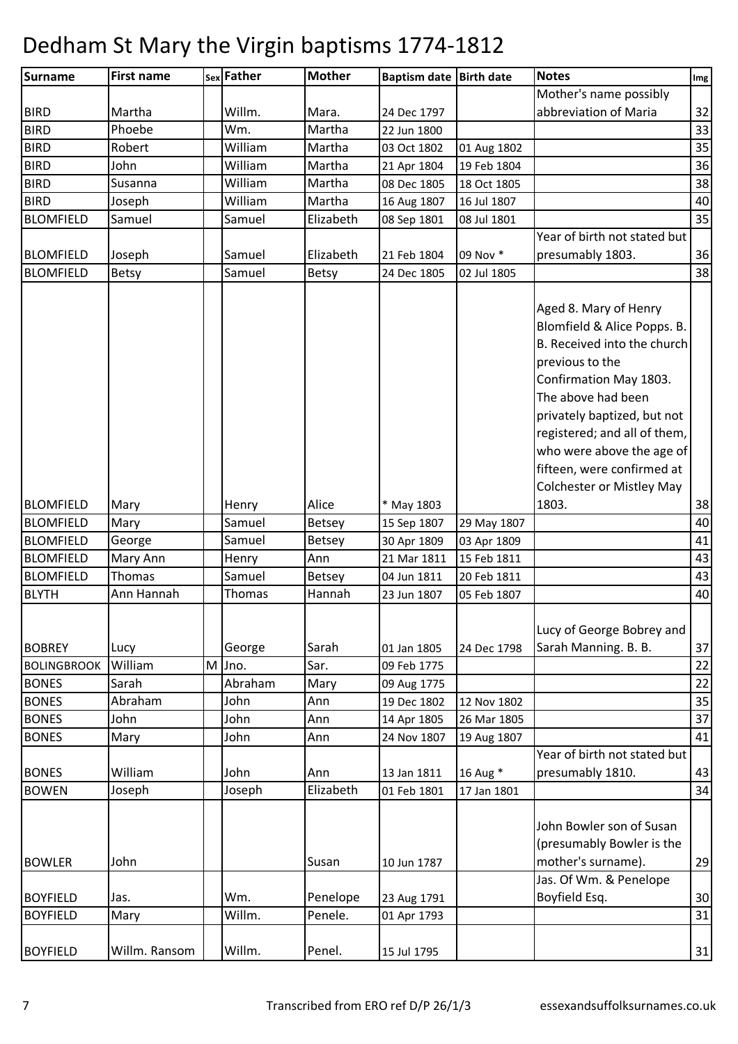# Dedham St Mary the Virgin baptisms 1774-1812

| Surname | First name | Sex | Father | Mother | Baptism date | Birth date | Notes | Img |
|---|---|---|---|---|---|---|---|---|
| BIRD | Martha | | Willm. | Mara. | 24 Dec 1797 | | Mother's name possibly abbreviation of Maria | 32 |
| BIRD | Phoebe | | Wm. | Martha | 22 Jun 1800 | | | 33 |
| BIRD | Robert | | William | Martha | 03 Oct 1802 | 01 Aug 1802 | | 35 |
| BIRD | John | | William | Martha | 21 Apr 1804 | 19 Feb 1804 | | 36 |
| BIRD | Susanna | | William | Martha | 08 Dec 1805 | 18 Oct 1805 | | 38 |
| BIRD | Joseph | | William | Martha | 16 Aug 1807 | 16 Jul 1807 | | 40 |
| BLOMFIELD | Samuel | | Samuel | Elizabeth | 08 Sep 1801 | 08 Jul 1801 | | 35 |
| BLOMFIELD | Joseph | | Samuel | Elizabeth | 21 Feb 1804 | 09 Nov * | Year of birth not stated but presumably 1803. | 36 |
| BLOMFIELD | Betsy | | Samuel | Betsy | 24 Dec 1805 | 02 Jul 1805 | | 38 |
| BLOMFIELD | Mary | | Henry | Alice | * May 1803 | | Aged 8. Mary of Henry Blomfield & Alice Popps. B. B. Received into the church previous to the Confirmation May 1803. The above had been privately baptized, but not registered; and all of them, who were above the age of fifteen, were confirmed at Colchester or Mistley May 1803. | 38 |
| BLOMFIELD | Mary | | Samuel | Betsey | 15 Sep 1807 | 29 May 1807 | | 40 |
| BLOMFIELD | George | | Samuel | Betsey | 30 Apr 1809 | 03 Apr 1809 | | 41 |
| BLOMFIELD | Mary Ann | | Henry | Ann | 21 Mar 1811 | 15 Feb 1811 | | 43 |
| BLOMFIELD | Thomas | | Samuel | Betsey | 04 Jun 1811 | 20 Feb 1811 | | 43 |
| BLYTH | Ann Hannah | | Thomas | Hannah | 23 Jun 1807 | 05 Feb 1807 | | 40 |
| BOBREY | Lucy | | George | Sarah | 01 Jan 1805 | 24 Dec 1798 | Lucy of George Bobrey and Sarah Manning. B. B. | 37 |
| BOLINGBROOK | William | M | Jno. | Sar. | 09 Feb 1775 | | | 22 |
| BONES | Sarah | | Abraham | Mary | 09 Aug 1775 | | | 22 |
| BONES | Abraham | | John | Ann | 19 Dec 1802 | 12 Nov 1802 | | 35 |
| BONES | John | | John | Ann | 14 Apr 1805 | 26 Mar 1805 | | 37 |
| BONES | Mary | | John | Ann | 24 Nov 1807 | 19 Aug 1807 | | 41 |
| BONES | William | | John | Ann | 13 Jan 1811 | 16 Aug * | Year of birth not stated but presumably 1810. | 43 |
| BOWEN | Joseph | | Joseph | Elizabeth | 01 Feb 1801 | 17 Jan 1801 | | 34 |
| BOWLER | John | | | Susan | 10 Jun 1787 | | John Bowler son of Susan (presumably Bowler is the mother's surname). | 29 |
| BOYFIELD | Jas. | | Wm. | Penelope | 23 Aug 1791 | | Jas. Of Wm. & Penelope Boyfield Esq. | 30 |
| BOYFIELD | Mary | | Willm. | Penele. | 01 Apr 1793 | | | 31 |
| BOYFIELD | Willm. Ransom | | Willm. | Penel. | 15 Jul 1795 | | | 31 |

Transcribed from ERO ref D/P 26/1/3 essexandsuffolksurnames.co.uk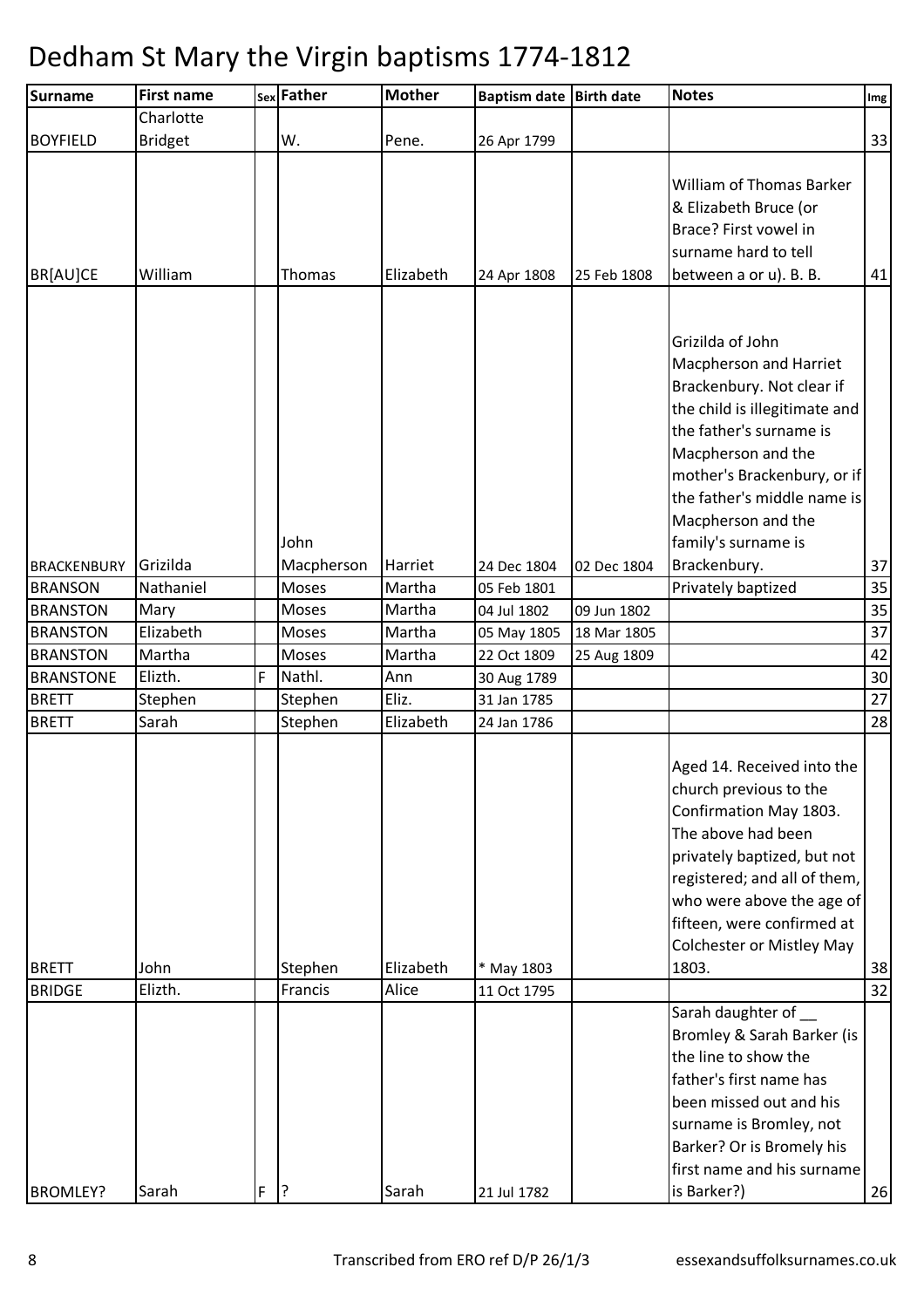# Dedham St Mary the Virgin baptisms 1774-1812

| Surname | First name | Sex | Father | Mother | Baptism date | Birth date | Notes | Img |
|---|---|---|---|---|---|---|---|---|
| BOYFIELD | Charlotte Bridget | | W. | Pene. | 26 Apr 1799 | | | 33 |
| BR[AU]CE | William | | Thomas | Elizabeth | 24 Apr 1808 | 25 Feb 1808 | William of Thomas Barker & Elizabeth Bruce (or Brace? First vowel in surname hard to tell between a or u). B. B. | 41 |
| BRACKENBURY | Grizilda | | John Macpherson | Harriet | 24 Dec 1804 | 02 Dec 1804 | Grizilda of John Macpherson and Harriet Brackenbury. Not clear if the child is illegitimate and the father's surname is Macpherson and the mother's Brackenbury, or if the father's middle name is Macpherson and the family's surname is Brackenbury. | 37 |
| BRANSON | Nathaniel | | Moses | Martha | 05 Feb 1801 | | Privately baptized | 35 |
| BRANSTON | Mary | | Moses | Martha | 04 Jul 1802 | 09 Jun 1802 | | 35 |
| BRANSTON | Elizabeth | | Moses | Martha | 05 May 1805 | 18 Mar 1805 | | 37 |
| BRANSTON | Martha | | Moses | Martha | 22 Oct 1809 | 25 Aug 1809 | | 42 |
| BRANSTONE | Elizth. | F | Nathl. | Ann | 30 Aug 1789 | | | 30 |
| BRETT | Stephen | | Stephen | Eliz. | 31 Jan 1785 | | | 27 |
| BRETT | Sarah | | Stephen | Elizabeth | 24 Jan 1786 | | | 28 |
| BRETT | John | | Stephen | Elizabeth | * May 1803 | | Aged 14. Received into the church previous to the Confirmation May 1803. The above had been privately baptized, but not registered; and all of them, who were above the age of fifteen, were confirmed at Colchester or Mistley May 1803. | 38 |
| BRIDGE | Elizth. | | Francis | Alice | 11 Oct 1795 | | | 32 |
| BROMLEY? | Sarah | F | ? | Sarah | 21 Jul 1782 | | Sarah daughter of __ Bromley & Sarah Barker (is the line to show the father's first name has been missed out and his surname is Bromley, not Barker? Or is Bromely his first name and his surname is Barker?) | 26 |

Transcribed from ERO ref D/P 26/1/3 essexandsuffolksurnames.co.uk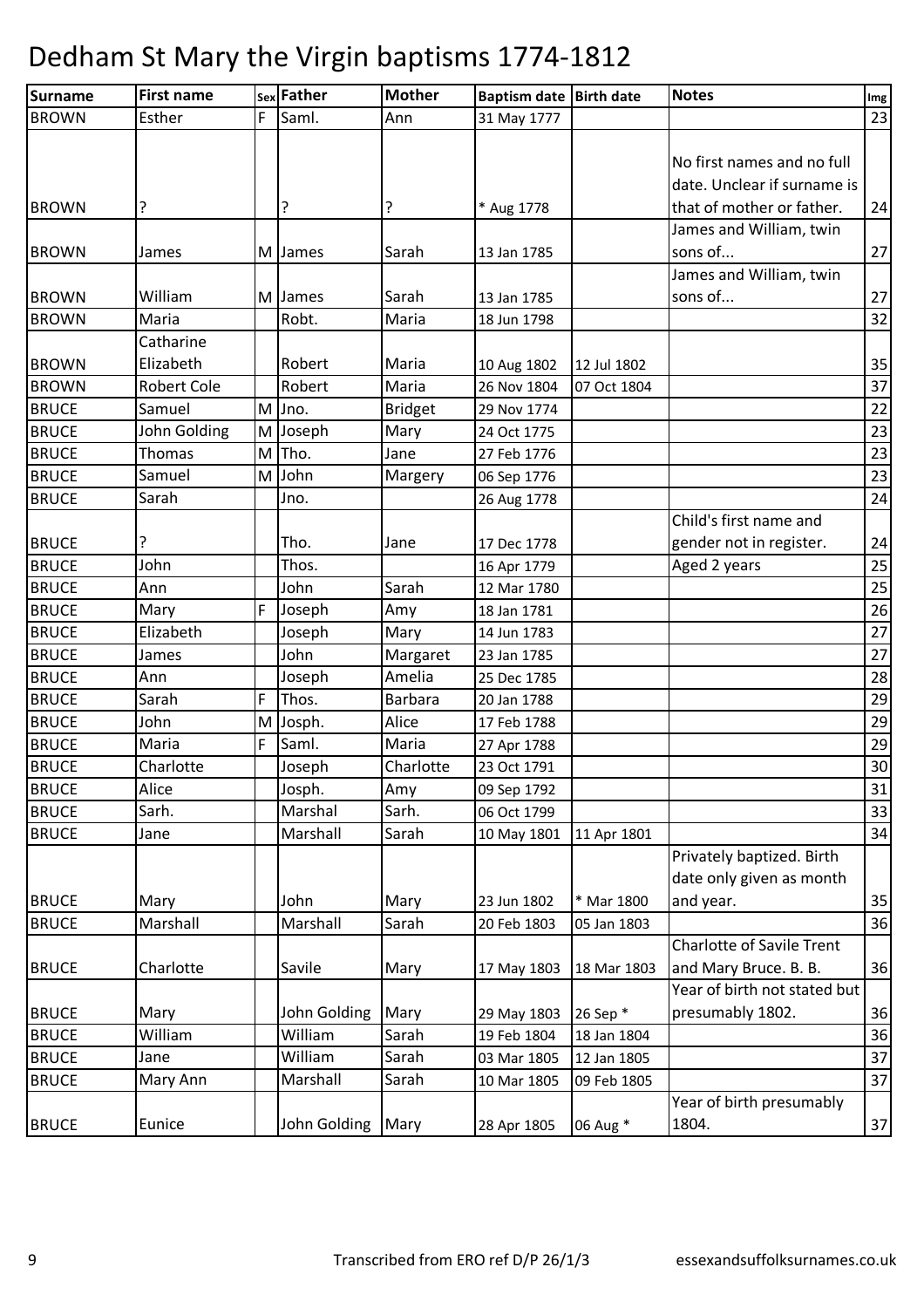# Dedham St Mary the Virgin baptisms 1774-1812

| Surname | First name | Sex | Father | Mother | Baptism date | Birth date | Notes | Img |
|---|---|---|---|---|---|---|---|---|
| BROWN | Esther | F | Saml. | Ann | 31 May 1777 | | | 23 |
| BROWN | ? | | ? | ? | * Aug 1778 | | No first names and no full date. Unclear if surname is that of mother or father. | 24 |
| BROWN | James | M | James | Sarah | 13 Jan 1785 | | James and William, twin sons of... | 27 |
| BROWN | William | M | James | Sarah | 13 Jan 1785 | | James and William, twin sons of... | 27 |
| BROWN | Maria | | Robt. | Maria | 18 Jun 1798 | | | 32 |
| BROWN | Catharine Elizabeth | | Robert | Maria | 10 Aug 1802 | 12 Jul 1802 | | 35 |
| BROWN | Robert Cole | | Robert | Maria | 26 Nov 1804 | 07 Oct 1804 | | 37 |
| BRUCE | Samuel | M | Jno. | Bridget | 29 Nov 1774 | | | 22 |
| BRUCE | John Golding | M | Joseph | Mary | 24 Oct 1775 | | | 23 |
| BRUCE | Thomas | M | Tho. | Jane | 27 Feb 1776 | | | 23 |
| BRUCE | Samuel | M | John | Margery | 06 Sep 1776 | | | 23 |
| BRUCE | Sarah | | Jno. | | 26 Aug 1778 | | | 24 |
| BRUCE | ? | | Tho. | Jane | 17 Dec 1778 | | Child's first name and gender not in register. | 24 |
| BRUCE | John | | Thos. | | 16 Apr 1779 | | Aged 2 years | 25 |
| BRUCE | Ann | | John | Sarah | 12 Mar 1780 | | | 25 |
| BRUCE | Mary | F | Joseph | Amy | 18 Jan 1781 | | | 26 |
| BRUCE | Elizabeth | | Joseph | Mary | 14 Jun 1783 | | | 27 |
| BRUCE | James | | John | Margaret | 23 Jan 1785 | | | 27 |
| BRUCE | Ann | | Joseph | Amelia | 25 Dec 1785 | | | 28 |
| BRUCE | Sarah | F | Thos. | Barbara | 20 Jan 1788 | | | 29 |
| BRUCE | John | M | Josph. | Alice | 17 Feb 1788 | | | 29 |
| BRUCE | Maria | F | Saml. | Maria | 27 Apr 1788 | | | 29 |
| BRUCE | Charlotte | | Joseph | Charlotte | 23 Oct 1791 | | | 30 |
| BRUCE | Alice | | Josph. | Amy | 09 Sep 1792 | | | 31 |
| BRUCE | Sarh. | | Marshal | Sarh. | 06 Oct 1799 | | | 33 |
| BRUCE | Jane | | Marshall | Sarah | 10 May 1801 | 11 Apr 1801 | | 34 |
| BRUCE | Mary | | John | Mary | 23 Jun 1802 | * Mar 1800 | Privately baptized. Birth date only given as month and year. | 35 |
| BRUCE | Marshall | | Marshall | Sarah | 20 Feb 1803 | 05 Jan 1803 | | 36 |
| BRUCE | Charlotte | | Savile | Mary | 17 May 1803 | 18 Mar 1803 | Charlotte of Savile Trent and Mary Bruce. B. B. | 36 |
| BRUCE | Mary | | John Golding | Mary | 29 May 1803 | 26 Sep * | Year of birth not stated but presumably 1802. | 36 |
| BRUCE | William | | William | Sarah | 19 Feb 1804 | 18 Jan 1804 | | 36 |
| BRUCE | Jane | | William | Sarah | 03 Mar 1805 | 12 Jan 1805 | | 37 |
| BRUCE | Mary Ann | | Marshall | Sarah | 10 Mar 1805 | 09 Feb 1805 | | 37 |
| BRUCE | Eunice | | John Golding | Mary | 28 Apr 1805 | 06 Aug * | Year of birth presumably 1804. | 37 |

Transcribed from ERO ref D/P 26/1/3 essexandsuffolksurnames.co.uk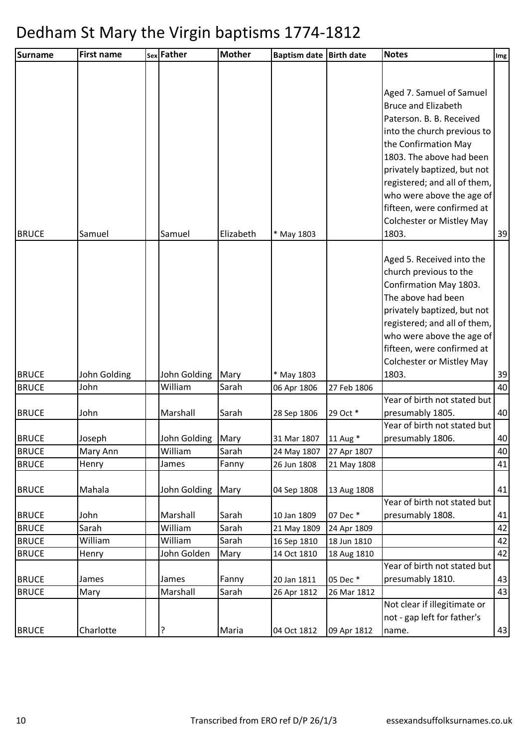# Dedham St Mary the Virgin baptisms 1774-1812

| Surname | First name | Sex | Father | Mother | Baptism date | Birth date | Notes | Img |
|---|---|---|---|---|---|---|---|---|
| BRUCE | Samuel | | Samuel | Elizabeth | * May 1803 | | Aged 7. Samuel of Samuel Bruce and Elizabeth Paterson. B. B. Received into the church previous to the Confirmation May 1803. The above had been privately baptized, but not registered; and all of them, who were above the age of fifteen, were confirmed at Colchester or Mistley May 1803. | 39 |
| BRUCE | John Golding | | John Golding | Mary | * May 1803 | | Aged 5. Received into the church previous to the Confirmation May 1803. The above had been privately baptized, but not registered; and all of them, who were above the age of fifteen, were confirmed at Colchester or Mistley May 1803. | 39 |
| BRUCE | John | | William | Sarah | 06 Apr 1806 | 27 Feb 1806 | | 40 |
| BRUCE | John | | Marshall | Sarah | 28 Sep 1806 | 29 Oct * | Year of birth not stated but presumably 1805. | 40 |
| BRUCE | Joseph | | John Golding | Mary | 31 Mar 1807 | 11 Aug * | Year of birth not stated but presumably 1806. | 40 |
| BRUCE | Mary Ann | | William | Sarah | 24 May 1807 | 27 Apr 1807 | | 40 |
| BRUCE | Henry | | James | Fanny | 26 Jun 1808 | 21 May 1808 | | 41 |
| BRUCE | Mahala | | John Golding | Mary | 04 Sep 1808 | 13 Aug 1808 | | 41 |
| BRUCE | John | | Marshall | Sarah | 10 Jan 1809 | 07 Dec * | Year of birth not stated but presumably 1808. | 41 |
| BRUCE | Sarah | | William | Sarah | 21 May 1809 | 24 Apr 1809 | | 42 |
| BRUCE | William | | William | Sarah | 16 Sep 1810 | 18 Jun 1810 | | 42 |
| BRUCE | Henry | | John Golden | Mary | 14 Oct 1810 | 18 Aug 1810 | | 42 |
| BRUCE | James | | James | Fanny | 20 Jan 1811 | 05 Dec * | Year of birth not stated but presumably 1810. | 43 |
| BRUCE | Mary | | Marshall | Sarah | 26 Apr 1812 | 26 Mar 1812 | | 43 |
| BRUCE | Charlotte | | ? | Maria | 04 Oct 1812 | 09 Apr 1812 | Not clear if illegitimate or not - gap left for father's name. | 43 |

Transcribed from ERO ref D/P 26/1/3 essexandsuffolksurnames.co.uk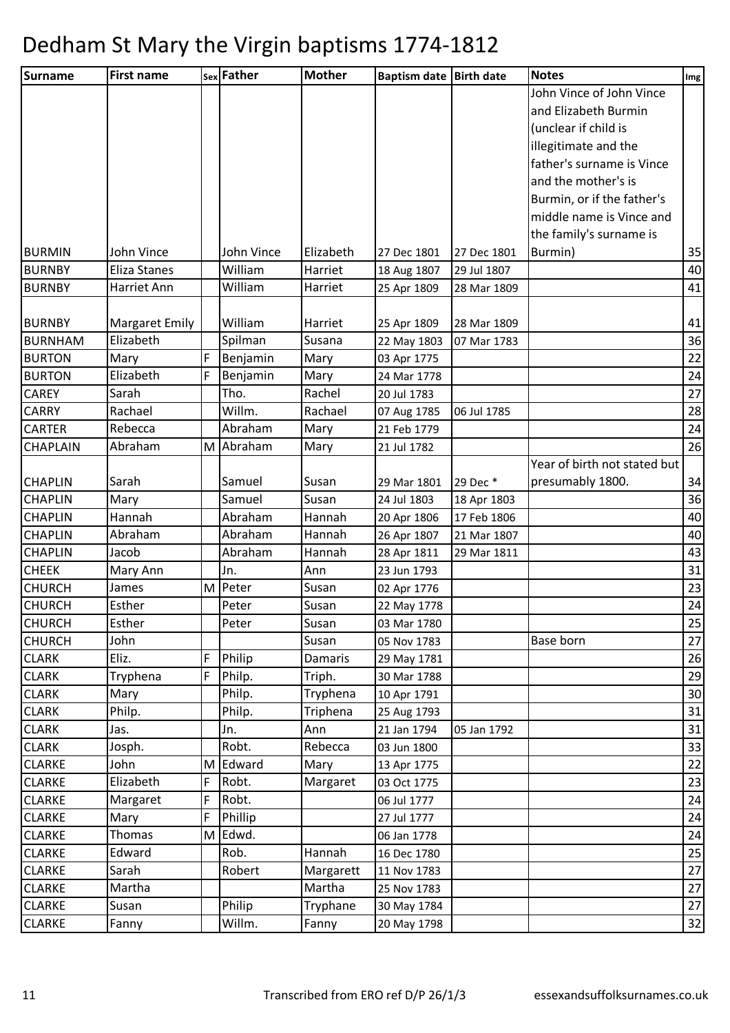# Dedham St Mary the Virgin baptisms 1774-1812

| Surname | First name | Sex | Father | Mother | Baptism date | Birth date | Notes | Img |
|---|---|---|---|---|---|---|---|---|
| BURMIN | John Vince | | John Vince | Elizabeth | 27 Dec 1801 | 27 Dec 1801 | John Vince of John Vince and Elizabeth Burmin (unclear if child is illegitimate and the father's surname is Vince and the mother's is Burmin, or if the father's middle name is Vince and the family's surname is Burmin) | 35 |
| BURNBY | Eliza Stanes | | William | Harriet | 18 Aug 1807 | 29 Jul 1807 | | 40 |
| BURNBY | Harriet Ann | | William | Harriet | 25 Apr 1809 | 28 Mar 1809 | | 41 |
| BURNBY | Margaret Emily | | William | Harriet | 25 Apr 1809 | 28 Mar 1809 | | 41 |
| BURNHAM | Elizabeth | | Spilman | Susana | 22 May 1803 | 07 Mar 1783 | | 36 |
| BURTON | Mary | F | Benjamin | Mary | 03 Apr 1775 | | | 22 |
| BURTON | Elizabeth | F | Benjamin | Mary | 24 Mar 1778 | | | 24 |
| CAREY | Sarah | | Tho. | Rachel | 20 Jul 1783 | | | 27 |
| CARRY | Rachael | | Willm. | Rachael | 07 Aug 1785 | 06 Jul 1785 | | 28 |
| CARTER | Rebecca | | Abraham | Mary | 21 Feb 1779 | | | 24 |
| CHAPLAIN | Abraham | M | Abraham | Mary | 21 Jul 1782 | | | 26 |
| CHAPLIN | Sarah | | Samuel | Susan | 29 Mar 1801 | 29 Dec * | Year of birth not stated but presumably 1800. | 34 |
| CHAPLIN | Mary | | Samuel | Susan | 24 Jul 1803 | 18 Apr 1803 | | 36 |
| CHAPLIN | Hannah | | Abraham | Hannah | 20 Apr 1806 | 17 Feb 1806 | | 40 |
| CHAPLIN | Abraham | | Abraham | Hannah | 26 Apr 1807 | 21 Mar 1807 | | 40 |
| CHAPLIN | Jacob | | Abraham | Hannah | 28 Apr 1811 | 29 Mar 1811 | | 43 |
| CHEEK | Mary Ann | | Jn. | Ann | 23 Jun 1793 | | | 31 |
| CHURCH | James | M | Peter | Susan | 02 Apr 1776 | | | 23 |
| CHURCH | Esther | | Peter | Susan | 22 May 1778 | | | 24 |
| CHURCH | Esther | | Peter | Susan | 03 Mar 1780 | | | 25 |
| CHURCH | John | | | Susan | 05 Nov 1783 | | Base born | 27 |
| CLARK | Eliz. | F | Philip | Damaris | 29 May 1781 | | | 26 |
| CLARK | Tryphena | F | Philp. | Triph. | 30 Mar 1788 | | | 29 |
| CLARK | Mary | | Philp. | Tryphena | 10 Apr 1791 | | | 30 |
| CLARK | Philp. | | Philp. | Triphena | 25 Aug 1793 | | | 31 |
| CLARK | Jas. | | Jn. | Ann | 21 Jan 1794 | 05 Jan 1792 | | 31 |
| CLARK | Josph. | | Robt. | Rebecca | 03 Jun 1800 | | | 33 |
| CLARKE | John | M | Edward | Mary | 13 Apr 1775 | | | 22 |
| CLARKE | Elizabeth | F | Robt. | Margaret | 03 Oct 1775 | | | 23 |
| CLARKE | Margaret | F | Robt. | | 06 Jul 1777 | | | 24 |
| CLARKE | Mary | F | Phillip | | 27 Jul 1777 | | | 24 |
| CLARKE | Thomas | M | Edwd. | | 06 Jan 1778 | | | 24 |
| CLARKE | Edward | | Rob. | Hannah | 16 Dec 1780 | | | 25 |
| CLARKE | Sarah | | Robert | Margarett | 11 Nov 1783 | | | 27 |
| CLARKE | Martha | | | Martha | 25 Nov 1783 | | | 27 |
| CLARKE | Susan | | Philip | Tryphane | 30 May 1784 | | | 27 |
| CLARKE | Fanny | | Willm. | Fanny | 20 May 1798 | | | 32 |

Transcribed from ERO ref D/P 26/1/3 essexandsuffolksurnames.co.uk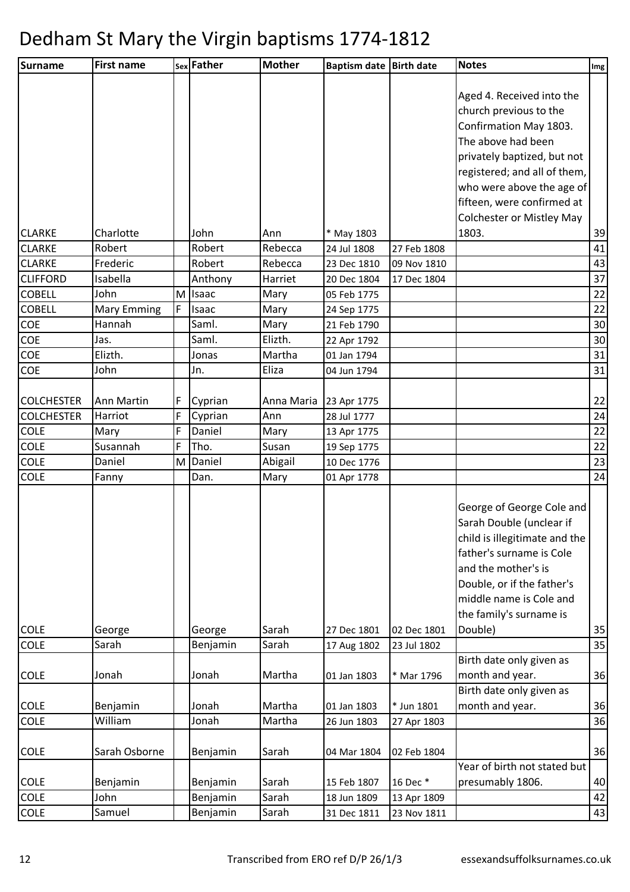# Dedham St Mary the Virgin baptisms 1774-1812

| Surname | First name | Sex | Father | Mother | Baptism date | Birth date | Notes | Img |
|---|---|---|---|---|---|---|---|---|
| CLARKE | Charlotte | | John | Ann | * May 1803 | | Aged 4. Received into the church previous to the Confirmation May 1803. The above had been privately baptized, but not registered; and all of them, who were above the age of fifteen, were confirmed at Colchester or Mistley May 1803. | 39 |
| CLARKE | Robert | | Robert | Rebecca | 24 Jul 1808 | 27 Feb 1808 | | 41 |
| CLARKE | Frederic | | Robert | Rebecca | 23 Dec 1810 | 09 Nov 1810 | | 43 |
| CLIFFORD | Isabella | | Anthony | Harriet | 20 Dec 1804 | 17 Dec 1804 | | 37 |
| COBELL | John | M | Isaac | Mary | 05 Feb 1775 | | | 22 |
| COBELL | Mary Emming | F | Isaac | Mary | 24 Sep 1775 | | | 22 |
| COE | Hannah | | Saml. | Mary | 21 Feb 1790 | | | 30 |
| COE | Jas. | | Saml. | Elizth. | 22 Apr 1792 | | | 30 |
| COE | Elizth. | | Jonas | Martha | 01 Jan 1794 | | | 31 |
| COE | John | | Jn. | Eliza | 04 Jun 1794 | | | 31 |
| COLCHESTER | Ann Martin | F | Cyprian | Anna Maria | 23 Apr 1775 | | | 22 |
| COLCHESTER | Harriot | F | Cyprian | Ann | 28 Jul 1777 | | | 24 |
| COLE | Mary | F | Daniel | Mary | 13 Apr 1775 | | | 22 |
| COLE | Susannah | F | Tho. | Susan | 19 Sep 1775 | | | 22 |
| COLE | Daniel | M | Daniel | Abigail | 10 Dec 1776 | | | 23 |
| COLE | Fanny | | Dan. | Mary | 01 Apr 1778 | | | 24 |
| COLE | George | | George | Sarah | 27 Dec 1801 | 02 Dec 1801 | George of George Cole and Sarah Double (unclear if child is illegitimate and the father's surname is Cole and the mother's is Double, or if the father's middle name is Cole and the family's surname is Double) | 35 |
| COLE | Sarah | | Benjamin | Sarah | 17 Aug 1802 | 23 Jul 1802 | | 35 |
| COLE | Jonah | | Jonah | Martha | 01 Jan 1803 | * Mar 1796 | Birth date only given as month and year. | 36 |
| COLE | Benjamin | | Jonah | Martha | 01 Jan 1803 | * Jun 1801 | Birth date only given as month and year. | 36 |
| COLE | William | | Jonah | Martha | 26 Jun 1803 | 27 Apr 1803 | | 36 |
| COLE | Sarah Osborne | | Benjamin | Sarah | 04 Mar 1804 | 02 Feb 1804 | | 36 |
| COLE | Benjamin | | Benjamin | Sarah | 15 Feb 1807 | 16 Dec * | Year of birth not stated but presumably 1806. | 40 |
| COLE | John | | Benjamin | Sarah | 18 Jun 1809 | 13 Apr 1809 | | 42 |
| COLE | Samuel | | Benjamin | Sarah | 31 Dec 1811 | 23 Nov 1811 | | 43 |

Transcribed from ERO ref D/P 26/1/3 essexandsuffolksurnames.co.uk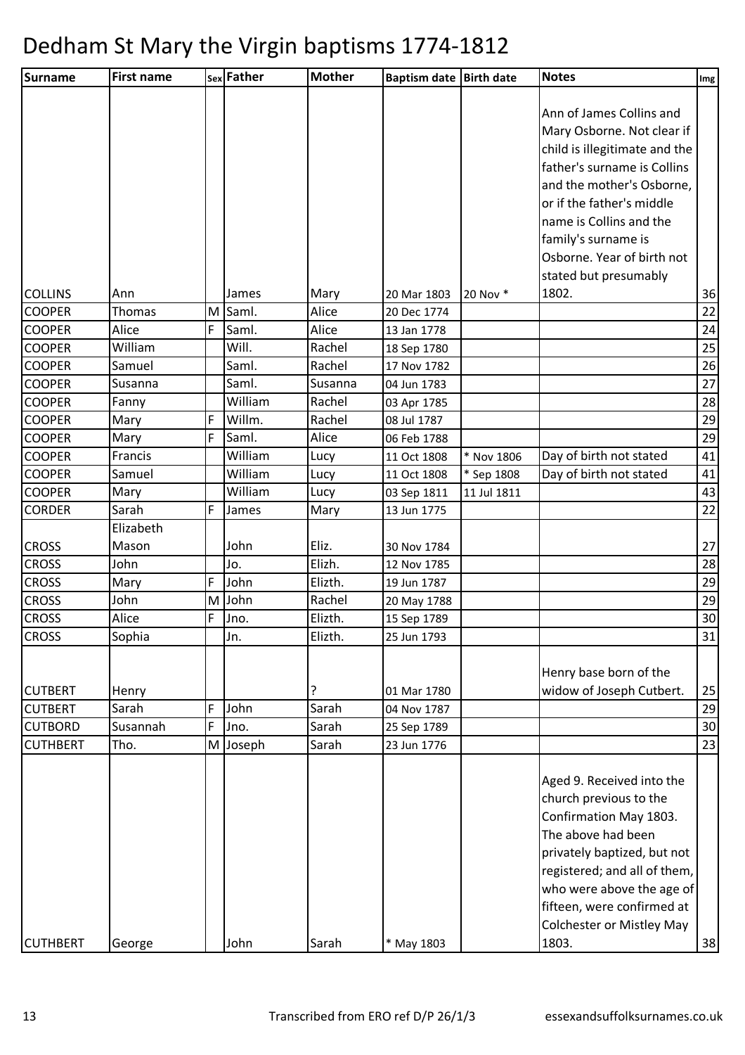# Dedham St Mary the Virgin baptisms 1774-1812

| Surname | First name | Sex | Father | Mother | Baptism date | Birth date | Notes | Img |
|---|---|---|---|---|---|---|---|---|
| COLLINS | Ann | | James | Mary | 20 Mar 1803 | 20 Nov * | Ann of James Collins and Mary Osborne. Not clear if child is illegitimate and the father's surname is Collins and the mother's Osborne, or if the father's middle name is Collins and the family's surname is Osborne. Year of birth not stated but presumably 1802. | 36 |
| COOPER | Thomas | M | Saml. | Alice | 20 Dec 1774 | | | 22 |
| COOPER | Alice | F | Saml. | Alice | 13 Jan 1778 | | | 24 |
| COOPER | William | | Will. | Rachel | 18 Sep 1780 | | | 25 |
| COOPER | Samuel | | Saml. | Rachel | 17 Nov 1782 | | | 26 |
| COOPER | Susanna | | Saml. | Susanna | 04 Jun 1783 | | | 27 |
| COOPER | Fanny | | William | Rachel | 03 Apr 1785 | | | 28 |
| COOPER | Mary | F | Willm. | Rachel | 08 Jul 1787 | | | 29 |
| COOPER | Mary | F | Saml. | Alice | 06 Feb 1788 | | | 29 |
| COOPER | Francis | | William | Lucy | 11 Oct 1808 | * Nov 1806 | Day of birth not stated | 41 |
| COOPER | Samuel | | William | Lucy | 11 Oct 1808 | * Sep 1808 | Day of birth not stated | 41 |
| COOPER | Mary | | William | Lucy | 03 Sep 1811 | 11 Jul 1811 | | 43 |
| CORDER | Sarah | F | James | Mary | 13 Jun 1775 | | | 22 |
| CROSS | Elizabeth Mason | | John | Eliz. | 30 Nov 1784 | | | 27 |
| CROSS | John | | Jo. | Elizh. | 12 Nov 1785 | | | 28 |
| CROSS | Mary | F | John | Elizth. | 19 Jun 1787 | | | 29 |
| CROSS | John | M | John | Rachel | 20 May 1788 | | | 29 |
| CROSS | Alice | F | Jno. | Elizth. | 15 Sep 1789 | | | 30 |
| CROSS | Sophia | | Jn. | Elizth. | 25 Jun 1793 | | | 31 |
| CUTBERT | Henry | | | ? | 01 Mar 1780 | | Henry base born of the widow of Joseph Cutbert. | 25 |
| CUTBERT | Sarah | F | John | Sarah | 04 Nov 1787 | | | 29 |
| CUTBORD | Susannah | F | Jno. | Sarah | 25 Sep 1789 | | | 30 |
| CUTHBERT | Tho. | M | Joseph | Sarah | 23 Jun 1776 | | | 23 |
| CUTHBERT | George | | John | Sarah | * May 1803 | | Aged 9. Received into the church previous to the Confirmation May 1803. The above had been privately baptized, but not registered; and all of them, who were above the age of fifteen, were confirmed at Colchester or Mistley May 1803. | 38 |

Transcribed from ERO ref D/P 26/1/3 essexandsuffolksurnames.co.uk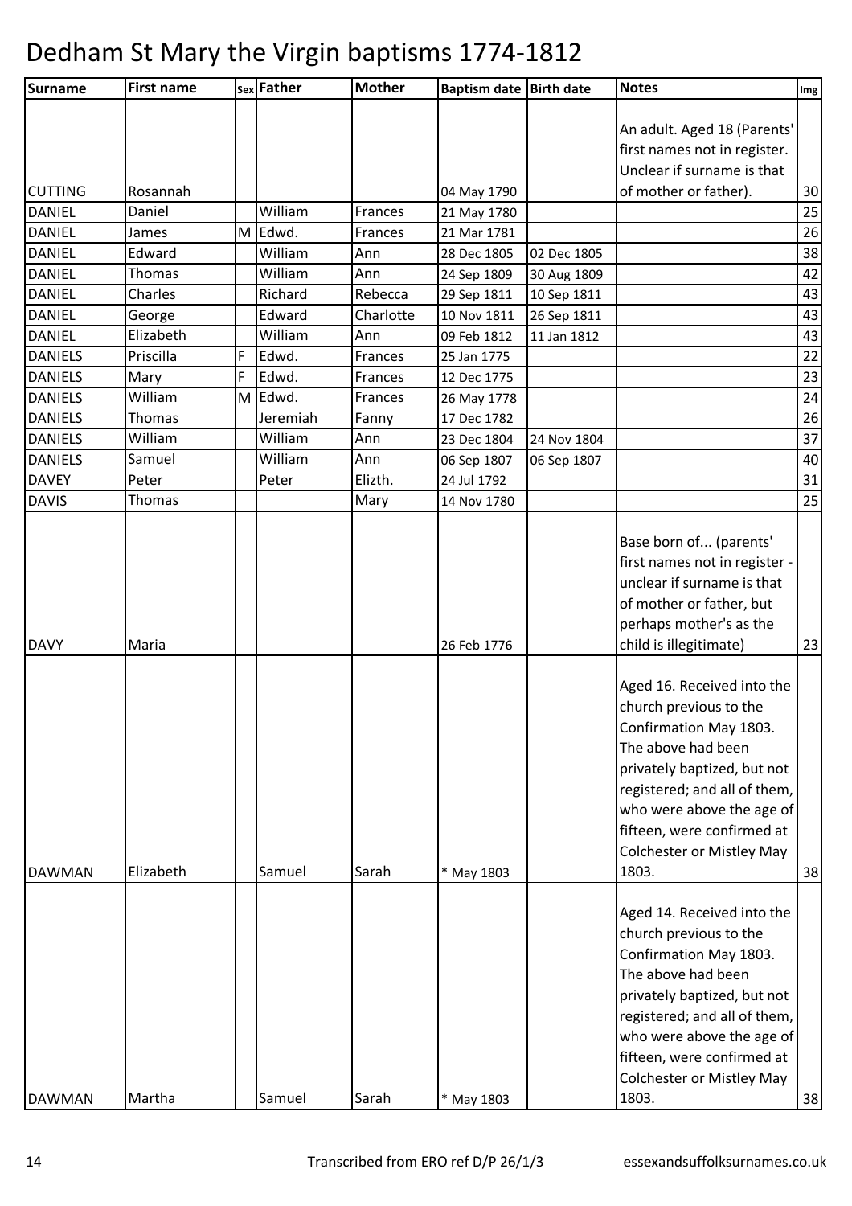# Dedham St Mary the Virgin baptisms 1774-1812

| Surname | First name | Sex | Father | Mother | Baptism date | Birth date | Notes | Img |
|---|---|---|---|---|---|---|---|---|
| CUTTING | Rosannah | | | | 04 May 1790 | | An adult. Aged 18 (Parents' first names not in register. Unclear if surname is that of mother or father). | 30 |
| DANIEL | Daniel | | William | Frances | 21 May 1780 | | | 25 |
| DANIEL | James | M | Edwd. | Frances | 21 Mar 1781 | | | 26 |
| DANIEL | Edward | | William | Ann | 28 Dec 1805 | 02 Dec 1805 | | 38 |
| DANIEL | Thomas | | William | Ann | 24 Sep 1809 | 30 Aug 1809 | | 42 |
| DANIEL | Charles | | Richard | Rebecca | 29 Sep 1811 | 10 Sep 1811 | | 43 |
| DANIEL | George | | Edward | Charlotte | 10 Nov 1811 | 26 Sep 1811 | | 43 |
| DANIEL | Elizabeth | | William | Ann | 09 Feb 1812 | 11 Jan 1812 | | 43 |
| DANIELS | Priscilla | F | Edwd. | Frances | 25 Jan 1775 | | | 22 |
| DANIELS | Mary | F | Edwd. | Frances | 12 Dec 1775 | | | 23 |
| DANIELS | William | M | Edwd. | Frances | 26 May 1778 | | | 24 |
| DANIELS | Thomas | | Jeremiah | Fanny | 17 Dec 1782 | | | 26 |
| DANIELS | William | | William | Ann | 23 Dec 1804 | 24 Nov 1804 | | 37 |
| DANIELS | Samuel | | William | Ann | 06 Sep 1807 | 06 Sep 1807 | | 40 |
| DAVEY | Peter | | Peter | Elizth. | 24 Jul 1792 | | | 31 |
| DAVIS | Thomas | | | Mary | 14 Nov 1780 | | | 25 |
| DAVY | Maria | | | | 26 Feb 1776 | | Base born of... (parents' first names not in register - unclear if surname is that of mother or father, but perhaps mother's as the child is illegitimate) | 23 |
| DAWMAN | Elizabeth | | Samuel | Sarah | * May 1803 | | Aged 16. Received into the church previous to the Confirmation May 1803. The above had been privately baptized, but not registered; and all of them, who were above the age of fifteen, were confirmed at Colchester or Mistley May 1803. | 38 |
| DAWMAN | Martha | | Samuel | Sarah | * May 1803 | | Aged 14. Received into the church previous to the Confirmation May 1803. The above had been privately baptized, but not registered; and all of them, who were above the age of fifteen, were confirmed at Colchester or Mistley May 1803. | 38 |

Transcribed from ERO ref D/P 26/1/3 essexandsuffolksurnames.co.uk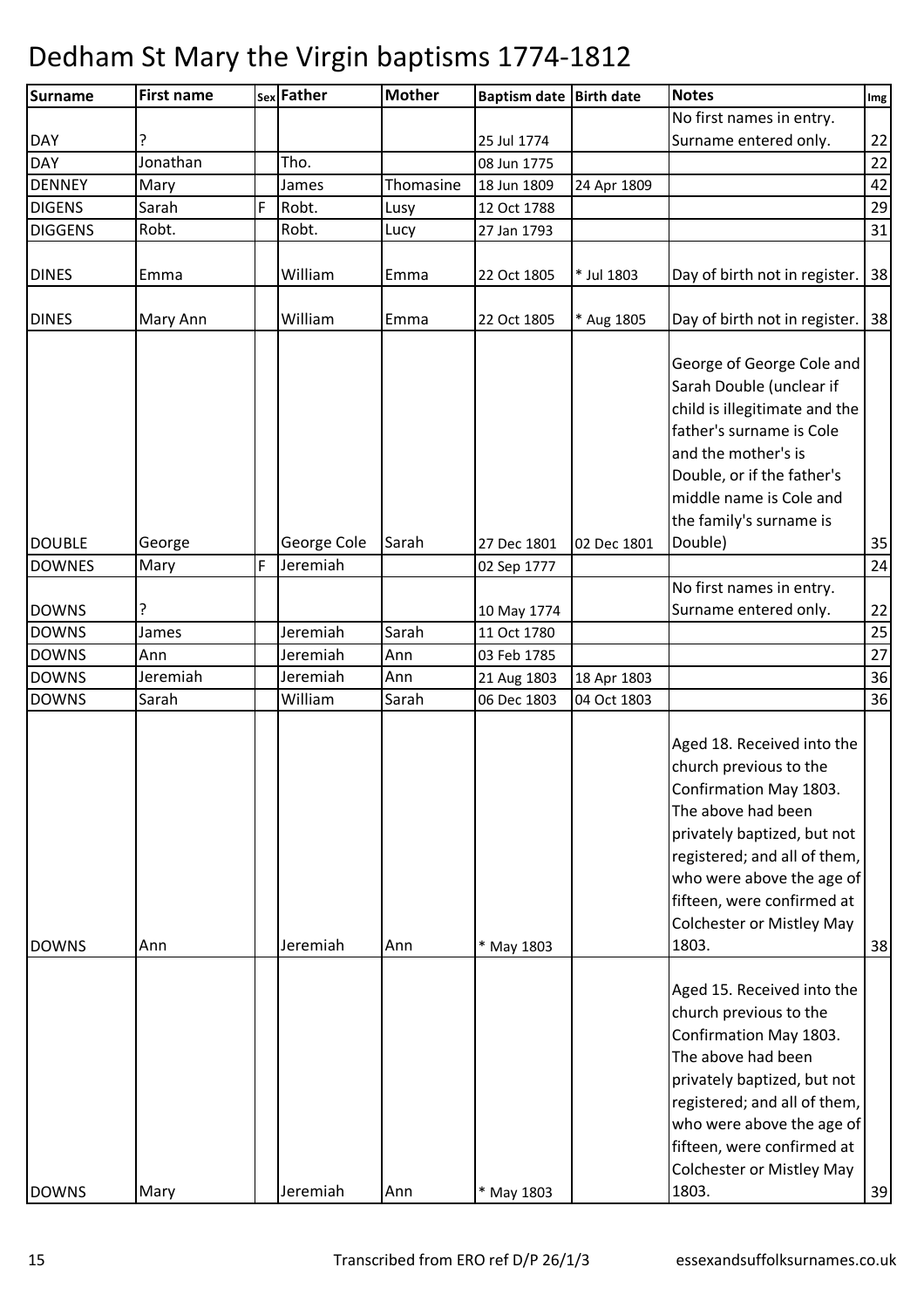# Dedham St Mary the Virgin baptisms 1774-1812

| Surname | First name | Sex | Father | Mother | Baptism date | Birth date | Notes | Img |
|---|---|---|---|---|---|---|---|---|
| DAY | ? | | | | 25 Jul 1774 | | No first names in entry. Surname entered only. | 22 |
| DAY | Jonathan | | Tho. | | 08 Jun 1775 | | | 22 |
| DENNEY | Mary | | James | Thomasine | 18 Jun 1809 | 24 Apr 1809 | | 42 |
| DIGENS | Sarah | F | Robt. | Lusy | 12 Oct 1788 | | | 29 |
| DIGGENS | Robt. | | Robt. | Lucy | 27 Jan 1793 | | | 31 |
| DINES | Emma | | William | Emma | 22 Oct 1805 | * Jul 1803 | Day of birth not in register. | 38 |
| DINES | Mary Ann | | William | Emma | 22 Oct 1805 | * Aug 1805 | Day of birth not in register. | 38 |
| DOUBLE | George | | George Cole | Sarah | 27 Dec 1801 | 02 Dec 1801 | George of George Cole and Sarah Double (unclear if child is illegitimate and the father's surname is Cole and the mother's is Double, or if the father's middle name is Cole and the family's surname is Double) | 35 |
| DOWNES | Mary | F | Jeremiah | | 02 Sep 1777 | | | 24 |
| DOWNS | ? | | | | 10 May 1774 | | No first names in entry. Surname entered only. | 22 |
| DOWNS | James | | Jeremiah | Sarah | 11 Oct 1780 | | | 25 |
| DOWNS | Ann | | Jeremiah | Ann | 03 Feb 1785 | | | 27 |
| DOWNS | Jeremiah | | Jeremiah | Ann | 21 Aug 1803 | 18 Apr 1803 | | 36 |
| DOWNS | Sarah | | William | Sarah | 06 Dec 1803 | 04 Oct 1803 | | 36 |
| DOWNS | Ann | | Jeremiah | Ann | * May 1803 | | Aged 18. Received into the church previous to the Confirmation May 1803. The above had been privately baptized, but not registered; and all of them, who were above the age of fifteen, were confirmed at Colchester or Mistley May 1803. | 38 |
| DOWNS | Mary | | Jeremiah | Ann | * May 1803 | | Aged 15. Received into the church previous to the Confirmation May 1803. The above had been privately baptized, but not registered; and all of them, who were above the age of fifteen, were confirmed at Colchester or Mistley May 1803. | 39 |

Transcribed from ERO ref D/P 26/1/3 essexandsuffolksurnames.co.uk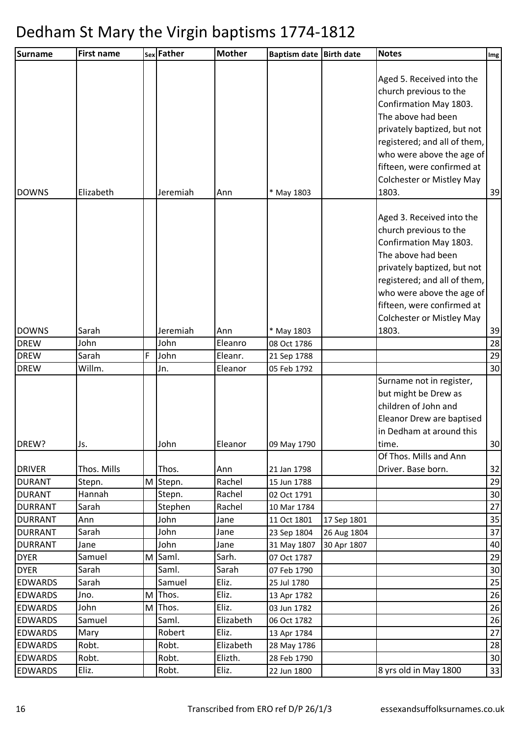# Dedham St Mary the Virgin baptisms 1774-1812

| Surname | First name | Sex | Father | Mother | Baptism date | Birth date | Notes | Img |
|---|---|---|---|---|---|---|---|---|
| DOWNS | Elizabeth | | Jeremiah | Ann | * May 1803 | | Aged 5. Received into the church previous to the Confirmation May 1803. The above had been privately baptized, but not registered; and all of them, who were above the age of fifteen, were confirmed at Colchester or Mistley May 1803. | 39 |
| DOWNS | Sarah | | Jeremiah | Ann | * May 1803 | | Aged 3. Received into the church previous to the Confirmation May 1803. The above had been privately baptized, but not registered; and all of them, who were above the age of fifteen, were confirmed at Colchester or Mistley May 1803. | 39 |
| DREW | John | | John | Eleanro | 08 Oct 1786 | | | 28 |
| DREW | Sarah | F | John | Eleanr. | 21 Sep 1788 | | | 29 |
| DREW | Willm. | | Jn. | Eleanor | 05 Feb 1792 | | | 30 |
| DREW? | Js. | | John | Eleanor | 09 May 1790 | | Surname not in register, but might be Drew as children of John and Eleanor Drew are baptised in Dedham at around this time. | 30 |
| DRIVER | Thos. Mills | | Thos. | Ann | 21 Jan 1798 | | Of Thos. Mills and Ann Driver. Base born. | 32 |
| DURANT | Stepn. | M | Stepn. | Rachel | 15 Jun 1788 | | | 29 |
| DURANT | Hannah | | Stepn. | Rachel | 02 Oct 1791 | | | 30 |
| DURRANT | Sarah | | Stephen | Rachel | 10 Mar 1784 | | | 27 |
| DURRANT | Ann | | John | Jane | 11 Oct 1801 | 17 Sep 1801 | | 35 |
| DURRANT | Sarah | | John | Jane | 23 Sep 1804 | 26 Aug 1804 | | 37 |
| DURRANT | Jane | | John | Jane | 31 May 1807 | 30 Apr 1807 | | 40 |
| DYER | Samuel | M | Saml. | Sarh. | 07 Oct 1787 | | | 29 |
| DYER | Sarah | | Saml. | Sarah | 07 Feb 1790 | | | 30 |
| EDWARDS | Sarah | | Samuel | Eliz. | 25 Jul 1780 | | | 25 |
| EDWARDS | Jno. | M | Thos. | Eliz. | 13 Apr 1782 | | | 26 |
| EDWARDS | John | M | Thos. | Eliz. | 03 Jun 1782 | | | 26 |
| EDWARDS | Samuel | | Saml. | Elizabeth | 06 Oct 1782 | | | 26 |
| EDWARDS | Mary | | Robert | Eliz. | 13 Apr 1784 | | | 27 |
| EDWARDS | Robt. | | Robt. | Elizabeth | 28 May 1786 | | | 28 |
| EDWARDS | Robt. | | Robt. | Elizth. | 28 Feb 1790 | | | 30 |
| EDWARDS | Eliz. | | Robt. | Eliz. | 22 Jun 1800 | | 8 yrs old in May 1800 | 33 |

Transcribed from ERO ref D/P 26/1/3 essexandsuffolksurnames.co.uk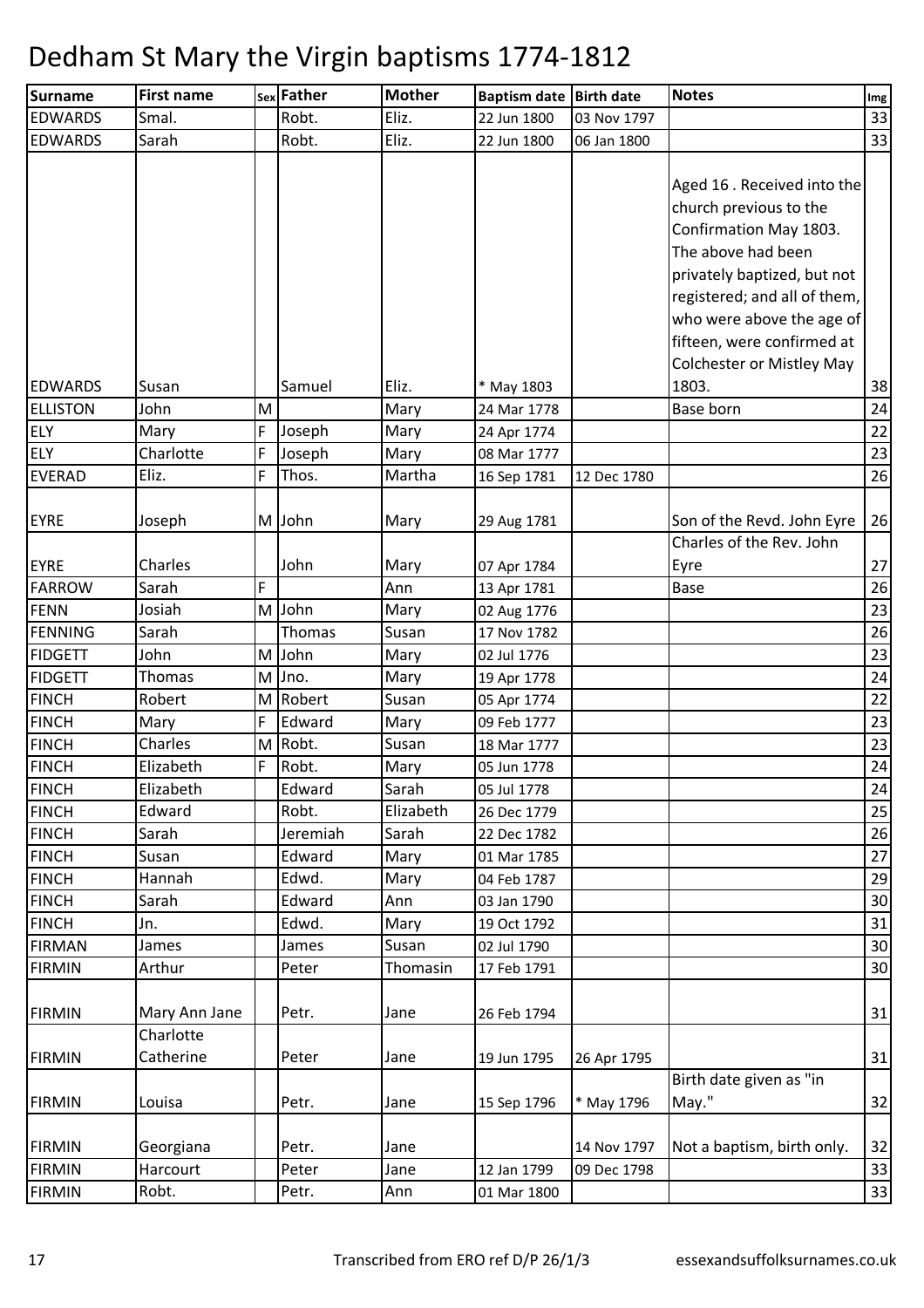# Dedham St Mary the Virgin baptisms 1774-1812

| Surname | First name | Sex | Father | Mother | Baptism date | Birth date | Notes | Img |
|---|---|---|---|---|---|---|---|---|
| EDWARDS | Smal. | | Robt. | Eliz. | 22 Jun 1800 | 03 Nov 1797 | | 33 |
| EDWARDS | Sarah | | Robt. | Eliz. | 22 Jun 1800 | 06 Jan 1800 | | 33 |
| EDWARDS | Susan | | Samuel | Eliz. | * May 1803 | | Aged 16 . Received into the church previous to the Confirmation May 1803. The above had been privately baptized, but not registered; and all of them, who were above the age of fifteen, were confirmed at Colchester or Mistley May 1803. | 38 |
| ELLISTON | John | M | | Mary | 24 Mar 1778 | | Base born | 24 |
| ELY | Mary | F | Joseph | Mary | 24 Apr 1774 | | | 22 |
| ELY | Charlotte | F | Joseph | Mary | 08 Mar 1777 | | | 23 |
| EVERAD | Eliz. | F | Thos. | Martha | 16 Sep 1781 | 12 Dec 1780 | | 26 |
| EYRE | Joseph | M | John | Mary | 29 Aug 1781 | | Son of the Revd. John Eyre | 26 |
| EYRE | Charles | | John | Mary | 07 Apr 1784 | | Charles of the Rev. John Eyre | 27 |
| FARROW | Sarah | F | | Ann | 13 Apr 1781 | | Base | 26 |
| FENN | Josiah | M | John | Mary | 02 Aug 1776 | | | 23 |
| FENNING | Sarah | | Thomas | Susan | 17 Nov 1782 | | | 26 |
| FIDGETT | John | M | John | Mary | 02 Jul 1776 | | | 23 |
| FIDGETT | Thomas | M | Jno. | Mary | 19 Apr 1778 | | | 24 |
| FINCH | Robert | M | Robert | Susan | 05 Apr 1774 | | | 22 |
| FINCH | Mary | F | Edward | Mary | 09 Feb 1777 | | | 23 |
| FINCH | Charles | M | Robt. | Susan | 18 Mar 1777 | | | 23 |
| FINCH | Elizabeth | F | Robt. | Mary | 05 Jun 1778 | | | 24 |
| FINCH | Elizabeth | | Edward | Sarah | 05 Jul 1778 | | | 24 |
| FINCH | Edward | | Robt. | Elizabeth | 26 Dec 1779 | | | 25 |
| FINCH | Sarah | | Jeremiah | Sarah | 22 Dec 1782 | | | 26 |
| FINCH | Susan | | Edward | Mary | 01 Mar 1785 | | | 27 |
| FINCH | Hannah | | Edwd. | Mary | 04 Feb 1787 | | | 29 |
| FINCH | Sarah | | Edward | Ann | 03 Jan 1790 | | | 30 |
| FINCH | Jn. | | Edwd. | Mary | 19 Oct 1792 | | | 31 |
| FIRMAN | James | | James | Susan | 02 Jul 1790 | | | 30 |
| FIRMIN | Arthur | | Peter | Thomasin | 17 Feb 1791 | | | 30 |
| FIRMIN | Mary Ann Jane | | Petr. | Jane | 26 Feb 1794 | | | 31 |
| FIRMIN | Charlotte Catherine | | Peter | Jane | 19 Jun 1795 | 26 Apr 1795 | | 31 |
| FIRMIN | Louisa | | Petr. | Jane | 15 Sep 1796 | * May 1796 | Birth date given as "in May." | 32 |
| FIRMIN | Georgiana | | Petr. | Jane | | 14 Nov 1797 | Not a baptism, birth only. | 32 |
| FIRMIN | Harcourt | | Peter | Jane | 12 Jan 1799 | 09 Dec 1798 | | 33 |
| FIRMIN | Robt. | | Petr. | Ann | 01 Mar 1800 | | | 33 |

Transcribed from ERO ref D/P 26/1/3 essexandsuffolksurnames.co.uk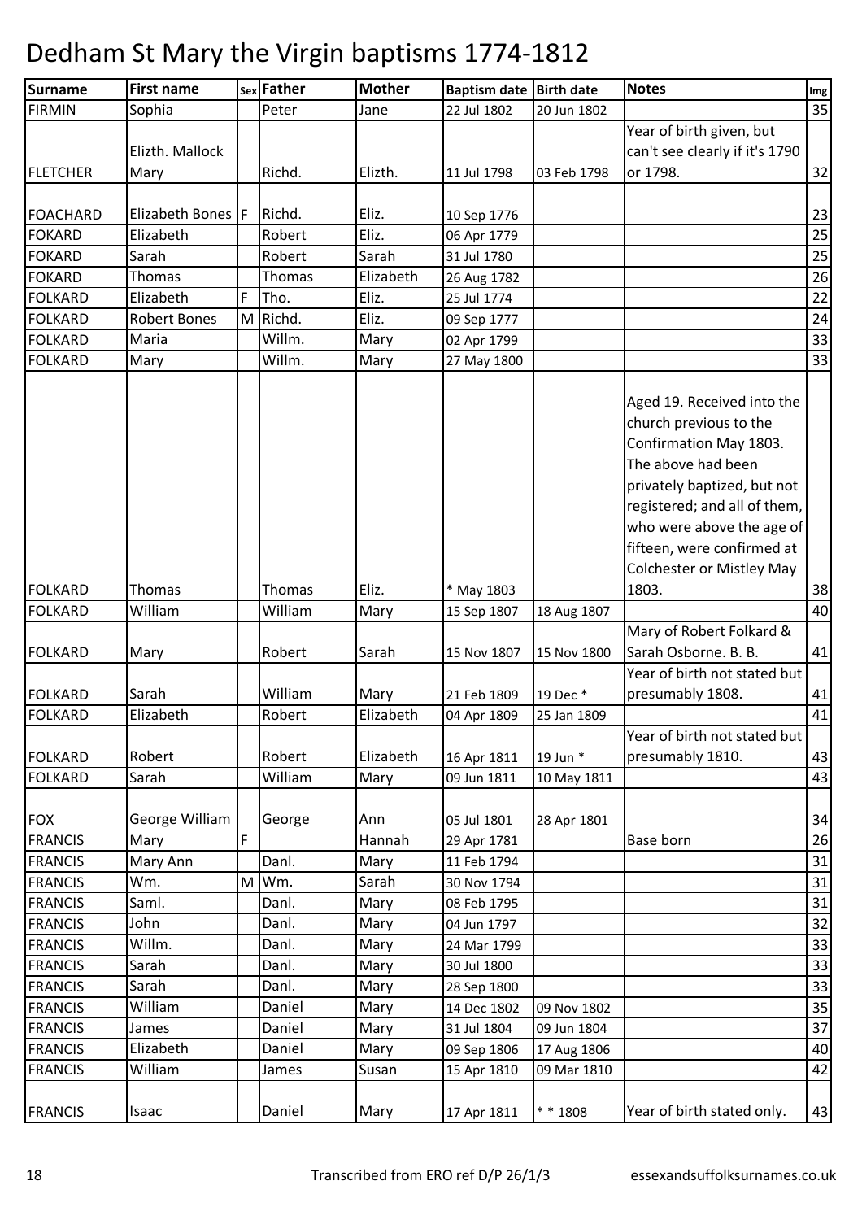# Dedham St Mary the Virgin baptisms 1774-1812

| Surname | First name | Sex | Father | Mother | Baptism date | Birth date | Notes | Img |
|---|---|---|---|---|---|---|---|---|
| FIRMIN | Sophia | | Peter | Jane | 22 Jul 1802 | 20 Jun 1802 | | 35 |
| FLETCHER | Elizth. Mallock Mary | | Richd. | Elizth. | 11 Jul 1798 | 03 Feb 1798 | Year of birth given, but can't see clearly if it's 1790 or 1798. | 32 |
| FOACHARD | Elizabeth Bones | F | Richd. | Eliz. | 10 Sep 1776 | | | 23 |
| FOKARD | Elizabeth | | Robert | Eliz. | 06 Apr 1779 | | | 25 |
| FOKARD | Sarah | | Robert | Sarah | 31 Jul 1780 | | | 25 |
| FOKARD | Thomas | | Thomas | Elizabeth | 26 Aug 1782 | | | 26 |
| FOLKARD | Elizabeth | F | Tho. | Eliz. | 25 Jul 1774 | | | 22 |
| FOLKARD | Robert Bones | M | Richd. | Eliz. | 09 Sep 1777 | | | 24 |
| FOLKARD | Maria | | Willm. | Mary | 02 Apr 1799 | | | 33 |
| FOLKARD | Mary | | Willm. | Mary | 27 May 1800 | | | 33 |
| FOLKARD | Thomas | | Thomas | Eliz. | * May 1803 | | Aged 19. Received into the church previous to the Confirmation May 1803. The above had been privately baptized, but not registered; and all of them, who were above the age of fifteen, were confirmed at Colchester or Mistley May 1803. | 38 |
| FOLKARD | William | | William | Mary | 15 Sep 1807 | 18 Aug 1807 | | 40 |
| FOLKARD | Mary | | Robert | Sarah | 15 Nov 1807 | 15 Nov 1800 | Mary of Robert Folkard & Sarah Osborne. B. B. | 41 |
| FOLKARD | Sarah | | William | Mary | 21 Feb 1809 | 19 Dec * | Year of birth not stated but presumably 1808. | 41 |
| FOLKARD | Elizabeth | | Robert | Elizabeth | 04 Apr 1809 | 25 Jan 1809 | | 41 |
| FOLKARD | Robert | | Robert | Elizabeth | 16 Apr 1811 | 19 Jun * | Year of birth not stated but presumably 1810. | 43 |
| FOLKARD | Sarah | | William | Mary | 09 Jun 1811 | 10 May 1811 | | 43 |
| FOX | George William | | George | Ann | 05 Jul 1801 | 28 Apr 1801 | | 34 |
| FRANCIS | Mary | F | | Hannah | 29 Apr 1781 | | Base born | 26 |
| FRANCIS | Mary Ann | | Danl. | Mary | 11 Feb 1794 | | | 31 |
| FRANCIS | Wm. | M | Wm. | Sarah | 30 Nov 1794 | | | 31 |
| FRANCIS | Saml. | | Danl. | Mary | 08 Feb 1795 | | | 31 |
| FRANCIS | John | | Danl. | Mary | 04 Jun 1797 | | | 32 |
| FRANCIS | Willm. | | Danl. | Mary | 24 Mar 1799 | | | 33 |
| FRANCIS | Sarah | | Danl. | Mary | 30 Jul 1800 | | | 33 |
| FRANCIS | Sarah | | Danl. | Mary | 28 Sep 1800 | | | 33 |
| FRANCIS | William | | Daniel | Mary | 14 Dec 1802 | 09 Nov 1802 | | 35 |
| FRANCIS | James | | Daniel | Mary | 31 Jul 1804 | 09 Jun 1804 | | 37 |
| FRANCIS | Elizabeth | | Daniel | Mary | 09 Sep 1806 | 17 Aug 1806 | | 40 |
| FRANCIS | William | | James | Susan | 15 Apr 1810 | 09 Mar 1810 | | 42 |
| FRANCIS | Isaac | | Daniel | Mary | 17 Apr 1811 | * * 1808 | Year of birth stated only. | 43 |

Transcribed from ERO ref D/P 26/1/3 essexandsuffolksurnames.co.uk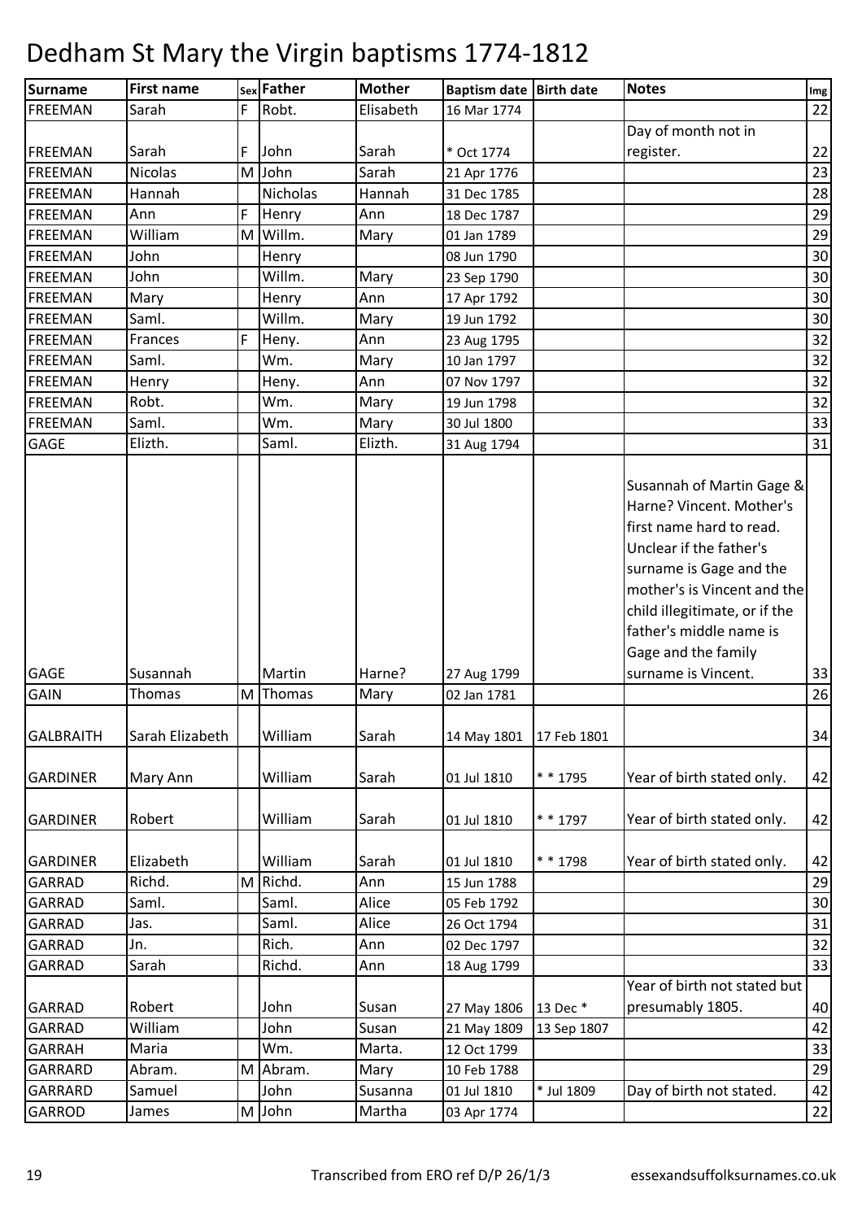# Dedham St Mary the Virgin baptisms 1774-1812

| Surname | First name | Sex | Father | Mother | Baptism date | Birth date | Notes | Img |
|---|---|---|---|---|---|---|---|---|
| FREEMAN | Sarah | F | Robt. | Elisabeth | 16 Mar 1774 | | | 22 |
| FREEMAN | Sarah | F | John | Sarah | * Oct 1774 | | Day of month not in register. | 22 |
| FREEMAN | Nicolas | M | John | Sarah | 21 Apr 1776 | | | 23 |
| FREEMAN | Hannah | | Nicholas | Hannah | 31 Dec 1785 | | | 28 |
| FREEMAN | Ann | F | Henry | Ann | 18 Dec 1787 | | | 29 |
| FREEMAN | William | M | Willm. | Mary | 01 Jan 1789 | | | 29 |
| FREEMAN | John | | Henry | | 08 Jun 1790 | | | 30 |
| FREEMAN | John | | Willm. | Mary | 23 Sep 1790 | | | 30 |
| FREEMAN | Mary | | Henry | Ann | 17 Apr 1792 | | | 30 |
| FREEMAN | Saml. | | Willm. | Mary | 19 Jun 1792 | | | 30 |
| FREEMAN | Frances | F | Heny. | Ann | 23 Aug 1795 | | | 32 |
| FREEMAN | Saml. | | Wm. | Mary | 10 Jan 1797 | | | 32 |
| FREEMAN | Henry | | Heny. | Ann | 07 Nov 1797 | | | 32 |
| FREEMAN | Robt. | | Wm. | Mary | 19 Jun 1798 | | | 32 |
| FREEMAN | Saml. | | Wm. | Mary | 30 Jul 1800 | | | 33 |
| GAGE | Elizth. | | Saml. | Elizth. | 31 Aug 1794 | | | 31 |
| GAGE | Susannah | | Martin | Harne? | 27 Aug 1799 | | Susannah of Martin Gage & Harne? Vincent. Mother's first name hard to read. Unclear if the father's surname is Gage and the mother's is Vincent and the child illegitimate, or if the father's middle name is Gage and the family surname is Vincent. | 33 |
| GAIN | Thomas | M | Thomas | Mary | 02 Jan 1781 | | | 26 |
| GALBRAITH | Sarah Elizabeth | | William | Sarah | 14 May 1801 | 17 Feb 1801 | | 34 |
| GARDINER | Mary Ann | | William | Sarah | 01 Jul 1810 | * * 1795 | Year of birth stated only. | 42 |
| GARDINER | Robert | | William | Sarah | 01 Jul 1810 | * * 1797 | Year of birth stated only. | 42 |
| GARDINER | Elizabeth | | William | Sarah | 01 Jul 1810 | * * 1798 | Year of birth stated only. | 42 |
| GARRAD | Richd. | M | Richd. | Ann | 15 Jun 1788 | | | 29 |
| GARRAD | Saml. | | Saml. | Alice | 05 Feb 1792 | | | 30 |
| GARRAD | Jas. | | Saml. | Alice | 26 Oct 1794 | | | 31 |
| GARRAD | Jn. | | Rich. | Ann | 02 Dec 1797 | | | 32 |
| GARRAD | Sarah | | Richd. | Ann | 18 Aug 1799 | | | 33 |
| GARRAD | Robert | | John | Susan | 27 May 1806 | 13 Dec * | Year of birth not stated but presumably 1805. | 40 |
| GARRAD | William | | John | Susan | 21 May 1809 | 13 Sep 1807 | | 42 |
| GARRAH | Maria | | Wm. | Marta. | 12 Oct 1799 | | | 33 |
| GARRARD | Abram. | M | Abram. | Mary | 10 Feb 1788 | | | 29 |
| GARRARD | Samuel | | John | Susanna | 01 Jul 1810 | * Jul 1809 | Day of birth not stated. | 42 |
| GARROD | James | M | John | Martha | 03 Apr 1774 | | | 22 |

Transcribed from ERO ref D/P 26/1/3 essexandsuffolksurnames.co.uk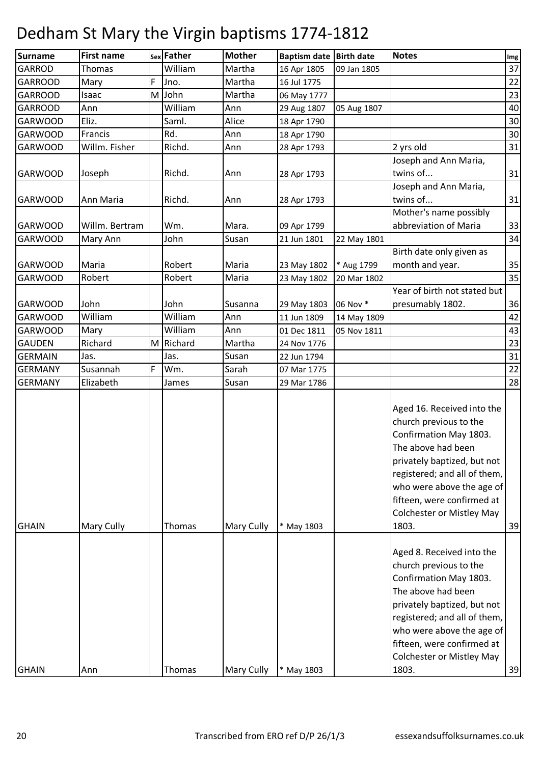# Dedham St Mary the Virgin baptisms 1774-1812

| Surname | First name | Sex | Father | Mother | Baptism date | Birth date | Notes | Img |
|---|---|---|---|---|---|---|---|---|
| GARROD | Thomas | | William | Martha | 16 Apr 1805 | 09 Jan 1805 | | 37 |
| GARROOD | Mary | F | Jno. | Martha | 16 Jul 1775 | | | 22 |
| GARROOD | Isaac | M | John | Martha | 06 May 1777 | | | 23 |
| GARROOD | Ann | | William | Ann | 29 Aug 1807 | 05 Aug 1807 | | 40 |
| GARWOOD | Eliz. | | Saml. | Alice | 18 Apr 1790 | | | 30 |
| GARWOOD | Francis | | Rd. | Ann | 18 Apr 1790 | | | 30 |
| GARWOOD | Willm. Fisher | | Richd. | Ann | 28 Apr 1793 | | 2 yrs old | 31 |
| GARWOOD | Joseph | | Richd. | Ann | 28 Apr 1793 | | Joseph and Ann Maria, twins of... | 31 |
| GARWOOD | Ann Maria | | Richd. | Ann | 28 Apr 1793 | | Joseph and Ann Maria, twins of... | 31 |
| GARWOOD | Willm. Bertram | | Wm. | Mara. | 09 Apr 1799 | | Mother's name possibly abbreviation of Maria | 33 |
| GARWOOD | Mary Ann | | John | Susan | 21 Jun 1801 | 22 May 1801 | | 34 |
| GARWOOD | Maria | | Robert | Maria | 23 May 1802 | * Aug 1799 | Birth date only given as month and year. | 35 |
| GARWOOD | Robert | | Robert | Maria | 23 May 1802 | 20 Mar 1802 | | 35 |
| GARWOOD | John | | John | Susanna | 29 May 1803 | 06 Nov * | Year of birth not stated but presumably 1802. | 36 |
| GARWOOD | William | | William | Ann | 11 Jun 1809 | 14 May 1809 | | 42 |
| GARWOOD | Mary | | William | Ann | 01 Dec 1811 | 05 Nov 1811 | | 43 |
| GAUDEN | Richard | M | Richard | Martha | 24 Nov 1776 | | | 23 |
| GERMAIN | Jas. | | Jas. | Susan | 22 Jun 1794 | | | 31 |
| GERMANY | Susannah | F | Wm. | Sarah | 07 Mar 1775 | | | 22 |
| GERMANY | Elizabeth | | James | Susan | 29 Mar 1786 | | | 28 |
| GHAIN | Mary Cully | | Thomas | Mary Cully | * May 1803 | | Aged 16. Received into the church previous to the Confirmation May 1803. The above had been privately baptized, but not registered; and all of them, who were above the age of fifteen, were confirmed at Colchester or Mistley May 1803. | 39 |
| GHAIN | Ann | | Thomas | Mary Cully | * May 1803 | | Aged 8. Received into the church previous to the Confirmation May 1803. The above had been privately baptized, but not registered; and all of them, who were above the age of fifteen, were confirmed at Colchester or Mistley May 1803. | 39 |

Transcribed from ERO ref D/P 26/1/3 essexandsuffolksurnames.co.uk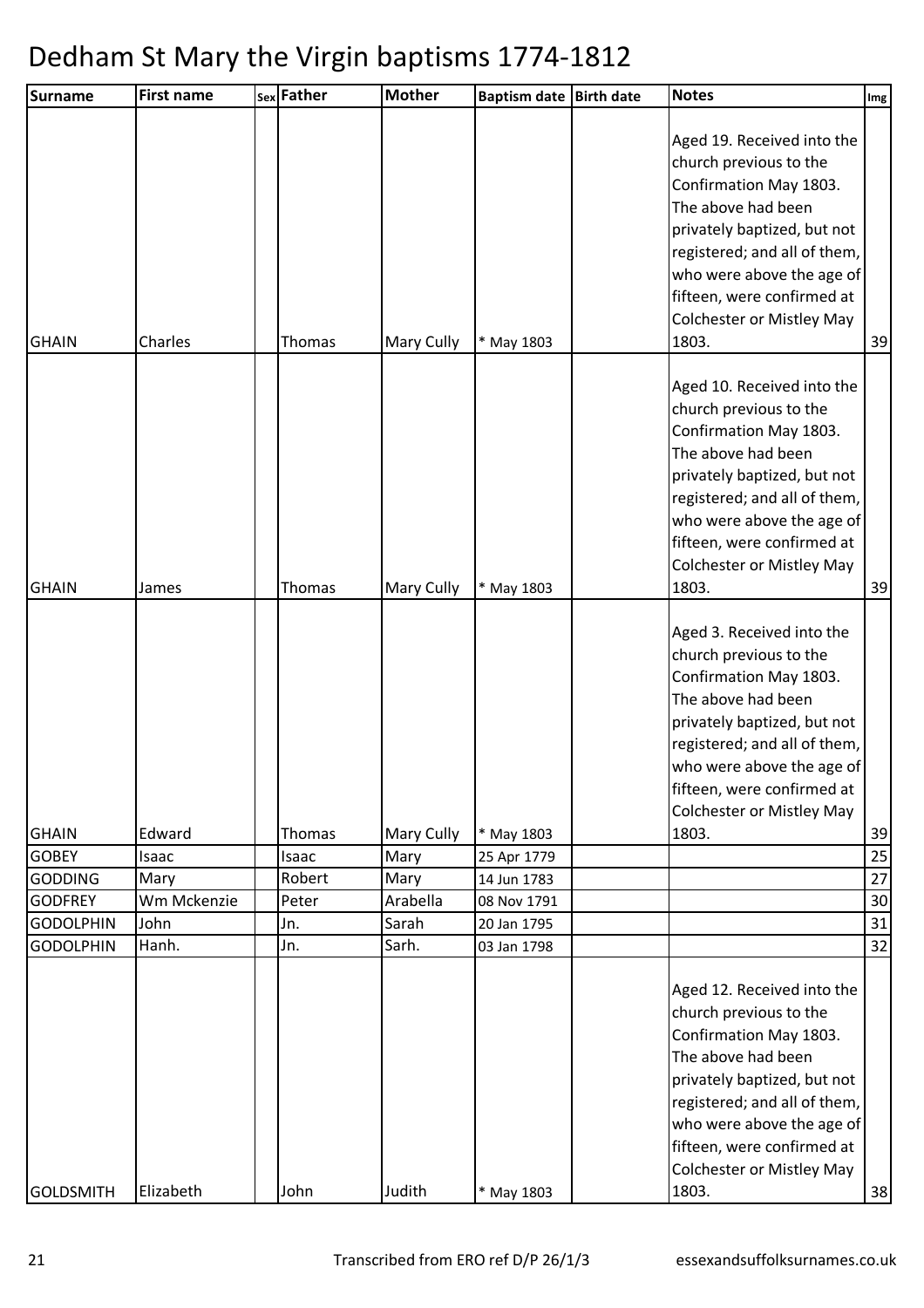# Dedham St Mary the Virgin baptisms 1774-1812

| Surname | First name | Sex | Father | Mother | Baptism date | Birth date | Notes | Img |
|---|---|---|---|---|---|---|---|---|
| GHAIN | Charles | | Thomas | Mary Cully | * May 1803 | | Aged 19. Received into the church previous to the Confirmation May 1803. The above had been privately baptized, but not registered; and all of them, who were above the age of fifteen, were confirmed at Colchester or Mistley May 1803. | 39 |
| GHAIN | James | | Thomas | Mary Cully | * May 1803 | | Aged 10. Received into the church previous to the Confirmation May 1803. The above had been privately baptized, but not registered; and all of them, who were above the age of fifteen, were confirmed at Colchester or Mistley May 1803. | 39 |
| GHAIN | Edward | | Thomas | Mary Cully | * May 1803 | | Aged 3. Received into the church previous to the Confirmation May 1803. The above had been privately baptized, but not registered; and all of them, who were above the age of fifteen, were confirmed at Colchester or Mistley May 1803. | 39 |
| GOBEY | Isaac | | Isaac | Mary | 25 Apr 1779 | | | 25 |
| GODDING | Mary | | Robert | Mary | 14 Jun 1783 | | | 27 |
| GODFREY | Wm Mckenzie | | Peter | Arabella | 08 Nov 1791 | | | 30 |
| GODOLPHIN | John | | Jn. | Sarah | 20 Jan 1795 | | | 31 |
| GODOLPHIN | Hanh. | | Jn. | Sarh. | 03 Jan 1798 | | | 32 |
| GOLDSMITH | Elizabeth | | John | Judith | * May 1803 | | Aged 12. Received into the church previous to the Confirmation May 1803. The above had been privately baptized, but not registered; and all of them, who were above the age of fifteen, were confirmed at Colchester or Mistley May 1803. | 38 |

Transcribed from ERO ref D/P 26/1/3 essexandsuffolksurnames.co.uk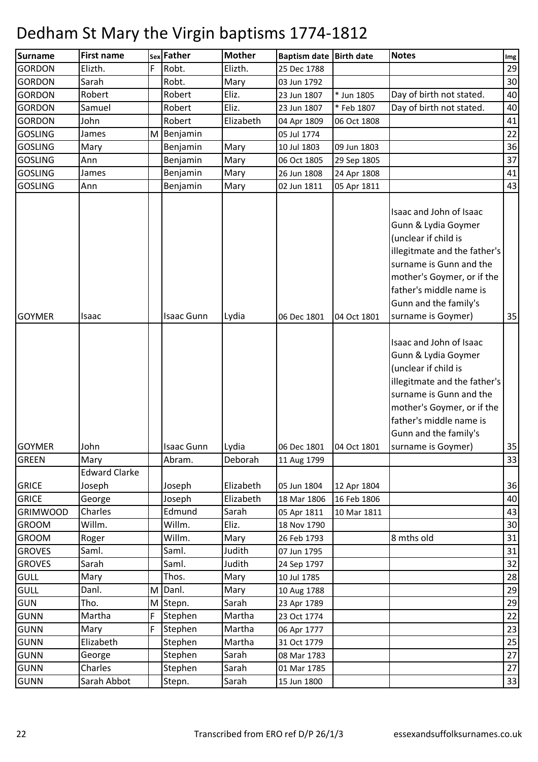# Dedham St Mary the Virgin baptisms 1774-1812

| Surname | First name | Sex | Father | Mother | Baptism date | Birth date | Notes | Img |
|---|---|---|---|---|---|---|---|---|
| GORDON | Elizth. | F | Robt. | Elizth. | 25 Dec 1788 | | | 29 |
| GORDON | Sarah | | Robt. | Mary | 03 Jun 1792 | | | 30 |
| GORDON | Robert | | Robert | Eliz. | 23 Jun 1807 | * Jun 1805 | Day of birth not stated. | 40 |
| GORDON | Samuel | | Robert | Eliz. | 23 Jun 1807 | * Feb 1807 | Day of birth not stated. | 40 |
| GORDON | John | | Robert | Elizabeth | 04 Apr 1809 | 06 Oct 1808 | | 41 |
| GOSLING | James | M | Benjamin | | 05 Jul 1774 | | | 22 |
| GOSLING | Mary | | Benjamin | Mary | 10 Jul 1803 | 09 Jun 1803 | | 36 |
| GOSLING | Ann | | Benjamin | Mary | 06 Oct 1805 | 29 Sep 1805 | | 37 |
| GOSLING | James | | Benjamin | Mary | 26 Jun 1808 | 24 Apr 1808 | | 41 |
| GOSLING | Ann | | Benjamin | Mary | 02 Jun 1811 | 05 Apr 1811 | | 43 |
| GOYMER | Isaac | | Isaac Gunn | Lydia | 06 Dec 1801 | 04 Oct 1801 | Isaac and John of Isaac Gunn & Lydia Goymer (unclear if child is illegitmate and the father's surname is Gunn and the mother's Goymer, or if the father's middle name is Gunn and the family's surname is Goymer) | 35 |
| GOYMER | John | | Isaac Gunn | Lydia | 06 Dec 1801 | 04 Oct 1801 | Isaac and John of Isaac Gunn & Lydia Goymer (unclear if child is illegitmate and the father's surname is Gunn and the mother's Goymer, or if the father's middle name is Gunn and the family's surname is Goymer) | 35 |
| GREEN | Mary | | Abram. | Deborah | 11 Aug 1799 | | | 33 |
| GRICE | Edward Clarke Joseph | | Joseph | Elizabeth | 05 Jun 1804 | 12 Apr 1804 | | 36 |
| GRICE | George | | Joseph | Elizabeth | 18 Mar 1806 | 16 Feb 1806 | | 40 |
| GRIMWOOD | Charles | | Edmund | Sarah | 05 Apr 1811 | 10 Mar 1811 | | 43 |
| GROOM | Willm. | | Willm. | Eliz. | 18 Nov 1790 | | | 30 |
| GROOM | Roger | | Willm. | Mary | 26 Feb 1793 | | 8 mths old | 31 |
| GROVES | Saml. | | Saml. | Judith | 07 Jun 1795 | | | 31 |
| GROVES | Sarah | | Saml. | Judith | 24 Sep 1797 | | | 32 |
| GULL | Mary | | Thos. | Mary | 10 Jul 1785 | | | 28 |
| GULL | Danl. | M | Danl. | Mary | 10 Aug 1788 | | | 29 |
| GUN | Tho. | M | Stepn. | Sarah | 23 Apr 1789 | | | 29 |
| GUNN | Martha | F | Stephen | Martha | 23 Oct 1774 | | | 22 |
| GUNN | Mary | F | Stephen | Martha | 06 Apr 1777 | | | 23 |
| GUNN | Elizabeth | | Stephen | Martha | 31 Oct 1779 | | | 25 |
| GUNN | George | | Stephen | Sarah | 08 Mar 1783 | | | 27 |
| GUNN | Charles | | Stephen | Sarah | 01 Mar 1785 | | | 27 |
| GUNN | Sarah Abbot | | Stepn. | Sarah | 15 Jun 1800 | | | 33 |

Transcribed from ERO ref D/P 26/1/3 essexandsuffolksurnames.co.uk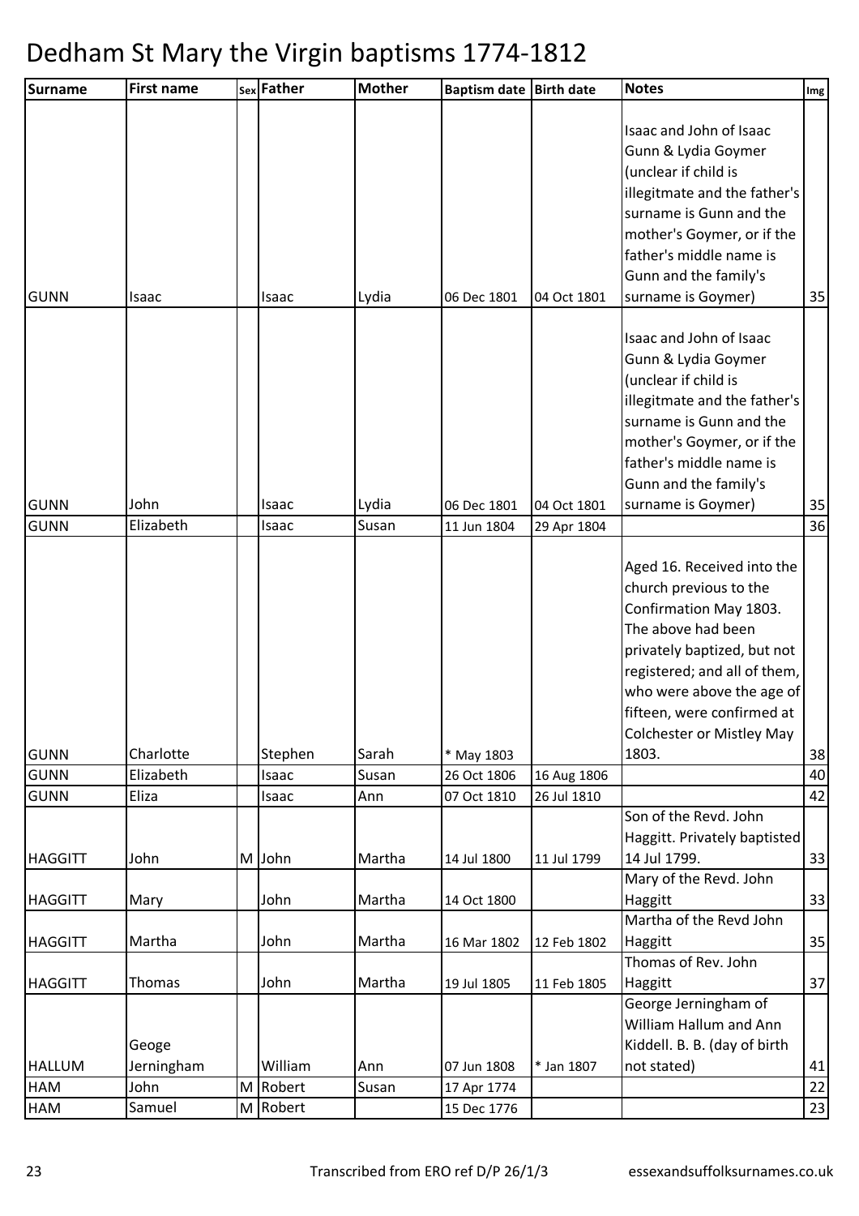# Dedham St Mary the Virgin baptisms 1774-1812

| Surname | First name | Sex | Father | Mother | Baptism date | Birth date | Notes | Img |
|---|---|---|---|---|---|---|---|---|
| GUNN | Isaac | | Isaac | Lydia | 06 Dec 1801 | 04 Oct 1801 | Isaac and John of Isaac Gunn & Lydia Goymer (unclear if child is illegitmate and the father's surname is Gunn and the mother's Goymer, or if the father's middle name is Gunn and the family's surname is Goymer) | 35 |
| GUNN | John | | Isaac | Lydia | 06 Dec 1801 | 04 Oct 1801 | Isaac and John of Isaac Gunn & Lydia Goymer (unclear if child is illegitmate and the father's surname is Gunn and the mother's Goymer, or if the father's middle name is Gunn and the family's surname is Goymer) | 35 |
| GUNN | Elizabeth | | Isaac | Susan | 11 Jun 1804 | 29 Apr 1804 | | 36 |
| GUNN | Charlotte | | Stephen | Sarah | * May 1803 | | Aged 16. Received into the church previous to the Confirmation May 1803. The above had been privately baptized, but not registered; and all of them, who were above the age of fifteen, were confirmed at Colchester or Mistley May 1803. | 38 |
| GUNN | Elizabeth | | Isaac | Susan | 26 Oct 1806 | 16 Aug 1806 | | 40 |
| GUNN | Eliza | | Isaac | Ann | 07 Oct 1810 | 26 Jul 1810 | | 42 |
| HAGGITT | John | M | John | Martha | 14 Jul 1800 | 11 Jul 1799 | Son of the Revd. John Haggitt. Privately baptisted 14 Jul 1799. | 33 |
| HAGGITT | Mary | | John | Martha | 14 Oct 1800 | | Mary of the Revd. John Haggitt | 33 |
| HAGGITT | Martha | | John | Martha | 16 Mar 1802 | 12 Feb 1802 | Martha of the Revd John Haggitt | 35 |
| HAGGITT | Thomas | | John | Martha | 19 Jul 1805 | 11 Feb 1805 | Thomas of Rev. John Haggitt | 37 |
| HALLUM | Geoge Jerningham | | William | Ann | 07 Jun 1808 | * Jan 1807 | George Jerningham of William Hallum and Ann Kiddell. B. B. (day of birth not stated) | 41 |
| HAM | John | M | Robert | Susan | 17 Apr 1774 | | | 22 |
| HAM | Samuel | M | Robert | | 15 Dec 1776 | | | 23 |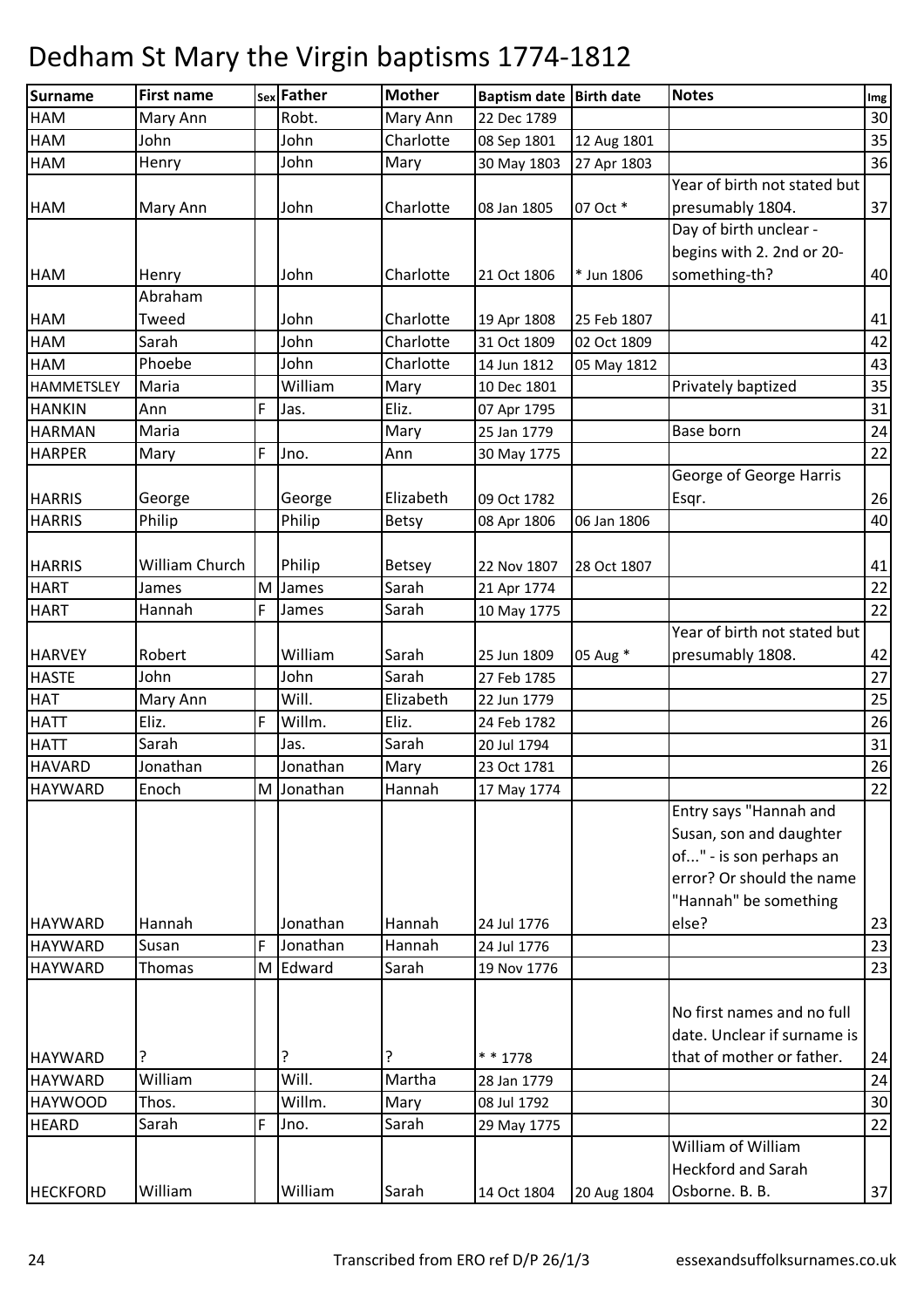# Dedham St Mary the Virgin baptisms 1774-1812

| Surname | First name | Sex | Father | Mother | Baptism date | Birth date | Notes | Img |
|---|---|---|---|---|---|---|---|---|
| HAM | Mary Ann | | Robt. | Mary Ann | 22 Dec 1789 | | | 30 |
| HAM | John | | John | Charlotte | 08 Sep 1801 | 12 Aug 1801 | | 35 |
| HAM | Henry | | John | Mary | 30 May 1803 | 27 Apr 1803 | | 36 |
| HAM | Mary Ann | | John | Charlotte | 08 Jan 1805 | 07 Oct * | Year of birth not stated but presumably 1804. | 37 |
| HAM | Henry | | John | Charlotte | 21 Oct 1806 | * Jun 1806 | Day of birth unclear - begins with 2. 2nd or 20-something-th? | 40 |
| HAM | Abraham Tweed | | John | Charlotte | 19 Apr 1808 | 25 Feb 1807 | | 41 |
| HAM | Sarah | | John | Charlotte | 31 Oct 1809 | 02 Oct 1809 | | 42 |
| HAM | Phoebe | | John | Charlotte | 14 Jun 1812 | 05 May 1812 | | 43 |
| HAMMETSLEY | Maria | | William | Mary | 10 Dec 1801 | | Privately baptized | 35 |
| HANKIN | Ann | F | Jas. | Eliz. | 07 Apr 1795 | | | 31 |
| HARMAN | Maria | | | Mary | 25 Jan 1779 | | Base born | 24 |
| HARPER | Mary | F | Jno. | Ann | 30 May 1775 | | | 22 |
| HARRIS | George | | George | Elizabeth | 09 Oct 1782 | | George of George Harris Esqr. | 26 |
| HARRIS | Philip | | Philip | Betsy | 08 Apr 1806 | 06 Jan 1806 | | 40 |
| HARRIS | William Church | | Philip | Betsey | 22 Nov 1807 | 28 Oct 1807 | | 41 |
| HART | James | M | James | Sarah | 21 Apr 1774 | | | 22 |
| HART | Hannah | F | James | Sarah | 10 May 1775 | | | 22 |
| HARVEY | Robert | | William | Sarah | 25 Jun 1809 | 05 Aug * | Year of birth not stated but presumably 1808. | 42 |
| HASTE | John | | John | Sarah | 27 Feb 1785 | | | 27 |
| HAT | Mary Ann | | Will. | Elizabeth | 22 Jun 1779 | | | 25 |
| HATT | Eliz. | F | Willm. | Eliz. | 24 Feb 1782 | | | 26 |
| HATT | Sarah | | Jas. | Sarah | 20 Jul 1794 | | | 31 |
| HAVARD | Jonathan | | Jonathan | Mary | 23 Oct 1781 | | | 26 |
| HAYWARD | Enoch | M | Jonathan | Hannah | 17 May 1774 | | | 22 |
| HAYWARD | Hannah | | Jonathan | Hannah | 24 Jul 1776 | | Entry says "Hannah and Susan, son and daughter of..." - is son perhaps an error? Or should the name "Hannah" be something else? | 23 |
| HAYWARD | Susan | F | Jonathan | Hannah | 24 Jul 1776 | | | 23 |
| HAYWARD | Thomas | M | Edward | Sarah | 19 Nov 1776 | | | 23 |
| HAYWARD | ? | | ? | ? | * * 1778 | | No first names and no full date. Unclear if surname is that of mother or father. | 24 |
| HAYWARD | William | | Will. | Martha | 28 Jan 1779 | | | 24 |
| HAYWOOD | Thos. | | Willm. | Mary | 08 Jul 1792 | | | 30 |
| HEARD | Sarah | F | Jno. | Sarah | 29 May 1775 | | | 22 |
| HECKFORD | William | | William | Sarah | 14 Oct 1804 | 20 Aug 1804 | William of William Heckford and Sarah Osborne. B. B. | 37 |

Transcribed from ERO ref D/P 26/1/3 essexandsuffolksurnames.co.uk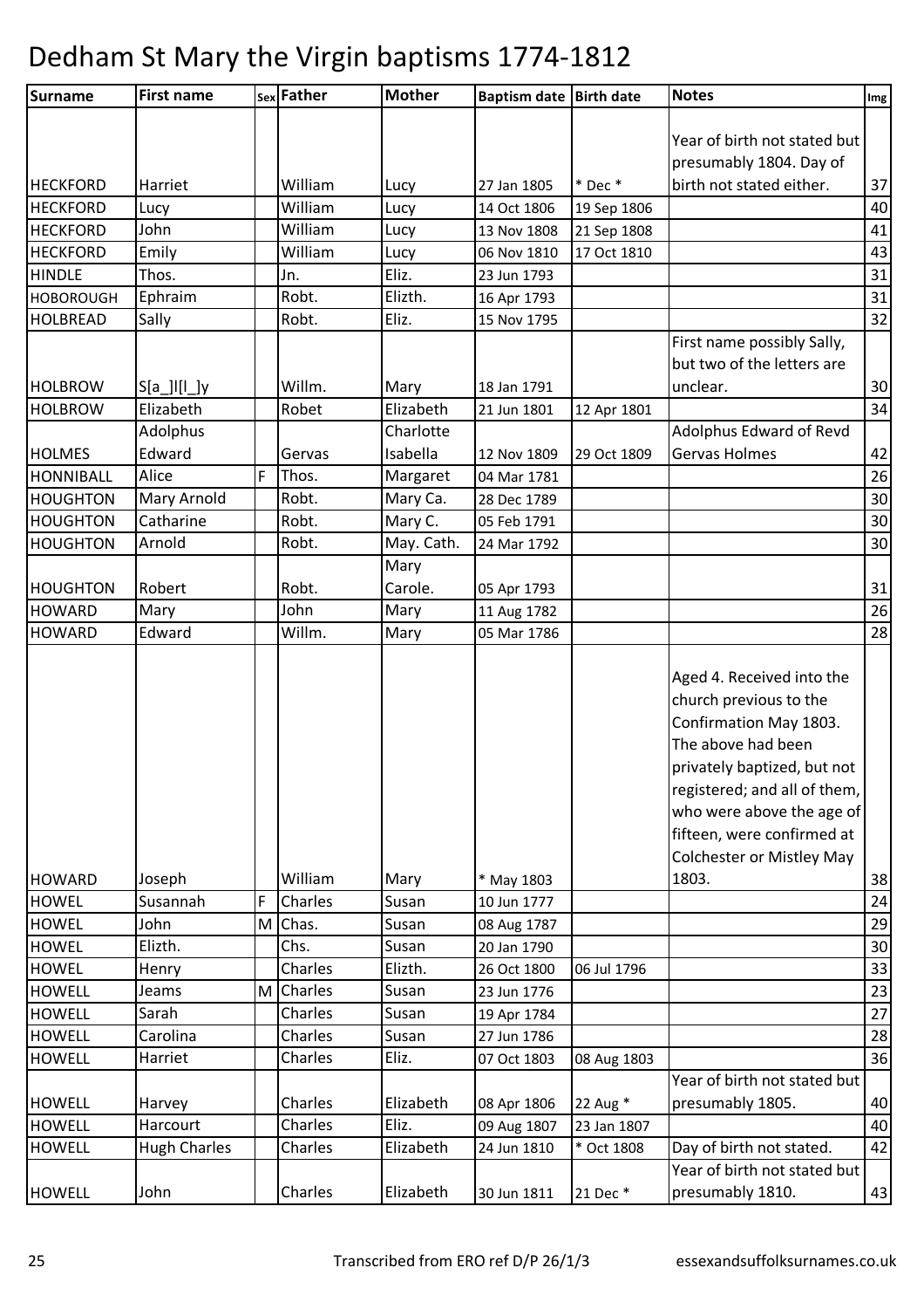# Dedham St Mary the Virgin baptisms 1774-1812

| Surname | First name | Sex | Father | Mother | Baptism date | Birth date | Notes | Img |
|---|---|---|---|---|---|---|---|---|
| HECKFORD | Harriet | | William | Lucy | 27 Jan 1805 | * Dec * | Year of birth not stated but presumably 1804. Day of birth not stated either. | 37 |
| HECKFORD | Lucy | | William | Lucy | 14 Oct 1806 | 19 Sep 1806 | | 40 |
| HECKFORD | John | | William | Lucy | 13 Nov 1808 | 21 Sep 1808 | | 41 |
| HECKFORD | Emily | | William | Lucy | 06 Nov 1810 | 17 Oct 1810 | | 43 |
| HINDLE | Thos. | | Jn. | Eliz. | 23 Jun 1793 | | | 31 |
| HOBOROUGH | Ephraim | | Robt. | Elizth. | 16 Apr 1793 | | | 31 |
| HOLBREAD | Sally | | Robt. | Eliz. | 15 Nov 1795 | | | 32 |
| HOLBROW | S[a_]l[l_]y | | Willm. | Mary | 18 Jan 1791 | | First name possibly Sally, but two of the letters are unclear. | 30 |
| HOLBROW | Elizabeth | | Robet | Elizabeth | 21 Jun 1801 | 12 Apr 1801 | | 34 |
| HOLMES | Adolphus Edward | | Gervas | Charlotte Isabella | 12 Nov 1809 | 29 Oct 1809 | Adolphus Edward of Revd Gervas Holmes | 42 |
| HONNIBALL | Alice | F | Thos. | Margaret | 04 Mar 1781 | | | 26 |
| HOUGHTON | Mary Arnold | | Robt. | Mary Ca. | 28 Dec 1789 | | | 30 |
| HOUGHTON | Catharine | | Robt. | Mary C. | 05 Feb 1791 | | | 30 |
| HOUGHTON | Arnold | | Robt. | May. Cath. | 24 Mar 1792 | | | 30 |
| HOUGHTON | Robert | | Robt. | Mary Carole. | 05 Apr 1793 | | | 31 |
| HOWARD | Mary | | John | Mary | 11 Aug 1782 | | | 26 |
| HOWARD | Edward | | Willm. | Mary | 05 Mar 1786 | | | 28 |
| HOWARD | Joseph | | William | Mary | * May 1803 | | Aged 4. Received into the church previous to the Confirmation May 1803. The above had been privately baptized, but not registered; and all of them, who were above the age of fifteen, were confirmed at Colchester or Mistley May 1803. | 38 |
| HOWEL | Susannah | F | Charles | Susan | 10 Jun 1777 | | | 24 |
| HOWEL | John | M | Chas. | Susan | 08 Aug 1787 | | | 29 |
| HOWEL | Elizth. | | Chs. | Susan | 20 Jan 1790 | | | 30 |
| HOWEL | Henry | | Charles | Elizth. | 26 Oct 1800 | 06 Jul 1796 | | 33 |
| HOWELL | Jeams | M | Charles | Susan | 23 Jun 1776 | | | 23 |
| HOWELL | Sarah | | Charles | Susan | 19 Apr 1784 | | | 27 |
| HOWELL | Carolina | | Charles | Susan | 27 Jun 1786 | | | 28 |
| HOWELL | Harriet | | Charles | Eliz. | 07 Oct 1803 | 08 Aug 1803 | | 36 |
| HOWELL | Harvey | | Charles | Elizabeth | 08 Apr 1806 | 22 Aug * | Year of birth not stated but presumably 1805. | 40 |
| HOWELL | Harcourt | | Charles | Eliz. | 09 Aug 1807 | 23 Jan 1807 | | 40 |
| HOWELL | Hugh Charles | | Charles | Elizabeth | 24 Jun 1810 | * Oct 1808 | Day of birth not stated. | 42 |
| HOWELL | John | | Charles | Elizabeth | 30 Jun 1811 | 21 Dec * | Year of birth not stated but presumably 1810. | 43 |

Transcribed from ERO ref D/P 26/1/3 essexandsuffolksurnames.co.uk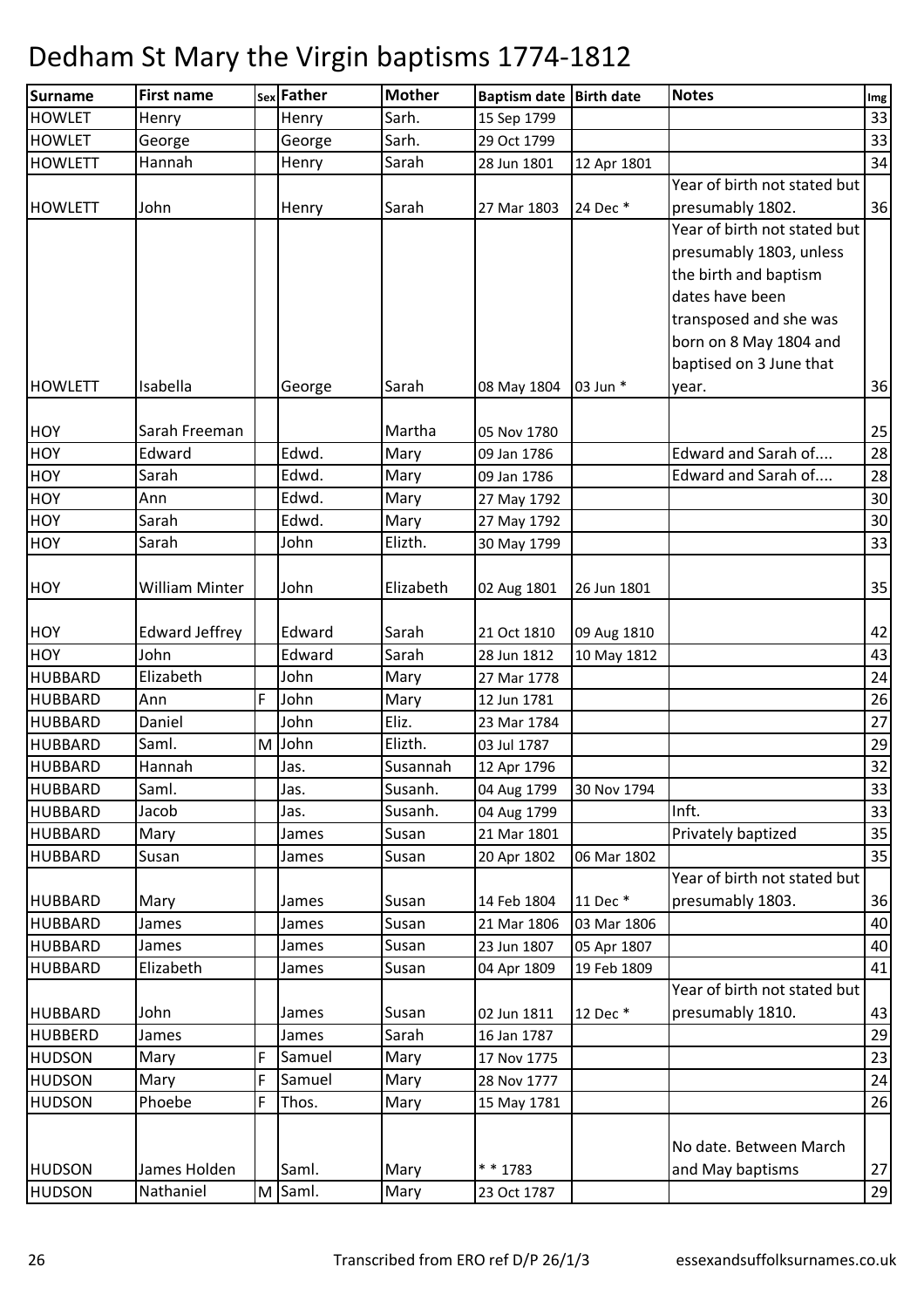# Dedham St Mary the Virgin baptisms 1774-1812

| Surname | First name | Sex | Father | Mother | Baptism date | Birth date | Notes | Img |
|---|---|---|---|---|---|---|---|---|
| HOWLET | Henry | | Henry | Sarh. | 15 Sep 1799 | | | 33 |
| HOWLET | George | | George | Sarh. | 29 Oct 1799 | | | 33 |
| HOWLETT | Hannah | | Henry | Sarah | 28 Jun 1801 | 12 Apr 1801 | | 34 |
| HOWLETT | John | | Henry | Sarah | 27 Mar 1803 | 24 Dec * | Year of birth not stated but presumably 1802. | 36 |
| HOWLETT | Isabella | | George | Sarah | 08 May 1804 | 03 Jun * | Year of birth not stated but presumably 1803, unless the birth and baptism dates have been transposed and she was born on 8 May 1804 and baptised on 3 June that year. | 36 |
| HOY | Sarah Freeman | | | Martha | 05 Nov 1780 | | | 25 |
| HOY | Edward | | Edwd. | Mary | 09 Jan 1786 | | Edward and Sarah of.... | 28 |
| HOY | Sarah | | Edwd. | Mary | 09 Jan 1786 | | Edward and Sarah of.... | 28 |
| HOY | Ann | | Edwd. | Mary | 27 May 1792 | | | 30 |
| HOY | Sarah | | Edwd. | Mary | 27 May 1792 | | | 30 |
| HOY | Sarah | | John | Elizth. | 30 May 1799 | | | 33 |
| HOY | William Minter | | John | Elizabeth | 02 Aug 1801 | 26 Jun 1801 | | 35 |
| HOY | Edward Jeffrey | | Edward | Sarah | 21 Oct 1810 | 09 Aug 1810 | | 42 |
| HOY | John | | Edward | Sarah | 28 Jun 1812 | 10 May 1812 | | 43 |
| HUBBARD | Elizabeth | | John | Mary | 27 Mar 1778 | | | 24 |
| HUBBARD | Ann | F | John | Mary | 12 Jun 1781 | | | 26 |
| HUBBARD | Daniel | | John | Eliz. | 23 Mar 1784 | | | 27 |
| HUBBARD | Saml. | M | John | Elizth. | 03 Jul 1787 | | | 29 |
| HUBBARD | Hannah | | Jas. | Susannah | 12 Apr 1796 | | | 32 |
| HUBBARD | Saml. | | Jas. | Susanh. | 04 Aug 1799 | 30 Nov 1794 | | 33 |
| HUBBARD | Jacob | | Jas. | Susanh. | 04 Aug 1799 | | Inft. | 33 |
| HUBBARD | Mary | | James | Susan | 21 Mar 1801 | | Privately baptized | 35 |
| HUBBARD | Susan | | James | Susan | 20 Apr 1802 | 06 Mar 1802 | | 35 |
| HUBBARD | Mary | | James | Susan | 14 Feb 1804 | 11 Dec * | Year of birth not stated but presumably 1803. | 36 |
| HUBBARD | James | | James | Susan | 21 Mar 1806 | 03 Mar 1806 | | 40 |
| HUBBARD | James | | James | Susan | 23 Jun 1807 | 05 Apr 1807 | | 40 |
| HUBBARD | Elizabeth | | James | Susan | 04 Apr 1809 | 19 Feb 1809 | | 41 |
| HUBBARD | John | | James | Susan | 02 Jun 1811 | 12 Dec * | Year of birth not stated but presumably 1810. | 43 |
| HUBBERD | James | | James | Sarah | 16 Jan 1787 | | | 29 |
| HUDSON | Mary | F | Samuel | Mary | 17 Nov 1775 | | | 23 |
| HUDSON | Mary | F | Samuel | Mary | 28 Nov 1777 | | | 24 |
| HUDSON | Phoebe | F | Thos. | Mary | 15 May 1781 | | | 26 |
| HUDSON | James Holden | | Saml. | Mary | * * 1783 | | No date. Between March and May baptisms | 27 |
| HUDSON | Nathaniel | M | Saml. | Mary | 23 Oct 1787 | | | 29 |

Transcribed from ERO ref D/P 26/1/3 essexandsuffolksurnames.co.uk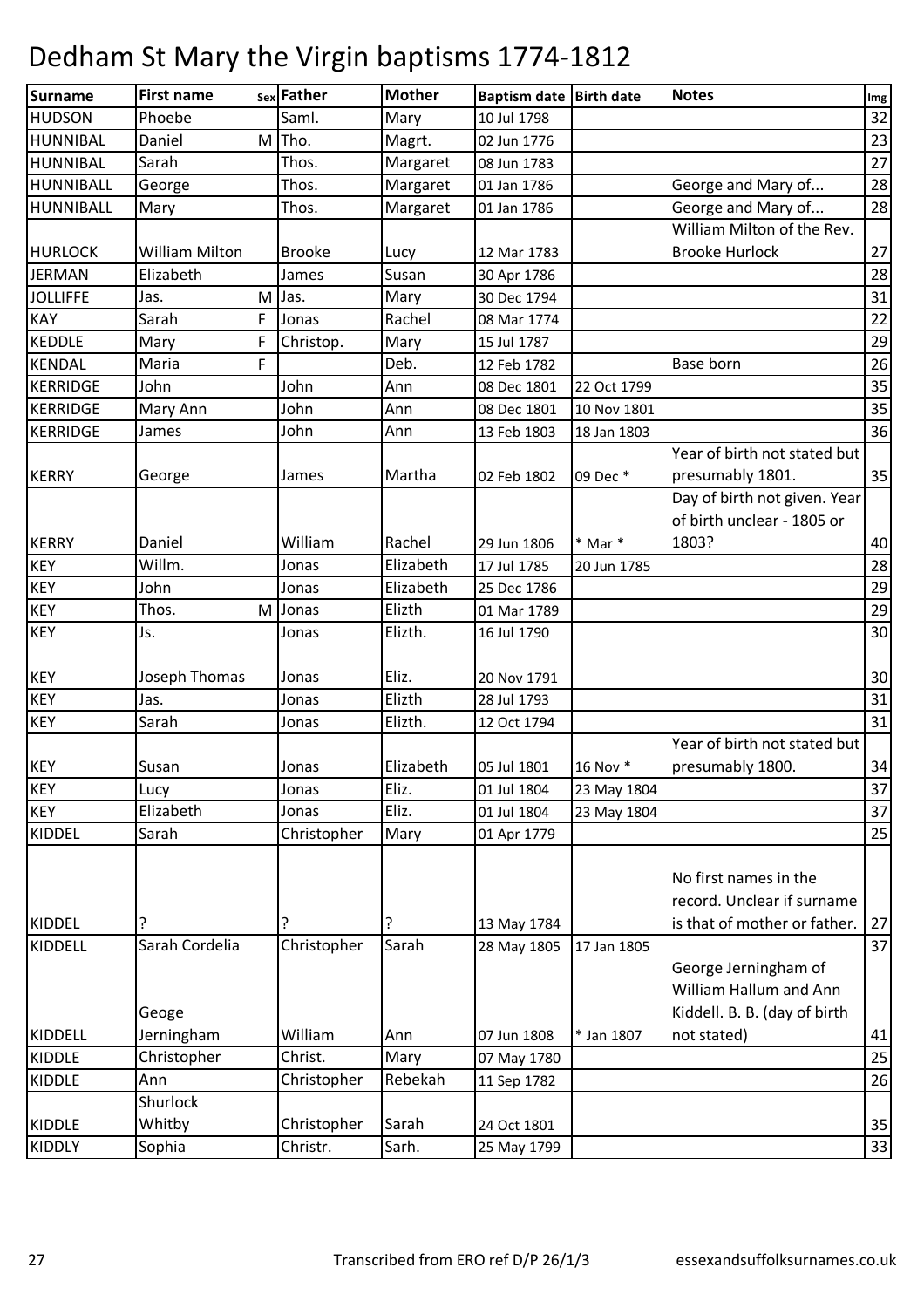# Dedham St Mary the Virgin baptisms 1774-1812

| Surname | First name | Sex | Father | Mother | Baptism date | Birth date | Notes | Img |
|---|---|---|---|---|---|---|---|---|
| HUDSON | Phoebe | | Saml. | Mary | 10 Jul 1798 | | | 32 |
| HUNNIBAL | Daniel | M | Tho. | Magrt. | 02 Jun 1776 | | | 23 |
| HUNNIBAL | Sarah | | Thos. | Margaret | 08 Jun 1783 | | | 27 |
| HUNNIBALL | George | | Thos. | Margaret | 01 Jan 1786 | | George and Mary of... | 28 |
| HUNNIBALL | Mary | | Thos. | Margaret | 01 Jan 1786 | | George and Mary of... | 28 |
| HURLOCK | William Milton | | Brooke | Lucy | 12 Mar 1783 | | William Milton of the Rev. Brooke Hurlock | 27 |
| JERMAN | Elizabeth | | James | Susan | 30 Apr 1786 | | | 28 |
| JOLLIFFE | Jas. | M | Jas. | Mary | 30 Dec 1794 | | | 31 |
| KAY | Sarah | F | Jonas | Rachel | 08 Mar 1774 | | | 22 |
| KEDDLE | Mary | F | Christop. | Mary | 15 Jul 1787 | | | 29 |
| KENDAL | Maria | F | | Deb. | 12 Feb 1782 | | Base born | 26 |
| KERRIDGE | John | | John | Ann | 08 Dec 1801 | 22 Oct 1799 | | 35 |
| KERRIDGE | Mary Ann | | John | Ann | 08 Dec 1801 | 10 Nov 1801 | | 35 |
| KERRIDGE | James | | John | Ann | 13 Feb 1803 | 18 Jan 1803 | | 36 |
| KERRY | George | | James | Martha | 02 Feb 1802 | 09 Dec * | Year of birth not stated but presumably 1801. | 35 |
| KERRY | Daniel | | William | Rachel | 29 Jun 1806 | * Mar * | Day of birth not given. Year of birth unclear - 1805 or 1803? | 40 |
| KEY | Willm. | | Jonas | Elizabeth | 17 Jul 1785 | 20 Jun 1785 | | 28 |
| KEY | John | | Jonas | Elizabeth | 25 Dec 1786 | | | 29 |
| KEY | Thos. | M | Jonas | Elizth | 01 Mar 1789 | | | 29 |
| KEY | Js. | | Jonas | Elizth. | 16 Jul 1790 | | | 30 |
| KEY | Joseph Thomas | | Jonas | Eliz. | 20 Nov 1791 | | | 30 |
| KEY | Jas. | | Jonas | Elizth | 28 Jul 1793 | | | 31 |
| KEY | Sarah | | Jonas | Elizth. | 12 Oct 1794 | | | 31 |
| KEY | Susan | | Jonas | Elizabeth | 05 Jul 1801 | 16 Nov * | Year of birth not stated but presumably 1800. | 34 |
| KEY | Lucy | | Jonas | Eliz. | 01 Jul 1804 | 23 May 1804 | | 37 |
| KEY | Elizabeth | | Jonas | Eliz. | 01 Jul 1804 | 23 May 1804 | | 37 |
| KIDDEL | Sarah | | Christopher | Mary | 01 Apr 1779 | | | 25 |
| KIDDEL | ? | | ? | ? | 13 May 1784 | | No first names in the record. Unclear if surname is that of mother or father. | 27 |
| KIDDELL | Sarah Cordelia | | Christopher | Sarah | 28 May 1805 | 17 Jan 1805 | | 37 |
| KIDDELL | Geoge Jerningham | | William | Ann | 07 Jun 1808 | * Jan 1807 | George Jerningham of William Hallum and Ann Kiddell. B. B. (day of birth not stated) | 41 |
| KIDDLE | Christopher | | Christ. | Mary | 07 May 1780 | | | 25 |
| KIDDLE | Ann | | Christopher | Rebekah | 11 Sep 1782 | | | 26 |
| KIDDLE | Shurlock Whitby | | Christopher | Sarah | 24 Oct 1801 | | | 35 |
| KIDDLY | Sophia | | Christr. | Sarh. | 25 May 1799 | | | 33 |

Transcribed from ERO ref D/P 26/1/3 essexandsuffolksurnames.co.uk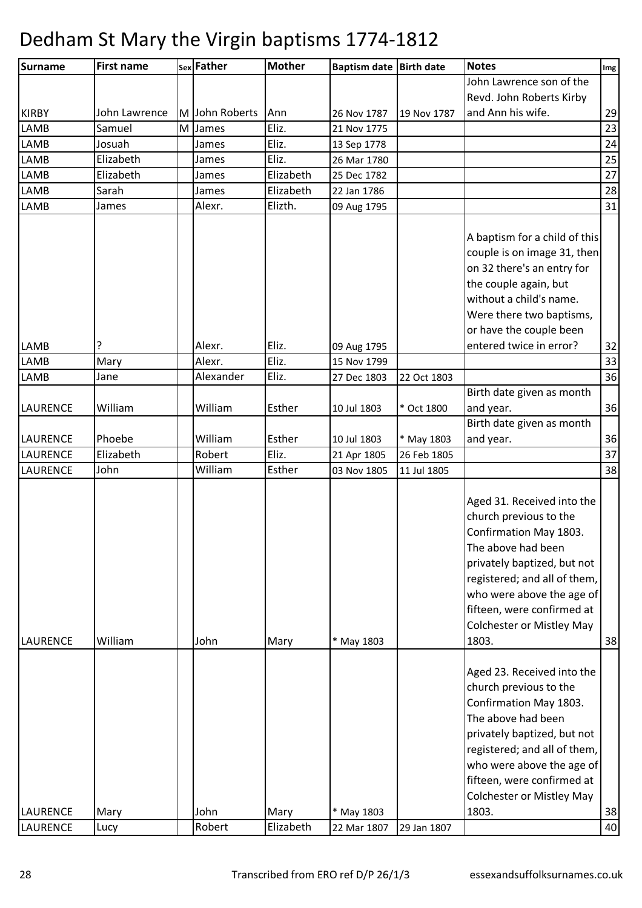# Dedham St Mary the Virgin baptisms 1774-1812

| Surname | First name | Sex | Father | Mother | Baptism date | Birth date | Notes | Img |
|---|---|---|---|---|---|---|---|---|
| KIRBY | John Lawrence | M | John Roberts | Ann | 26 Nov 1787 | 19 Nov 1787 | John Lawrence son of the Revd. John Roberts Kirby and Ann his wife. | 29 |
| LAMB | Samuel | M | James | Eliz. | 21 Nov 1775 | | | 23 |
| LAMB | Josuah | | James | Eliz. | 13 Sep 1778 | | | 24 |
| LAMB | Elizabeth | | James | Eliz. | 26 Mar 1780 | | | 25 |
| LAMB | Elizabeth | | James | Elizabeth | 25 Dec 1782 | | | 27 |
| LAMB | Sarah | | James | Elizabeth | 22 Jan 1786 | | | 28 |
| LAMB | James | | Alexr. | Elizth. | 09 Aug 1795 | | | 31 |
| LAMB | ? | | Alexr. | Eliz. | 09 Aug 1795 | | A baptism for a child of this couple is on image 31, then on 32 there's an entry for the couple again, but without a child's name. Were there two baptisms, or have the couple been entered twice in error? | 32 |
| LAMB | Mary | | Alexr. | Eliz. | 15 Nov 1799 | | | 33 |
| LAMB | Jane | | Alexander | Eliz. | 27 Dec 1803 | 22 Oct 1803 | | 36 |
| LAURENCE | William | | William | Esther | 10 Jul 1803 | * Oct 1800 | Birth date given as month and year. | 36 |
| LAURENCE | Phoebe | | William | Esther | 10 Jul 1803 | * May 1803 | Birth date given as month and year. | 36 |
| LAURENCE | Elizabeth | | Robert | Eliz. | 21 Apr 1805 | 26 Feb 1805 | | 37 |
| LAURENCE | John | | William | Esther | 03 Nov 1805 | 11 Jul 1805 | | 38 |
| LAURENCE | William | | John | Mary | * May 1803 | | Aged 31. Received into the church previous to the Confirmation May 1803. The above had been privately baptized, but not registered; and all of them, who were above the age of fifteen, were confirmed at Colchester or Mistley May 1803. | 38 |
| LAURENCE | Mary | | John | Mary | * May 1803 | | Aged 23. Received into the church previous to the Confirmation May 1803. The above had been privately baptized, but not registered; and all of them, who were above the age of fifteen, were confirmed at Colchester or Mistley May 1803. | 38 |
| LAURENCE | Lucy | | Robert | Elizabeth | 22 Mar 1807 | 29 Jan 1807 | | 40 |

Transcribed from ERO ref D/P 26/1/3 essexandsuffolksurnames.co.uk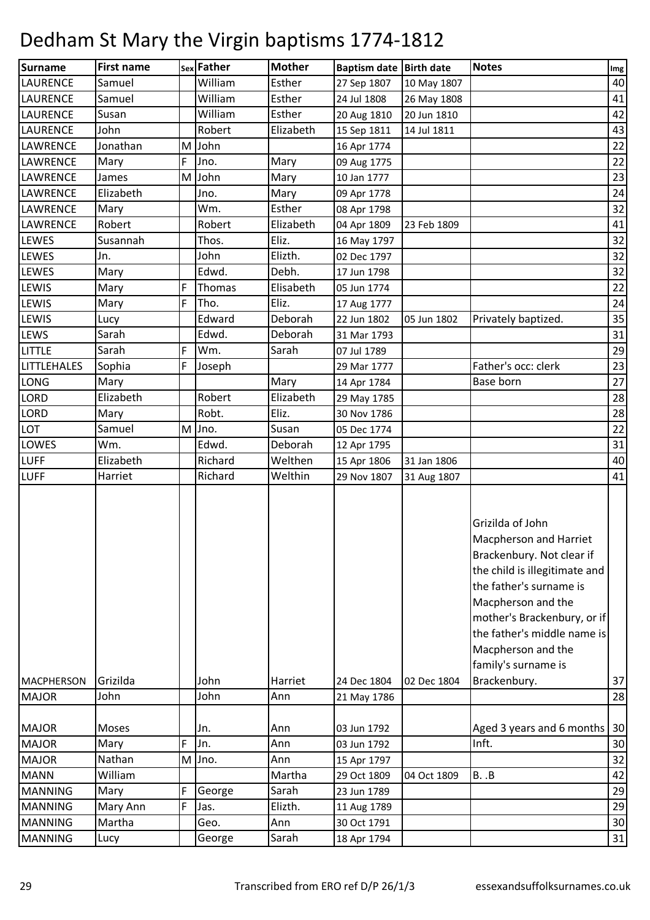# Dedham St Mary the Virgin baptisms 1774-1812

| Surname | First name | Sex | Father | Mother | Baptism date | Birth date | Notes | Img |
|---|---|---|---|---|---|---|---|---|
| LAURENCE | Samuel | | William | Esther | 27 Sep 1807 | 10 May 1807 | | 40 |
| LAURENCE | Samuel | | William | Esther | 24 Jul 1808 | 26 May 1808 | | 41 |
| LAURENCE | Susan | | William | Esther | 20 Aug 1810 | 20 Jun 1810 | | 42 |
| LAURENCE | John | | Robert | Elizabeth | 15 Sep 1811 | 14 Jul 1811 | | 43 |
| LAWRENCE | Jonathan | M | John | | 16 Apr 1774 | | | 22 |
| LAWRENCE | Mary | F | Jno. | Mary | 09 Aug 1775 | | | 22 |
| LAWRENCE | James | M | John | Mary | 10 Jan 1777 | | | 23 |
| LAWRENCE | Elizabeth | | Jno. | Mary | 09 Apr 1778 | | | 24 |
| LAWRENCE | Mary | | Wm. | Esther | 08 Apr 1798 | | | 32 |
| LAWRENCE | Robert | | Robert | Elizabeth | 04 Apr 1809 | 23 Feb 1809 | | 41 |
| LEWES | Susannah | | Thos. | Eliz. | 16 May 1797 | | | 32 |
| LEWES | Jn. | | John | Elizth. | 02 Dec 1797 | | | 32 |
| LEWES | Mary | | Edwd. | Debh. | 17 Jun 1798 | | | 32 |
| LEWIS | Mary | F | Thomas | Elisabeth | 05 Jun 1774 | | | 22 |
| LEWIS | Mary | F | Tho. | Eliz. | 17 Aug 1777 | | | 24 |
| LEWIS | Lucy | | Edward | Deborah | 22 Jun 1802 | 05 Jun 1802 | Privately baptized. | 35 |
| LEWS | Sarah | | Edwd. | Deborah | 31 Mar 1793 | | | 31 |
| LITTLE | Sarah | F | Wm. | Sarah | 07 Jul 1789 | | | 29 |
| LITTLEHALES | Sophia | F | Joseph | | 29 Mar 1777 | | Father's occ: clerk | 23 |
| LONG | Mary | | | Mary | 14 Apr 1784 | | Base born | 27 |
| LORD | Elizabeth | | Robert | Elizabeth | 29 May 1785 | | | 28 |
| LORD | Mary | | Robt. | Eliz. | 30 Nov 1786 | | | 28 |
| LOT | Samuel | M | Jno. | Susan | 05 Dec 1774 | | | 22 |
| LOWES | Wm. | | Edwd. | Deborah | 12 Apr 1795 | | | 31 |
| LUFF | Elizabeth | | Richard | Welthen | 15 Apr 1806 | 31 Jan 1806 | | 40 |
| LUFF | Harriet | | Richard | Welthin | 29 Nov 1807 | 31 Aug 1807 | | 41 |
| MACPHERSON | Grizilda | | John | Harriet | 24 Dec 1804 | 02 Dec 1804 | Grizilda of John Macpherson and Harriet Brackenbury. Not clear if the child is illegitimate and the father's surname is Macpherson and the mother's Brackenbury, or if the father's middle name is Macpherson and the family's surname is Brackenbury. | 37 |
| MAJOR | John | | John | Ann | 21 May 1786 | | | 28 |
| MAJOR | Moses | | Jn. | Ann | 03 Jun 1792 | | Aged 3 years and 6 months | 30 |
| MAJOR | Mary | F | Jn. | Ann | 03 Jun 1792 | | Inft. | 30 |
| MAJOR | Nathan | M | Jno. | Ann | 15 Apr 1797 | | | 32 |
| MANN | William | | | Martha | 29 Oct 1809 | 04 Oct 1809 | B. .B | 42 |
| MANNING | Mary | F | George | Sarah | 23 Jun 1789 | | | 29 |
| MANNING | Mary Ann | F | Jas. | Elizth. | 11 Aug 1789 | | | 29 |
| MANNING | Martha | | Geo. | Ann | 30 Oct 1791 | | | 30 |
| MANNING | Lucy | | George | Sarah | 18 Apr 1794 | | | 31 |

Transcribed from ERO ref D/P 26/1/3 essexandsuffolksurnames.co.uk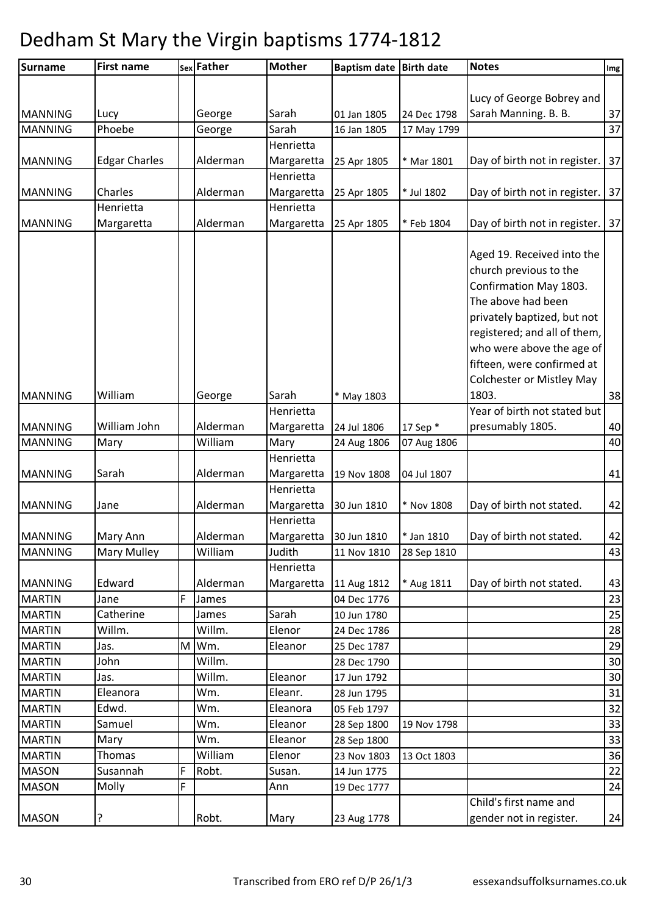# Dedham St Mary the Virgin baptisms 1774-1812

| Surname | First name | Sex | Father | Mother | Baptism date | Birth date | Notes | Img |
|---|---|---|---|---|---|---|---|---|
| MANNING | Lucy | | George | Sarah | 01 Jan 1805 | 24 Dec 1798 | Lucy of George Bobrey and Sarah Manning. B. B. | 37 |
| MANNING | Phoebe | | George | Sarah | 16 Jan 1805 | 17 May 1799 | | 37 |
| MANNING | Edgar Charles | | Alderman | Henrietta Margaretta | 25 Apr 1805 | * Mar 1801 | Day of birth not in register. | 37 |
| MANNING | Charles | | Alderman | Henrietta Margaretta | 25 Apr 1805 | * Jul 1802 | Day of birth not in register. | 37 |
| MANNING | Henrietta Margaretta | | Alderman | Henrietta Margaretta | 25 Apr 1805 | * Feb 1804 | Day of birth not in register. | 37 |
| MANNING | William | | George | Sarah | * May 1803 | | Aged 19. Received into the church previous to the Confirmation May 1803. The above had been privately baptized, but not registered; and all of them, who were above the age of fifteen, were confirmed at Colchester or Mistley May 1803. | 38 |
| MANNING | William John | | Alderman | Henrietta Margaretta | 24 Jul 1806 | 17 Sep * | Year of birth not stated but presumably 1805. | 40 |
| MANNING | Mary | | William | Mary | 24 Aug 1806 | 07 Aug 1806 | | 40 |
| MANNING | Sarah | | Alderman | Henrietta Margaretta | 19 Nov 1808 | 04 Jul 1807 | | 41 |
| MANNING | Jane | | Alderman | Henrietta Margaretta | 30 Jun 1810 | * Nov 1808 | Day of birth not stated. | 42 |
| MANNING | Mary Ann | | Alderman | Henrietta Margaretta | 30 Jun 1810 | * Jan 1810 | Day of birth not stated. | 42 |
| MANNING | Mary Mulley | | William | Judith | 11 Nov 1810 | 28 Sep 1810 | | 43 |
| MANNING | Edward | | Alderman | Henrietta Margaretta | 11 Aug 1812 | * Aug 1811 | Day of birth not stated. | 43 |
| MARTIN | Jane | F | James | | 04 Dec 1776 | | | 23 |
| MARTIN | Catherine | | James | Sarah | 10 Jun 1780 | | | 25 |
| MARTIN | Willm. | | Willm. | Elenor | 24 Dec 1786 | | | 28 |
| MARTIN | Jas. | M | Wm. | Eleanor | 25 Dec 1787 | | | 29 |
| MARTIN | John | | Willm. | | 28 Dec 1790 | | | 30 |
| MARTIN | Jas. | | Willm. | Eleanor | 17 Jun 1792 | | | 30 |
| MARTIN | Eleanora | | Wm. | Eleanr. | 28 Jun 1795 | | | 31 |
| MARTIN | Edwd. | | Wm. | Eleanora | 05 Feb 1797 | | | 32 |
| MARTIN | Samuel | | Wm. | Eleanor | 28 Sep 1800 | 19 Nov 1798 | | 33 |
| MARTIN | Mary | | Wm. | Eleanor | 28 Sep 1800 | | | 33 |
| MARTIN | Thomas | | William | Elenor | 23 Nov 1803 | 13 Oct 1803 | | 36 |
| MASON | Susannah | F | Robt. | Susan. | 14 Jun 1775 | | | 22 |
| MASON | Molly | F | | Ann | 19 Dec 1777 | | | 24 |
| MASON | ? | | Robt. | Mary | 23 Aug 1778 | | Child's first name and gender not in register. | 24 |

Transcribed from ERO ref D/P 26/1/3 essexandsuffolksurnames.co.uk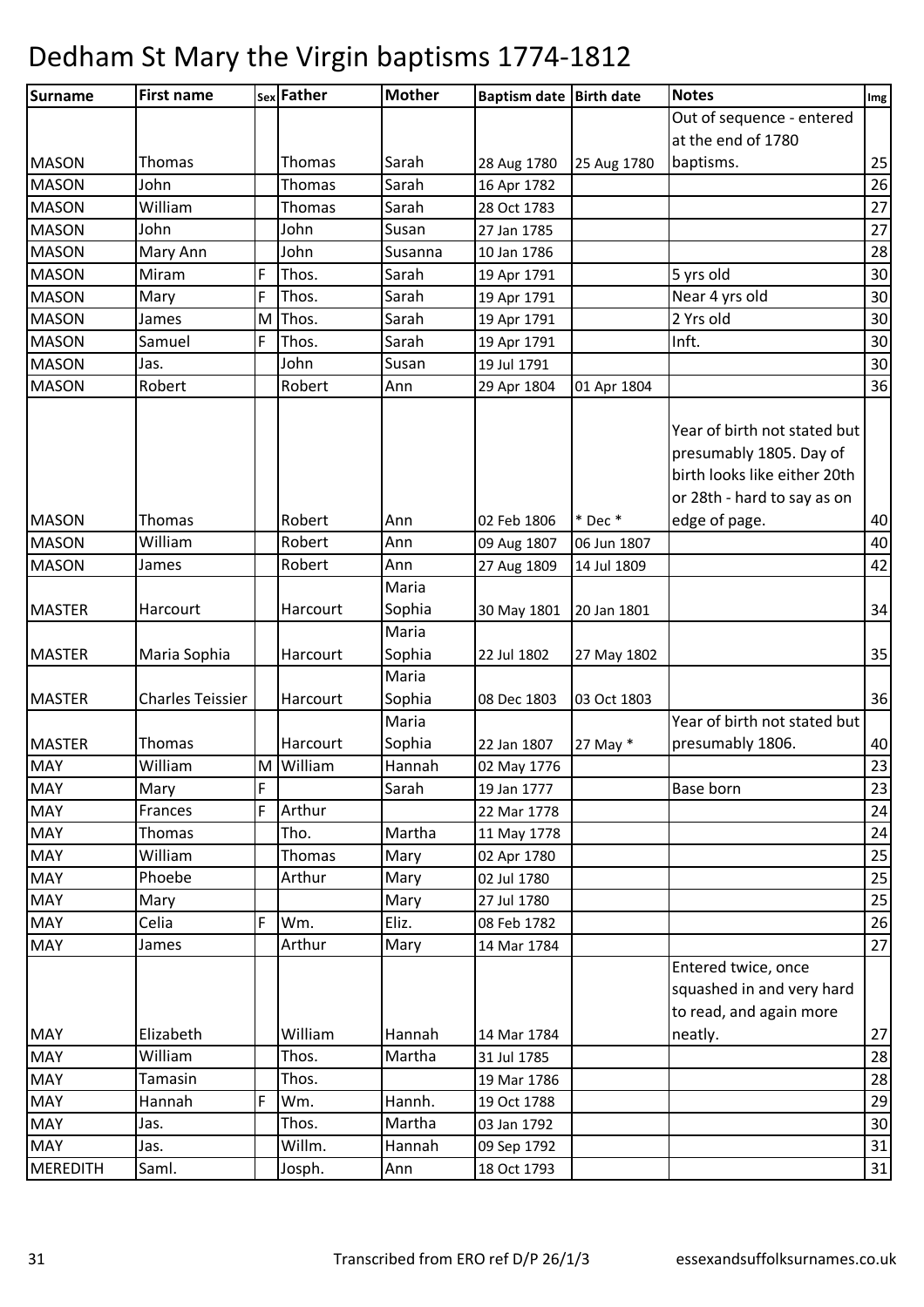# Dedham St Mary the Virgin baptisms 1774-1812

| Surname | First name | Sex | Father | Mother | Baptism date | Birth date | Notes | Img |
|---|---|---|---|---|---|---|---|---|
| MASON | Thomas | | Thomas | Sarah | 28 Aug 1780 | 25 Aug 1780 | Out of sequence - entered at the end of 1780 baptisms. | 25 |
| MASON | John | | Thomas | Sarah | 16 Apr 1782 | | | 26 |
| MASON | William | | Thomas | Sarah | 28 Oct 1783 | | | 27 |
| MASON | John | | John | Susan | 27 Jan 1785 | | | 27 |
| MASON | Mary Ann | | John | Susanna | 10 Jan 1786 | | | 28 |
| MASON | Miram | F | Thos. | Sarah | 19 Apr 1791 | | 5 yrs old | 30 |
| MASON | Mary | F | Thos. | Sarah | 19 Apr 1791 | | Near 4 yrs old | 30 |
| MASON | James | M | Thos. | Sarah | 19 Apr 1791 | | 2 Yrs old | 30 |
| MASON | Samuel | F | Thos. | Sarah | 19 Apr 1791 | | Inft. | 30 |
| MASON | Jas. | | John | Susan | 19 Jul 1791 | | | 30 |
| MASON | Robert | | Robert | Ann | 29 Apr 1804 | 01 Apr 1804 | | 36 |
| MASON | Thomas | | Robert | Ann | 02 Feb 1806 | * Dec * | Year of birth not stated but presumably 1805. Day of birth looks like either 20th or 28th - hard to say as on edge of page. | 40 |
| MASON | William | | Robert | Ann | 09 Aug 1807 | 06 Jun 1807 | | 40 |
| MASON | James | | Robert | Ann | 27 Aug 1809 | 14 Jul 1809 | | 42 |
| MASTER | Harcourt | | Harcourt | Maria Sophia | 30 May 1801 | 20 Jan 1801 | | 34 |
| MASTER | Maria Sophia | | Harcourt | Maria Sophia | 22 Jul 1802 | 27 May 1802 | | 35 |
| MASTER | Charles Teissier | | Harcourt | Maria Sophia | 08 Dec 1803 | 03 Oct 1803 | | 36 |
| MASTER | Thomas | | Harcourt | Maria Sophia | 22 Jan 1807 | 27 May * | Year of birth not stated but presumably 1806. | 40 |
| MAY | William | M | William | Hannah | 02 May 1776 | | | 23 |
| MAY | Mary | F | | Sarah | 19 Jan 1777 | | Base born | 23 |
| MAY | Frances | F | Arthur | | 22 Mar 1778 | | | 24 |
| MAY | Thomas | | Tho. | Martha | 11 May 1778 | | | 24 |
| MAY | William | | Thomas | Mary | 02 Apr 1780 | | | 25 |
| MAY | Phoebe | | Arthur | Mary | 02 Jul 1780 | | | 25 |
| MAY | Mary | | | Mary | 27 Jul 1780 | | | 25 |
| MAY | Celia | F | Wm. | Eliz. | 08 Feb 1782 | | | 26 |
| MAY | James | | Arthur | Mary | 14 Mar 1784 | | | 27 |
| MAY | Elizabeth | | William | Hannah | 14 Mar 1784 | | Entered twice, once squashed in and very hard to read, and again more neatly. | 27 |
| MAY | William | | Thos. | Martha | 31 Jul 1785 | | | 28 |
| MAY | Tamasin | | Thos. | | 19 Mar 1786 | | | 28 |
| MAY | Hannah | F | Wm. | Hannh. | 19 Oct 1788 | | | 29 |
| MAY | Jas. | | Thos. | Martha | 03 Jan 1792 | | | 30 |
| MAY | Jas. | | Willm. | Hannah | 09 Sep 1792 | | | 31 |
| MEREDITH | Saml. | | Josph. | Ann | 18 Oct 1793 | | | 31 |

Transcribed from ERO ref D/P 26/1/3 essexandsuffolksurnames.co.uk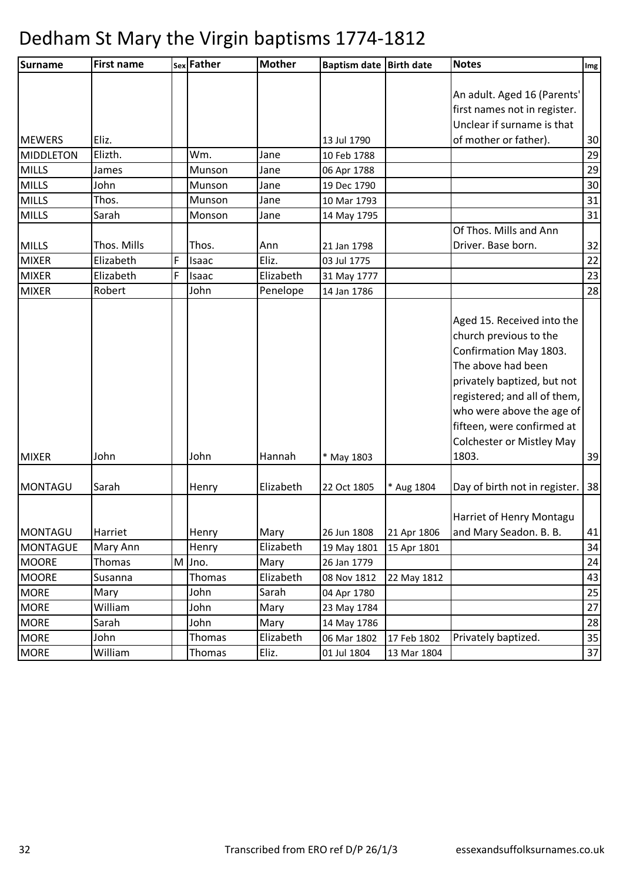# Dedham St Mary the Virgin baptisms 1774-1812

| Surname | First name | Sex | Father | Mother | Baptism date | Birth date | Notes | Img |
|---|---|---|---|---|---|---|---|---|
| MEWERS | Eliz. | | | | 13 Jul 1790 | | An adult. Aged 16 (Parents' first names not in register. Unclear if surname is that of mother or father). | 30 |
| MIDDLETON | Elizth. | | Wm. | Jane | 10 Feb 1788 | | | 29 |
| MILLS | James | | Munson | Jane | 06 Apr 1788 | | | 29 |
| MILLS | John | | Munson | Jane | 19 Dec 1790 | | | 30 |
| MILLS | Thos. | | Munson | Jane | 10 Mar 1793 | | | 31 |
| MILLS | Sarah | | Monson | Jane | 14 May 1795 | | | 31 |
| MILLS | Thos. Mills | | Thos. | Ann | 21 Jan 1798 | | Of Thos. Mills and Ann Driver. Base born. | 32 |
| MIXER | Elizabeth | F | Isaac | Eliz. | 03 Jul 1775 | | | 22 |
| MIXER | Elizabeth | F | Isaac | Elizabeth | 31 May 1777 | | | 23 |
| MIXER | Robert | | John | Penelope | 14 Jan 1786 | | | 28 |
| MIXER | John | | John | Hannah | * May 1803 | | Aged 15. Received into the church previous to the Confirmation May 1803. The above had been privately baptized, but not registered; and all of them, who were above the age of fifteen, were confirmed at Colchester or Mistley May 1803. | 39 |
| MONTAGU | Sarah | | Henry | Elizabeth | 22 Oct 1805 | * Aug 1804 | Day of birth not in register. | 38 |
| MONTAGU | Harriet | | Henry | Mary | 26 Jun 1808 | 21 Apr 1806 | Harriet of Henry Montagu and Mary Seadon. B. B. | 41 |
| MONTAGUE | Mary Ann | | Henry | Elizabeth | 19 May 1801 | 15 Apr 1801 | | 34 |
| MOORE | Thomas | M | Jno. | Mary | 26 Jan 1779 | | | 24 |
| MOORE | Susanna | | Thomas | Elizabeth | 08 Nov 1812 | 22 May 1812 | | 43 |
| MORE | Mary | | John | Sarah | 04 Apr 1780 | | | 25 |
| MORE | William | | John | Mary | 23 May 1784 | | | 27 |
| MORE | Sarah | | John | Mary | 14 May 1786 | | | 28 |
| MORE | John | | Thomas | Elizabeth | 06 Mar 1802 | 17 Feb 1802 | Privately baptized. | 35 |
| MORE | William | | Thomas | Eliz. | 01 Jul 1804 | 13 Mar 1804 | | 37 |

Transcribed from ERO ref D/P 26/1/3 essexandsuffolksurnames.co.uk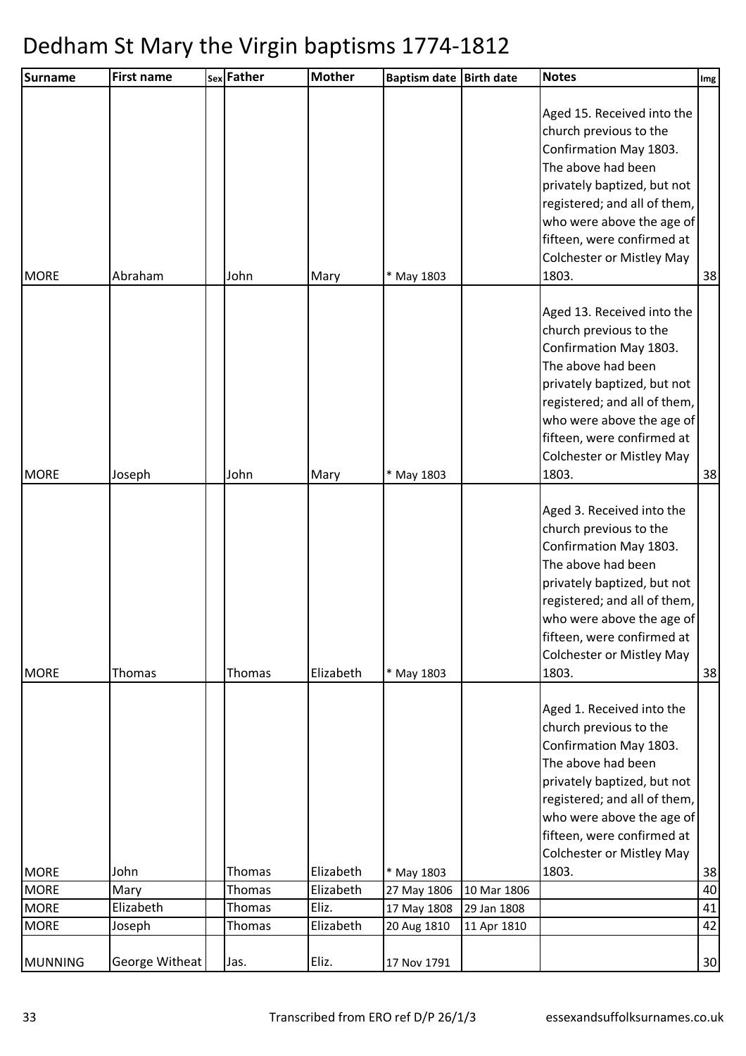# Dedham St Mary the Virgin baptisms 1774-1812

| Surname | First name | Sex | Father | Mother | Baptism date | Birth date | Notes | Img |
|---|---|---|---|---|---|---|---|---|
| MORE | Abraham | | John | Mary | * May 1803 | | Aged 15. Received into the church previous to the Confirmation May 1803. The above had been privately baptized, but not registered; and all of them, who were above the age of fifteen, were confirmed at Colchester or Mistley May 1803. | 38 |
| MORE | Joseph | | John | Mary | * May 1803 | | Aged 13. Received into the church previous to the Confirmation May 1803. The above had been privately baptized, but not registered; and all of them, who were above the age of fifteen, were confirmed at Colchester or Mistley May 1803. | 38 |
| MORE | Thomas | | Thomas | Elizabeth | * May 1803 | | Aged 3. Received into the church previous to the Confirmation May 1803. The above had been privately baptized, but not registered; and all of them, who were above the age of fifteen, were confirmed at Colchester or Mistley May 1803. | 38 |
| MORE | John | | Thomas | Elizabeth | * May 1803 | | Aged 1. Received into the church previous to the Confirmation May 1803. The above had been privately baptized, but not registered; and all of them, who were above the age of fifteen, were confirmed at Colchester or Mistley May 1803. | 38 |
| MORE | Mary | | Thomas | Elizabeth | 27 May 1806 | 10 Mar 1806 | | 40 |
| MORE | Elizabeth | | Thomas | Eliz. | 17 May 1808 | 29 Jan 1808 | | 41 |
| MORE | Joseph | | Thomas | Elizabeth | 20 Aug 1810 | 11 Apr 1810 | | 42 |
| MUNNING | George Witheat | | Jas. | Eliz. | 17 Nov 1791 | | | 30 |

Transcribed from ERO ref D/P 26/1/3 essexandsuffolksurnames.co.uk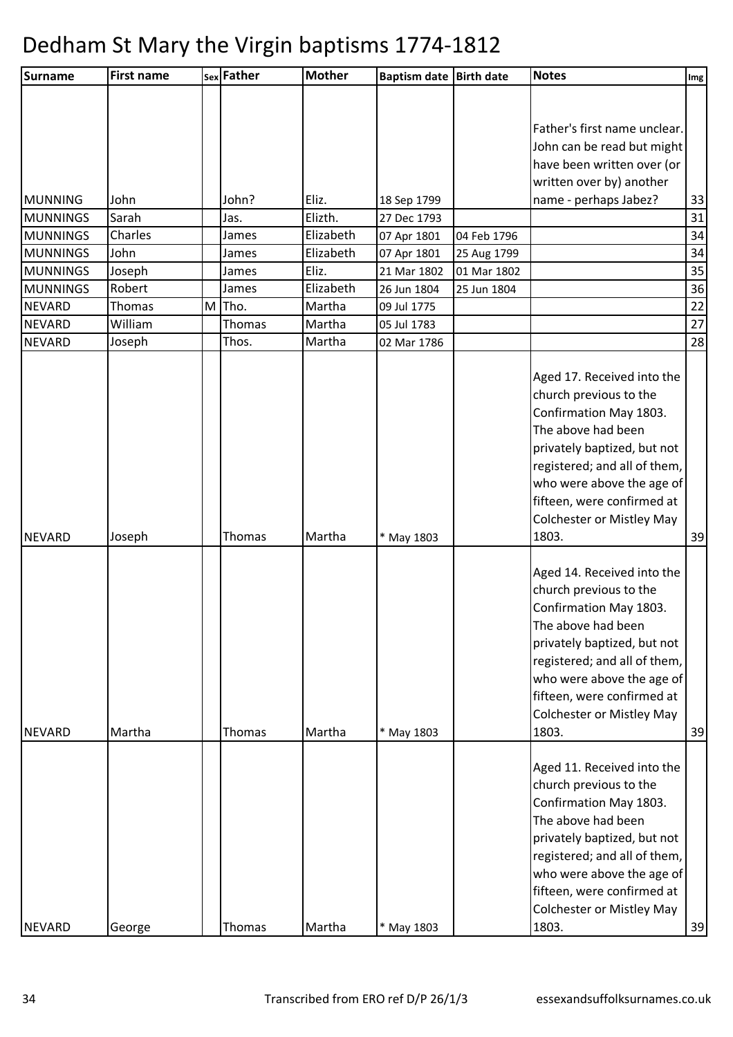# Dedham St Mary the Virgin baptisms 1774-1812

| Surname | First name | Sex | Father | Mother | Baptism date | Birth date | Notes | Img |
|---|---|---|---|---|---|---|---|---|
| MUNNING | John | | John? | Eliz. | 18 Sep 1799 | | Father's first name unclear. John can be read but might have been written over (or written over by) another name - perhaps Jabez? | 33 |
| MUNNINGS | Sarah | | Jas. | Elizth. | 27 Dec 1793 | | | 31 |
| MUNNINGS | Charles | | James | Elizabeth | 07 Apr 1801 | 04 Feb 1796 | | 34 |
| MUNNINGS | John | | James | Elizabeth | 07 Apr 1801 | 25 Aug 1799 | | 34 |
| MUNNINGS | Joseph | | James | Eliz. | 21 Mar 1802 | 01 Mar 1802 | | 35 |
| MUNNINGS | Robert | | James | Elizabeth | 26 Jun 1804 | 25 Jun 1804 | | 36 |
| NEVARD | Thomas | M | Tho. | Martha | 09 Jul 1775 | | | 22 |
| NEVARD | William | | Thomas | Martha | 05 Jul 1783 | | | 27 |
| NEVARD | Joseph | | Thos. | Martha | 02 Mar 1786 | | | 28 |
| NEVARD | Joseph | | Thomas | Martha | * May 1803 | | Aged 17. Received into the church previous to the Confirmation May 1803. The above had been privately baptized, but not registered; and all of them, who were above the age of fifteen, were confirmed at Colchester or Mistley May 1803. | 39 |
| NEVARD | Martha | | Thomas | Martha | * May 1803 | | Aged 14. Received into the church previous to the Confirmation May 1803. The above had been privately baptized, but not registered; and all of them, who were above the age of fifteen, were confirmed at Colchester or Mistley May 1803. | 39 |
| NEVARD | George | | Thomas | Martha | * May 1803 | | Aged 11. Received into the church previous to the Confirmation May 1803. The above had been privately baptized, but not registered; and all of them, who were above the age of fifteen, were confirmed at Colchester or Mistley May 1803. | 39 |

Transcribed from ERO ref D/P 26/1/3 essexandsuffolksurnames.co.uk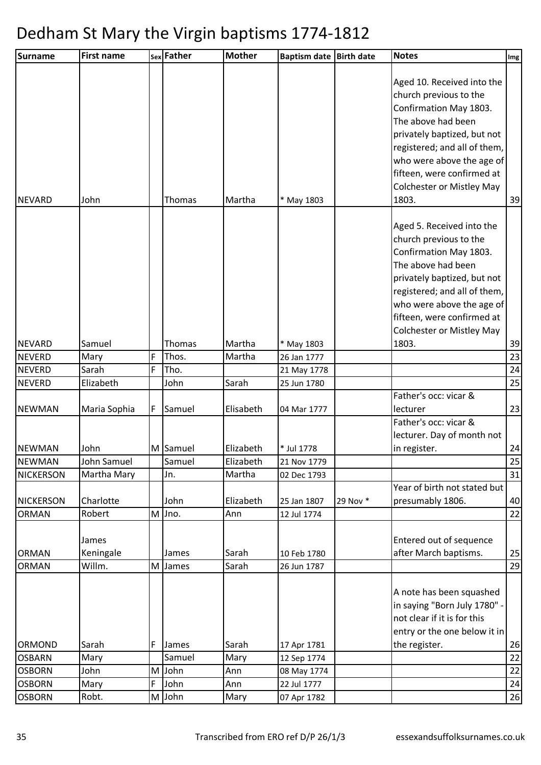# Dedham St Mary the Virgin baptisms 1774-1812

| Surname | First name | Sex | Father | Mother | Baptism date | Birth date | Notes | Img |
|---|---|---|---|---|---|---|---|---|
| NEVARD | John | | Thomas | Martha | * May 1803 | | Aged 10. Received into the church previous to the Confirmation May 1803. The above had been privately baptized, but not registered; and all of them, who were above the age of fifteen, were confirmed at Colchester or Mistley May 1803. | 39 |
| NEVARD | Samuel | | Thomas | Martha | * May 1803 | | Aged 5. Received into the church previous to the Confirmation May 1803. The above had been privately baptized, but not registered; and all of them, who were above the age of fifteen, were confirmed at Colchester or Mistley May 1803. | 39 |
| NEVERD | Mary | F | Thos. | Martha | 26 Jan 1777 | | | 23 |
| NEVERD | Sarah | F | Tho. | | 21 May 1778 | | | 24 |
| NEVERD | Elizabeth | | John | Sarah | 25 Jun 1780 | | | 25 |
| NEWMAN | Maria Sophia | F | Samuel | Elisabeth | 04 Mar 1777 | | Father's occ: vicar & lecturer | 23 |
| NEWMAN | John | M | Samuel | Elizabeth | * Jul 1778 | | Father's occ: vicar & lecturer. Day of month not in register. | 24 |
| NEWMAN | John Samuel | | Samuel | Elizabeth | 21 Nov 1779 | | | 25 |
| NICKERSON | Martha Mary | | Jn. | Martha | 02 Dec 1793 | | | 31 |
| NICKERSON | Charlotte | | John | Elizabeth | 25 Jan 1807 | 29 Nov * | Year of birth not stated but presumably 1806. | 40 |
| ORMAN | Robert | M | Jno. | Ann | 12 Jul 1774 | | | 22 |
| ORMAN | James Keningale | | James | Sarah | 10 Feb 1780 | | Entered out of sequence after March baptisms. | 25 |
| ORMAN | Willm. | M | James | Sarah | 26 Jun 1787 | | | 29 |
| ORMOND | Sarah | F | James | Sarah | 17 Apr 1781 | | A note has been squashed in saying "Born July 1780" - not clear if it is for this entry or the one below it in the register. | 26 |
| OSBARN | Mary | | Samuel | Mary | 12 Sep 1774 | | | 22 |
| OSBORN | John | M | John | Ann | 08 May 1774 | | | 22 |
| OSBORN | Mary | F | John | Ann | 22 Jul 1777 | | | 24 |
| OSBORN | Robt. | M | John | Mary | 07 Apr 1782 | | | 26 |

Transcribed from ERO ref D/P 26/1/3 essexandsuffolksurnames.co.uk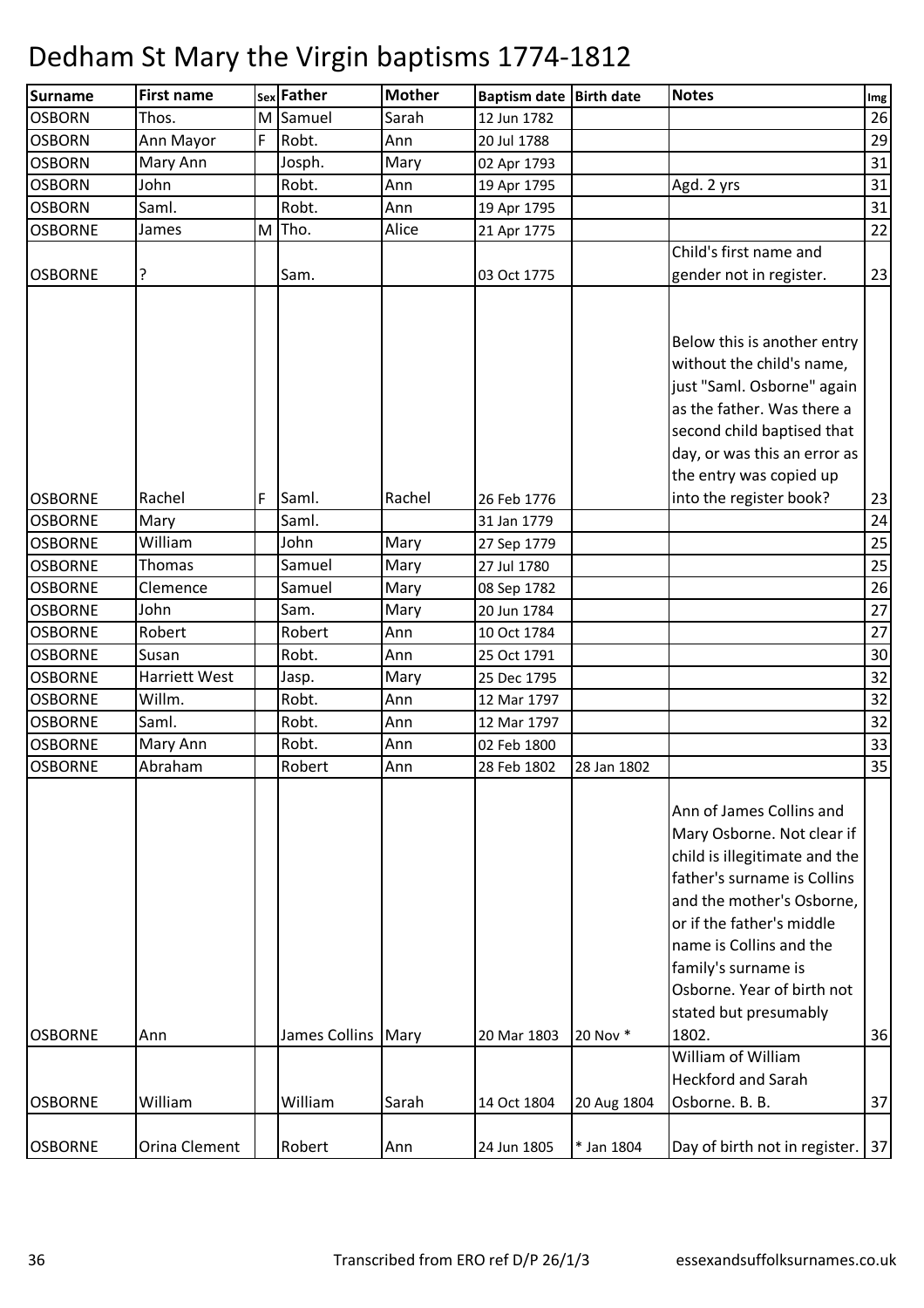# Dedham St Mary the Virgin baptisms 1774-1812

| Surname | First name | Sex | Father | Mother | Baptism date | Birth date | Notes | Img |
|---|---|---|---|---|---|---|---|---|
| OSBORN | Thos. | M | Samuel | Sarah | 12 Jun 1782 | | | 26 |
| OSBORN | Ann Mayor | F | Robt. | Ann | 20 Jul 1788 | | | 29 |
| OSBORN | Mary Ann | | Josph. | Mary | 02 Apr 1793 | | | 31 |
| OSBORN | John | | Robt. | Ann | 19 Apr 1795 | | Agd. 2 yrs | 31 |
| OSBORN | Saml. | | Robt. | Ann | 19 Apr 1795 | | | 31 |
| OSBORNE | James | M | Tho. | Alice | 21 Apr 1775 | | | 22 |
| OSBORNE | ? | | Sam. | | 03 Oct 1775 | | Child's first name and gender not in register. | 23 |
| OSBORNE | Rachel | F | Saml. | Rachel | 26 Feb 1776 | | Below this is another entry without the child's name, just "Saml. Osborne" again as the father. Was there a second child baptised that day, or was this an error as the entry was copied up into the register book? | 23 |
| OSBORNE | Mary | | Saml. | | 31 Jan 1779 | | | 24 |
| OSBORNE | William | | John | Mary | 27 Sep 1779 | | | 25 |
| OSBORNE | Thomas | | Samuel | Mary | 27 Jul 1780 | | | 25 |
| OSBORNE | Clemence | | Samuel | Mary | 08 Sep 1782 | | | 26 |
| OSBORNE | John | | Sam. | Mary | 20 Jun 1784 | | | 27 |
| OSBORNE | Robert | | Robert | Ann | 10 Oct 1784 | | | 27 |
| OSBORNE | Susan | | Robt. | Ann | 25 Oct 1791 | | | 30 |
| OSBORNE | Harriett West | | Jasp. | Mary | 25 Dec 1795 | | | 32 |
| OSBORNE | Willm. | | Robt. | Ann | 12 Mar 1797 | | | 32 |
| OSBORNE | Saml. | | Robt. | Ann | 12 Mar 1797 | | | 32 |
| OSBORNE | Mary Ann | | Robt. | Ann | 02 Feb 1800 | | | 33 |
| OSBORNE | Abraham | | Robert | Ann | 28 Feb 1802 | 28 Jan 1802 | | 35 |
| OSBORNE | Ann | | James Collins | Mary | 20 Mar 1803 | 20 Nov * | Ann of James Collins and Mary Osborne. Not clear if child is illegitimate and the father's surname is Collins and the mother's Osborne, or if the father's middle name is Collins and the family's surname is Osborne. Year of birth not stated but presumably 1802. | 36 |
| OSBORNE | William | | William | Sarah | 14 Oct 1804 | 20 Aug 1804 | William of William Heckford and Sarah Osborne. B. B. | 37 |
| OSBORNE | Orina Clement | | Robert | Ann | 24 Jun 1805 | * Jan 1804 | Day of birth not in register. | 37 |

Transcribed from ERO ref D/P 26/1/3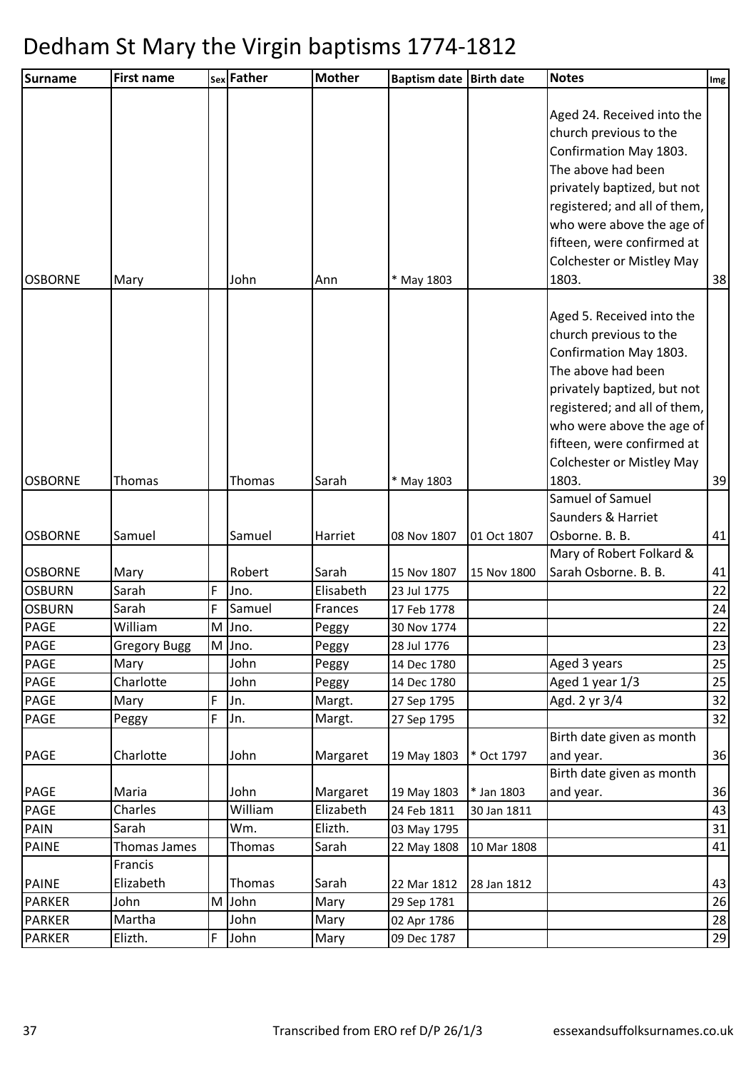# Dedham St Mary the Virgin baptisms 1774-1812

| Surname | First name | Sex | Father | Mother | Baptism date | Birth date | Notes | Img |
|---|---|---|---|---|---|---|---|---|
| OSBORNE | Mary | | John | Ann | * May 1803 | | Aged 24. Received into the church previous to the Confirmation May 1803. The above had been privately baptized, but not registered; and all of them, who were above the age of fifteen, were confirmed at Colchester or Mistley May 1803. | 38 |
| OSBORNE | Thomas | | Thomas | Sarah | * May 1803 | | Aged 5. Received into the church previous to the Confirmation May 1803. The above had been privately baptized, but not registered; and all of them, who were above the age of fifteen, were confirmed at Colchester or Mistley May 1803. | 39 |
| OSBORNE | Samuel | | Samuel | Harriet | 08 Nov 1807 | 01 Oct 1807 | Samuel of Samuel Saunders & Harriet Osborne. B. B. | 41 |
| OSBORNE | Mary | | Robert | Sarah | 15 Nov 1807 | 15 Nov 1800 | Mary of Robert Folkard & Sarah Osborne. B. B. | 41 |
| OSBURN | Sarah | F | Jno. | Elisabeth | 23 Jul 1775 | | | 22 |
| OSBURN | Sarah | F | Samuel | Frances | 17 Feb 1778 | | | 24 |
| PAGE | William | M | Jno. | Peggy | 30 Nov 1774 | | | 22 |
| PAGE | Gregory Bugg | M | Jno. | Peggy | 28 Jul 1776 | | | 23 |
| PAGE | Mary | | John | Peggy | 14 Dec 1780 | | Aged 3 years | 25 |
| PAGE | Charlotte | | John | Peggy | 14 Dec 1780 | | Aged 1 year 1/3 | 25 |
| PAGE | Mary | F | Jn. | Margt. | 27 Sep 1795 | | Agd. 2 yr 3/4 | 32 |
| PAGE | Peggy | F | Jn. | Margt. | 27 Sep 1795 | | | 32 |
| PAGE | Charlotte | | John | Margaret | 19 May 1803 | * Oct 1797 | Birth date given as month and year. | 36 |
| PAGE | Maria | | John | Margaret | 19 May 1803 | * Jan 1803 | Birth date given as month and year. | 36 |
| PAGE | Charles | | William | Elizabeth | 24 Feb 1811 | 30 Jan 1811 | | 43 |
| PAIN | Sarah | | Wm. | Elizth. | 03 May 1795 | | | 31 |
| PAINE | Thomas James | | Thomas | Sarah | 22 May 1808 | 10 Mar 1808 | | 41 |
| PAINE | Francis Elizabeth | | Thomas | Sarah | 22 Mar 1812 | 28 Jan 1812 | | 43 |
| PARKER | John | M | John | Mary | 29 Sep 1781 | | | 26 |
| PARKER | Martha | | John | Mary | 02 Apr 1786 | | | 28 |
| PARKER | Elizth. | F | John | Mary | 09 Dec 1787 | | | 29 |

Transcribed from ERO ref D/P 26/1/3 essexandsuffolksurnames.co.uk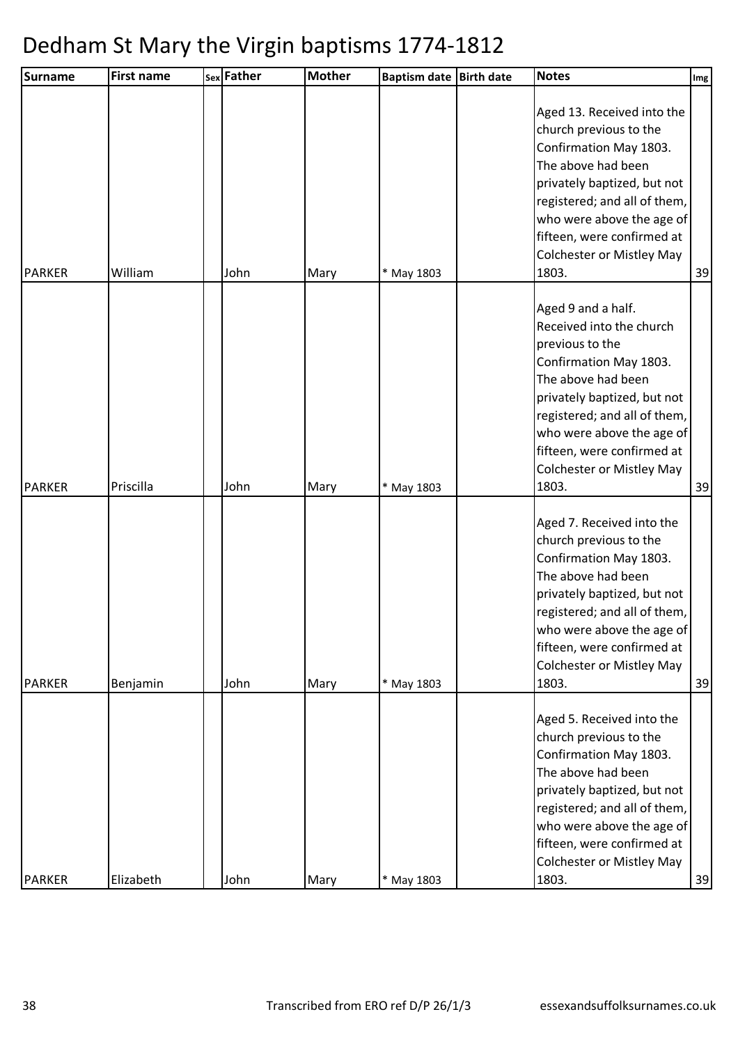# Dedham St Mary the Virgin baptisms 1774-1812

| Surname | First name | Sex | Father | Mother | Baptism date | Birth date | Notes | Img |
|---|---|---|---|---|---|---|---|---|
| PARKER | William | | John | Mary | * May 1803 | | Aged 13. Received into the church previous to the Confirmation May 1803. The above had been privately baptized, but not registered; and all of them, who were above the age of fifteen, were confirmed at Colchester or Mistley May 1803. | 39 |
| PARKER | Priscilla | | John | Mary | * May 1803 | | Aged 9 and a half. Received into the church previous to the Confirmation May 1803. The above had been privately baptized, but not registered; and all of them, who were above the age of fifteen, were confirmed at Colchester or Mistley May 1803. | 39 |
| PARKER | Benjamin | | John | Mary | * May 1803 | | Aged 7. Received into the church previous to the Confirmation May 1803. The above had been privately baptized, but not registered; and all of them, who were above the age of fifteen, were confirmed at Colchester or Mistley May 1803. | 39 |
| PARKER | Elizabeth | | John | Mary | * May 1803 | | Aged 5. Received into the church previous to the Confirmation May 1803. The above had been privately baptized, but not registered; and all of them, who were above the age of fifteen, were confirmed at Colchester or Mistley May 1803. | 39 |

Transcribed from ERO ref D/P 26/1/3 essexandsuffolksurnames.co.uk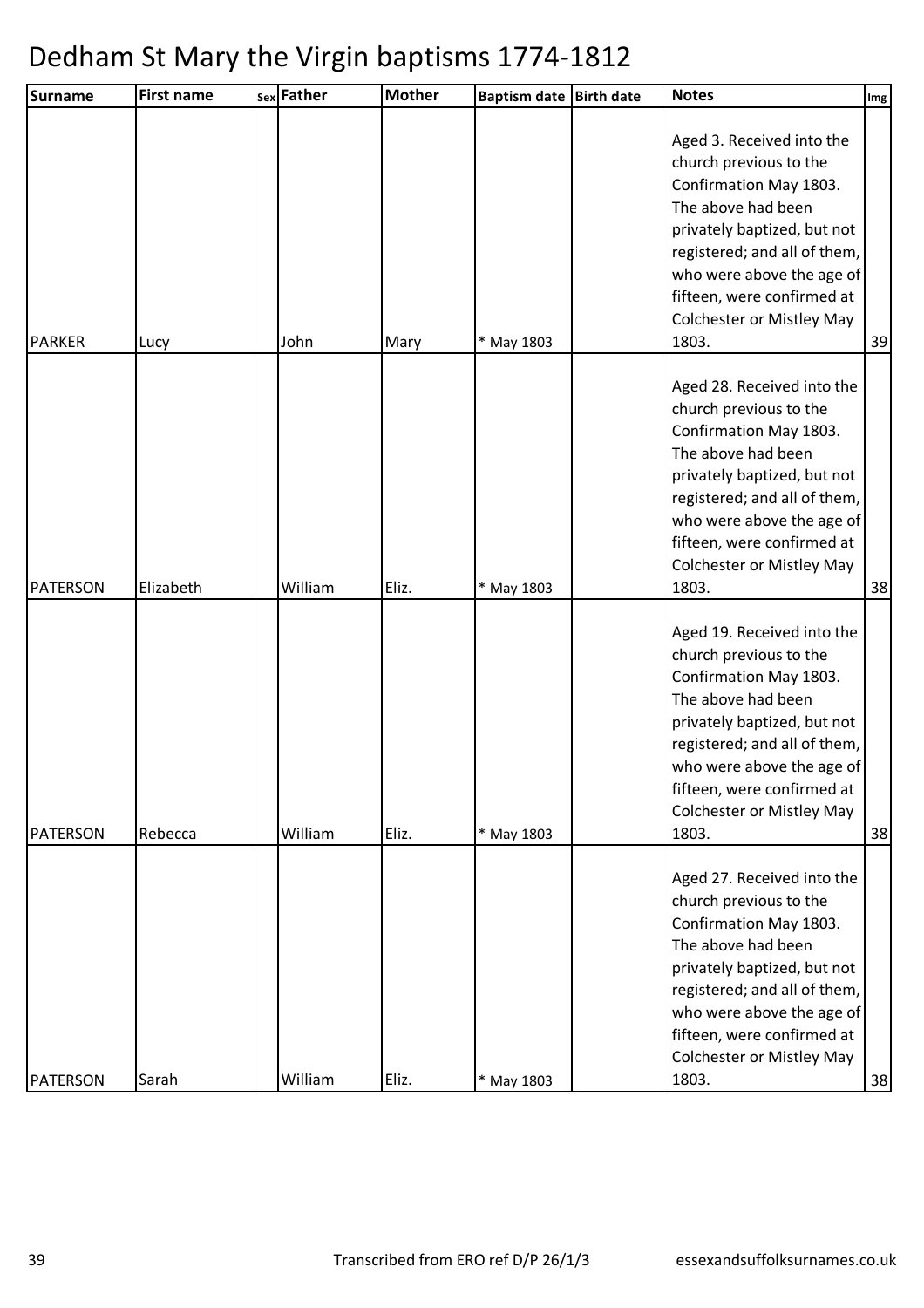# Dedham St Mary the Virgin baptisms 1774-1812

| Surname | First name | Sex | Father | Mother | Baptism date | Birth date | Notes | Img |
|---|---|---|---|---|---|---|---|---|
| PARKER | Lucy | | John | Mary | * May 1803 | | Aged 3. Received into the church previous to the Confirmation May 1803. The above had been privately baptized, but not registered; and all of them, who were above the age of fifteen, were confirmed at Colchester or Mistley May 1803. | 39 |
| PATERSON | Elizabeth | | William | Eliz. | * May 1803 | | Aged 28. Received into the church previous to the Confirmation May 1803. The above had been privately baptized, but not registered; and all of them, who were above the age of fifteen, were confirmed at Colchester or Mistley May 1803. | 38 |
| PATERSON | Rebecca | | William | Eliz. | * May 1803 | | Aged 19. Received into the church previous to the Confirmation May 1803. The above had been privately baptized, but not registered; and all of them, who were above the age of fifteen, were confirmed at Colchester or Mistley May 1803. | 38 |
| PATERSON | Sarah | | William | Eliz. | * May 1803 | | Aged 27. Received into the church previous to the Confirmation May 1803. The above had been privately baptized, but not registered; and all of them, who were above the age of fifteen, were confirmed at Colchester or Mistley May 1803. | 38 |

Transcribed from ERO ref D/P 26/1/3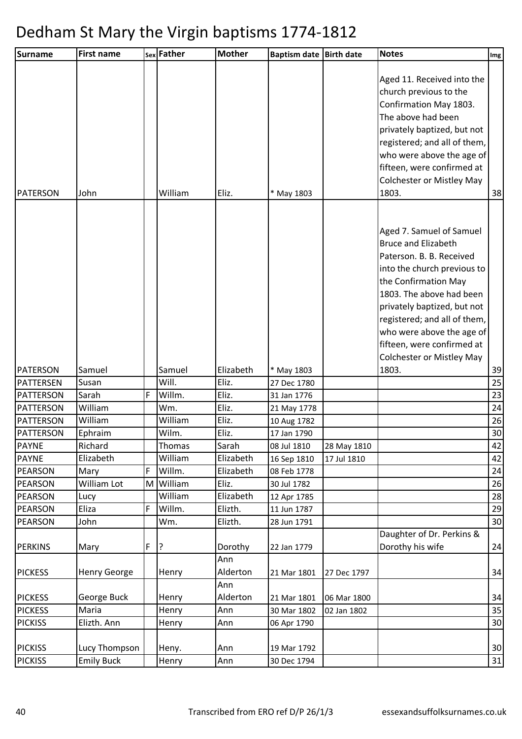# Dedham St Mary the Virgin baptisms 1774-1812

| Surname | First name | Sex | Father | Mother | Baptism date | Birth date | Notes | Img |
|---|---|---|---|---|---|---|---|---|
| PATERSON | John | | William | Eliz. | * May 1803 | | Aged 11. Received into the church previous to the Confirmation May 1803. The above had been privately baptized, but not registered; and all of them, who were above the age of fifteen, were confirmed at Colchester or Mistley May 1803. | 38 |
| PATERSON | Samuel | | Samuel | Elizabeth | * May 1803 | | Aged 7. Samuel of Samuel Bruce and Elizabeth Paterson. B. B. Received into the church previous to the Confirmation May 1803. The above had been privately baptized, but not registered; and all of them, who were above the age of fifteen, were confirmed at Colchester or Mistley May 1803. | 39 |
| PATTERSEN | Susan | | Will. | Eliz. | 27 Dec 1780 | | | 25 |
| PATTERSON | Sarah | F | Willm. | Eliz. | 31 Jan 1776 | | | 23 |
| PATTERSON | William | | Wm. | Eliz. | 21 May 1778 | | | 24 |
| PATTERSON | William | | William | Eliz. | 10 Aug 1782 | | | 26 |
| PATTERSON | Ephraim | | Wilm. | Eliz. | 17 Jan 1790 | | | 30 |
| PAYNE | Richard | | Thomas | Sarah | 08 Jul 1810 | 28 May 1810 | | 42 |
| PAYNE | Elizabeth | | William | Elizabeth | 16 Sep 1810 | 17 Jul 1810 | | 42 |
| PEARSON | Mary | F | Willm. | Elizabeth | 08 Feb 1778 | | | 24 |
| PEARSON | William Lot | M | William | Eliz. | 30 Jul 1782 | | | 26 |
| PEARSON | Lucy | | William | Elizabeth | 12 Apr 1785 | | | 28 |
| PEARSON | Eliza | F | Willm. | Elizth. | 11 Jun 1787 | | | 29 |
| PEARSON | John | | Wm. | Elizth. | 28 Jun 1791 | | | 30 |
| PERKINS | Mary | F | ? | Dorothy | 22 Jan 1779 | | Daughter of Dr. Perkins & Dorothy his wife | 24 |
| PICKESS | Henry George | | Henry | Ann Alderton | 21 Mar 1801 | 27 Dec 1797 | | 34 |
| PICKESS | George Buck | | Henry | Ann Alderton | 21 Mar 1801 | 06 Mar 1800 | | 34 |
| PICKESS | Maria | | Henry | Ann | 30 Mar 1802 | 02 Jan 1802 | | 35 |
| PICKISS | Elizth. Ann | | Henry | Ann | 06 Apr 1790 | | | 30 |
| PICKISS | Lucy Thompson | | Heny. | Ann | 19 Mar 1792 | | | 30 |
| PICKISS | Emily Buck | | Henry | Ann | 30 Dec 1794 | | | 31 |

Transcribed from ERO ref D/P 26/1/3 essexandsuffolksurnames.co.uk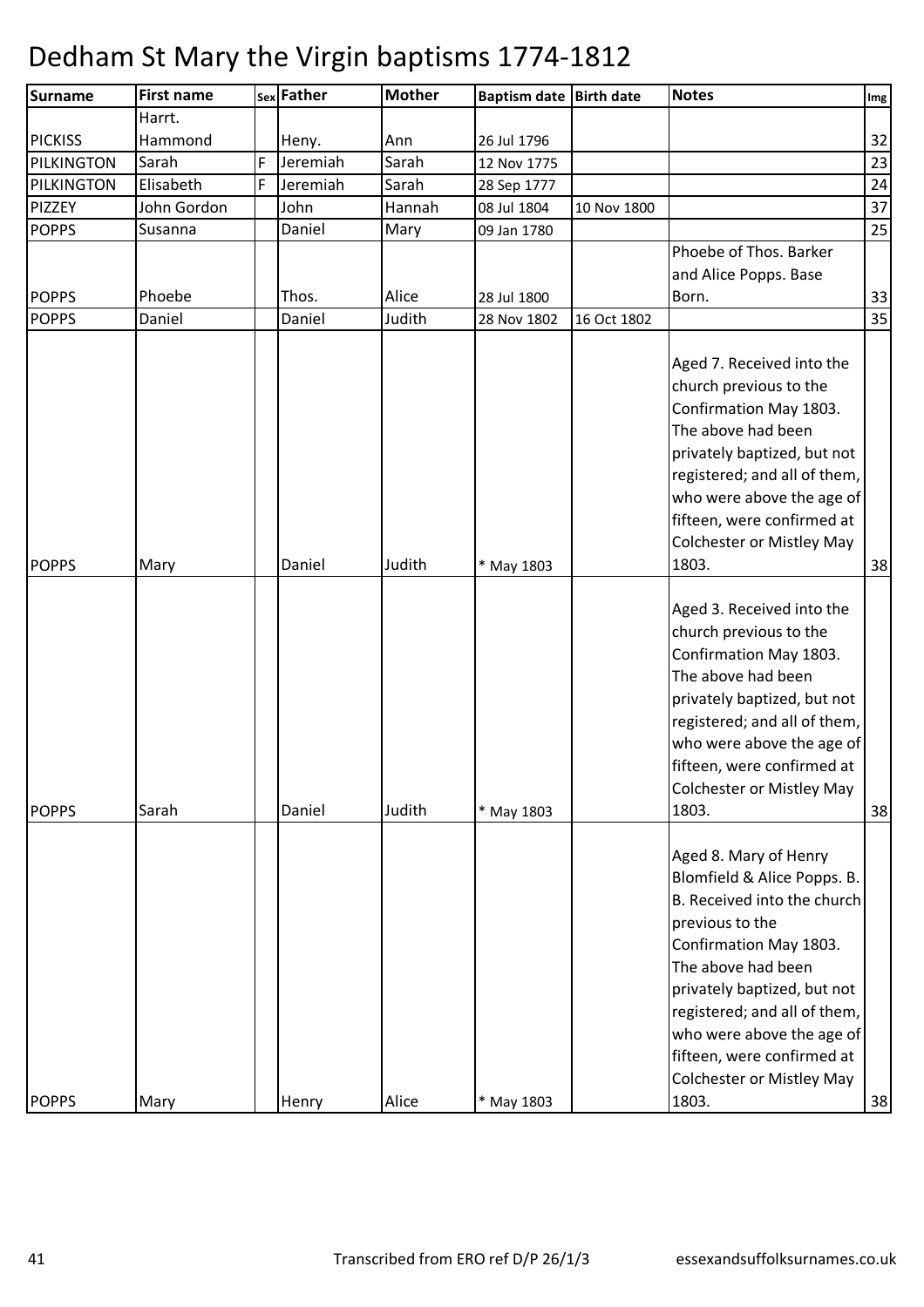# Dedham St Mary the Virgin baptisms 1774-1812

| Surname | First name | Sex | Father | Mother | Baptism date | Birth date | Notes | Img |
|---|---|---|---|---|---|---|---|---|
| PICKISS | Harrt. Hammond | | Heny. | Ann | 26 Jul 1796 | | | 32 |
| PILKINGTON | Sarah | F | Jeremiah | Sarah | 12 Nov 1775 | | | 23 |
| PILKINGTON | Elisabeth | F | Jeremiah | Sarah | 28 Sep 1777 | | | 24 |
| PIZZEY | John Gordon | | John | Hannah | 08 Jul 1804 | 10 Nov 1800 | | 37 |
| POPPS | Susanna | | Daniel | Mary | 09 Jan 1780 | | | 25 |
| POPPS | Phoebe | | Thos. | Alice | 28 Jul 1800 | | Phoebe of Thos. Barker and Alice Popps. Base Born. | 33 |
| POPPS | Daniel | | Daniel | Judith | 28 Nov 1802 | 16 Oct 1802 | | 35 |
| POPPS | Mary | | Daniel | Judith | * May 1803 | | Aged 7. Received into the church previous to the Confirmation May 1803. The above had been privately baptized, but not registered; and all of them, who were above the age of fifteen, were confirmed at Colchester or Mistley May 1803. | 38 |
| POPPS | Sarah | | Daniel | Judith | * May 1803 | | Aged 3. Received into the church previous to the Confirmation May 1803. The above had been privately baptized, but not registered; and all of them, who were above the age of fifteen, were confirmed at Colchester or Mistley May 1803. | 38 |
| POPPS | Mary | | Henry | Alice | * May 1803 | | Aged 8. Mary of Henry Blomfield & Alice Popps. B. B. Received into the church previous to the Confirmation May 1803. The above had been privately baptized, but not registered; and all of them, who were above the age of fifteen, were confirmed at Colchester or Mistley May 1803. | 38 |

Transcribed from ERO ref D/P 26/1/3 essexandsuffolksurnames.co.uk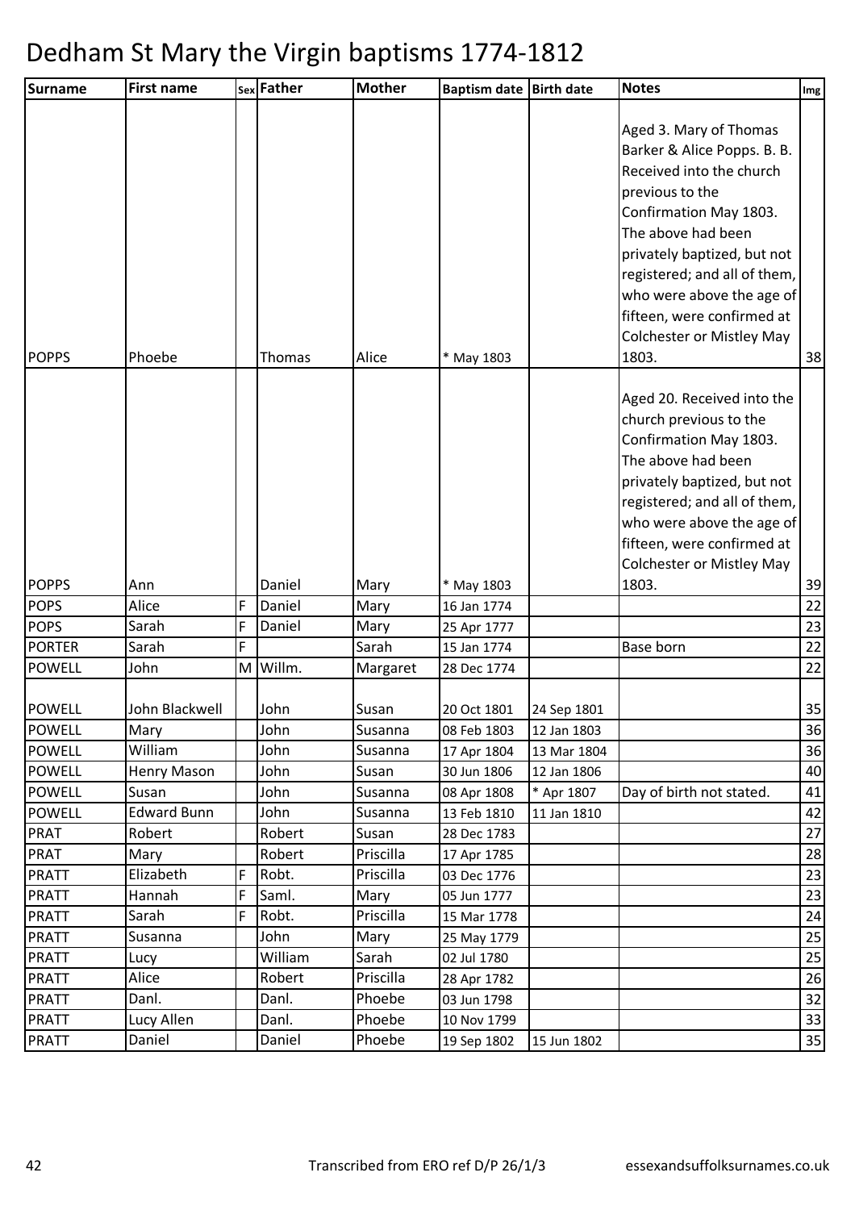# Dedham St Mary the Virgin baptisms 1774-1812

| Surname | First name | Sex | Father | Mother | Baptism date | Birth date | Notes | Img |
|---|---|---|---|---|---|---|---|---|
| POPPS | Phoebe | | Thomas | Alice | * May 1803 | | Aged 3. Mary of Thomas Barker & Alice Popps. B. B. Received into the church previous to the Confirmation May 1803. The above had been privately baptized, but not registered; and all of them, who were above the age of fifteen, were confirmed at Colchester or Mistley May 1803. | 38 |
| POPPS | Ann | | Daniel | Mary | * May 1803 | | Aged 20. Received into the church previous to the Confirmation May 1803. The above had been privately baptized, but not registered; and all of them, who were above the age of fifteen, were confirmed at Colchester or Mistley May 1803. | 39 |
| POPS | Alice | F | Daniel | Mary | 16 Jan 1774 | | | 22 |
| POPS | Sarah | F | Daniel | Mary | 25 Apr 1777 | | | 23 |
| PORTER | Sarah | F | | Sarah | 15 Jan 1774 | | Base born | 22 |
| POWELL | John | M | Willm. | Margaret | 28 Dec 1774 | | | 22 |
| POWELL | John Blackwell | | John | Susan | 20 Oct 1801 | 24 Sep 1801 | | 35 |
| POWELL | Mary | | John | Susanna | 08 Feb 1803 | 12 Jan 1803 | | 36 |
| POWELL | William | | John | Susanna | 17 Apr 1804 | 13 Mar 1804 | | 36 |
| POWELL | Henry Mason | | John | Susan | 30 Jun 1806 | 12 Jan 1806 | | 40 |
| POWELL | Susan | | John | Susanna | 08 Apr 1808 | * Apr 1807 | Day of birth not stated. | 41 |
| POWELL | Edward Bunn | | John | Susanna | 13 Feb 1810 | 11 Jan 1810 | | 42 |
| PRAT | Robert | | Robert | Susan | 28 Dec 1783 | | | 27 |
| PRAT | Mary | | Robert | Priscilla | 17 Apr 1785 | | | 28 |
| PRATT | Elizabeth | F | Robt. | Priscilla | 03 Dec 1776 | | | 23 |
| PRATT | Hannah | F | Saml. | Mary | 05 Jun 1777 | | | 23 |
| PRATT | Sarah | F | Robt. | Priscilla | 15 Mar 1778 | | | 24 |
| PRATT | Susanna | | John | Mary | 25 May 1779 | | | 25 |
| PRATT | Lucy | | William | Sarah | 02 Jul 1780 | | | 25 |
| PRATT | Alice | | Robert | Priscilla | 28 Apr 1782 | | | 26 |
| PRATT | Danl. | | Danl. | Phoebe | 03 Jun 1798 | | | 32 |
| PRATT | Lucy Allen | | Danl. | Phoebe | 10 Nov 1799 | | | 33 |
| PRATT | Daniel | | Daniel | Phoebe | 19 Sep 1802 | 15 Jun 1802 | | 35 |

Transcribed from ERO ref D/P 26/1/3 essexandsuffolksurnames.co.uk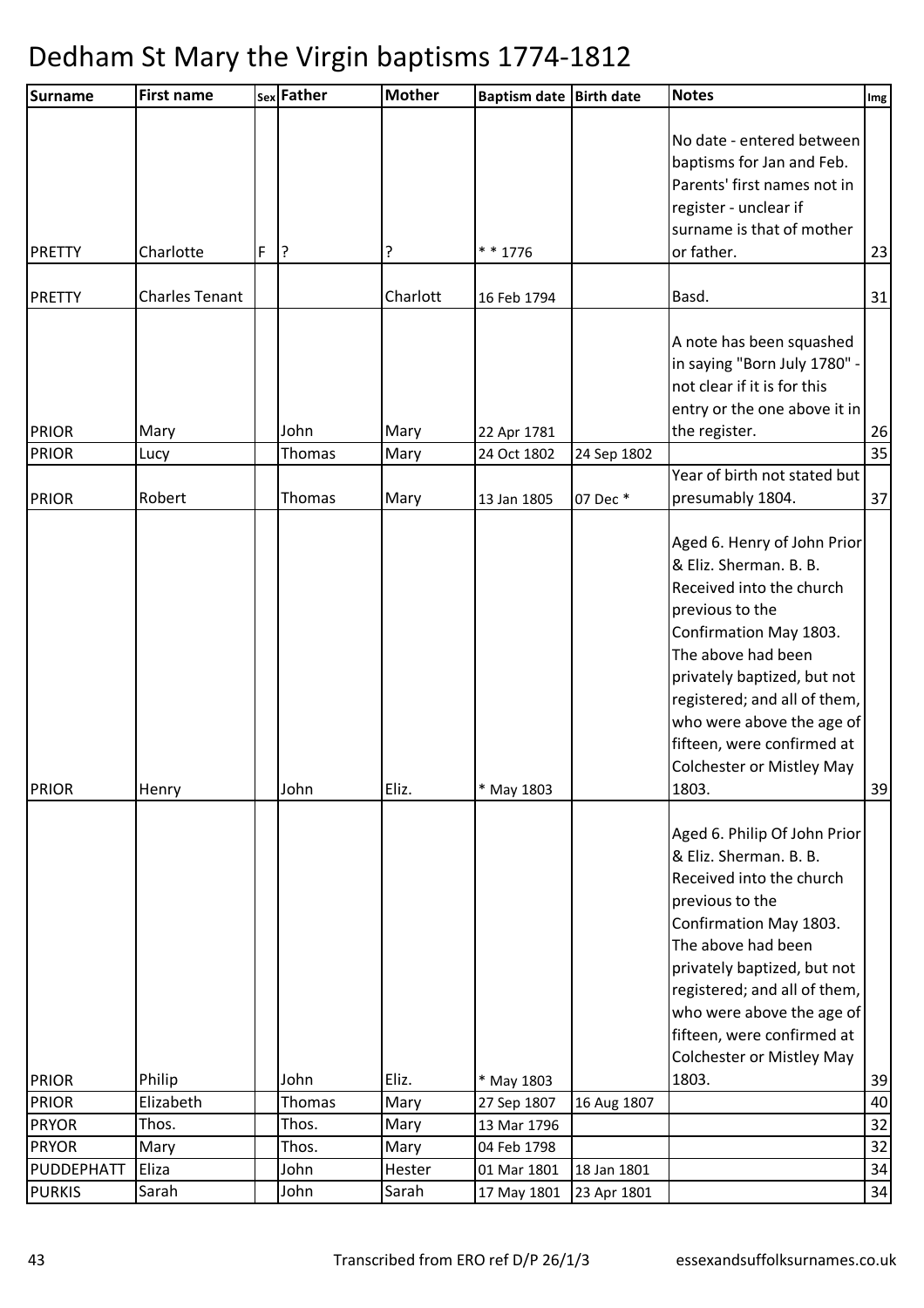# Dedham St Mary the Virgin baptisms 1774-1812

| Surname | First name | Sex | Father | Mother | Baptism date | Birth date | Notes | Img |
|---|---|---|---|---|---|---|---|---|
| PRETTY | Charlotte | F | ? | ? | * * 1776 | | No date - entered between baptisms for Jan and Feb. Parents' first names not in register - unclear if surname is that of mother or father. | 23 |
| PRETTY | Charles Tenant | | | Charlott | 16 Feb 1794 | | Basd. | 31 |
| PRIOR | Mary | | John | Mary | 22 Apr 1781 | | A note has been squashed in saying "Born July 1780" - not clear if it is for this entry or the one above it in the register. | 26 |
| PRIOR | Lucy | | Thomas | Mary | 24 Oct 1802 | 24 Sep 1802 | | 35 |
| PRIOR | Robert | | Thomas | Mary | 13 Jan 1805 | 07 Dec * | Year of birth not stated but presumably 1804. | 37 |
| PRIOR | Henry | | John | Eliz. | * May 1803 | | Aged 6. Henry of John Prior & Eliz. Sherman. B. B. Received into the church previous to the Confirmation May 1803. The above had been privately baptized, but not registered; and all of them, who were above the age of fifteen, were confirmed at Colchester or Mistley May 1803. | 39 |
| PRIOR | Philip | | John | Eliz. | * May 1803 | | Aged 6. Philip Of John Prior & Eliz. Sherman. B. B. Received into the church previous to the Confirmation May 1803. The above had been privately baptized, but not registered; and all of them, who were above the age of fifteen, were confirmed at Colchester or Mistley May 1803. | 39 |
| PRIOR | Elizabeth | | Thomas | Mary | 27 Sep 1807 | 16 Aug 1807 | | 40 |
| PRYOR | Thos. | | Thos. | Mary | 13 Mar 1796 | | | 32 |
| PRYOR | Mary | | Thos. | Mary | 04 Feb 1798 | | | 32 |
| PUDDEPHATT | Eliza | | John | Hester | 01 Mar 1801 | 18 Jan 1801 | | 34 |
| PURKIS | Sarah | | John | Sarah | 17 May 1801 | 23 Apr 1801 | | 34 |

Transcribed from ERO ref D/P 26/1/3 essexandsuffolksurnames.co.uk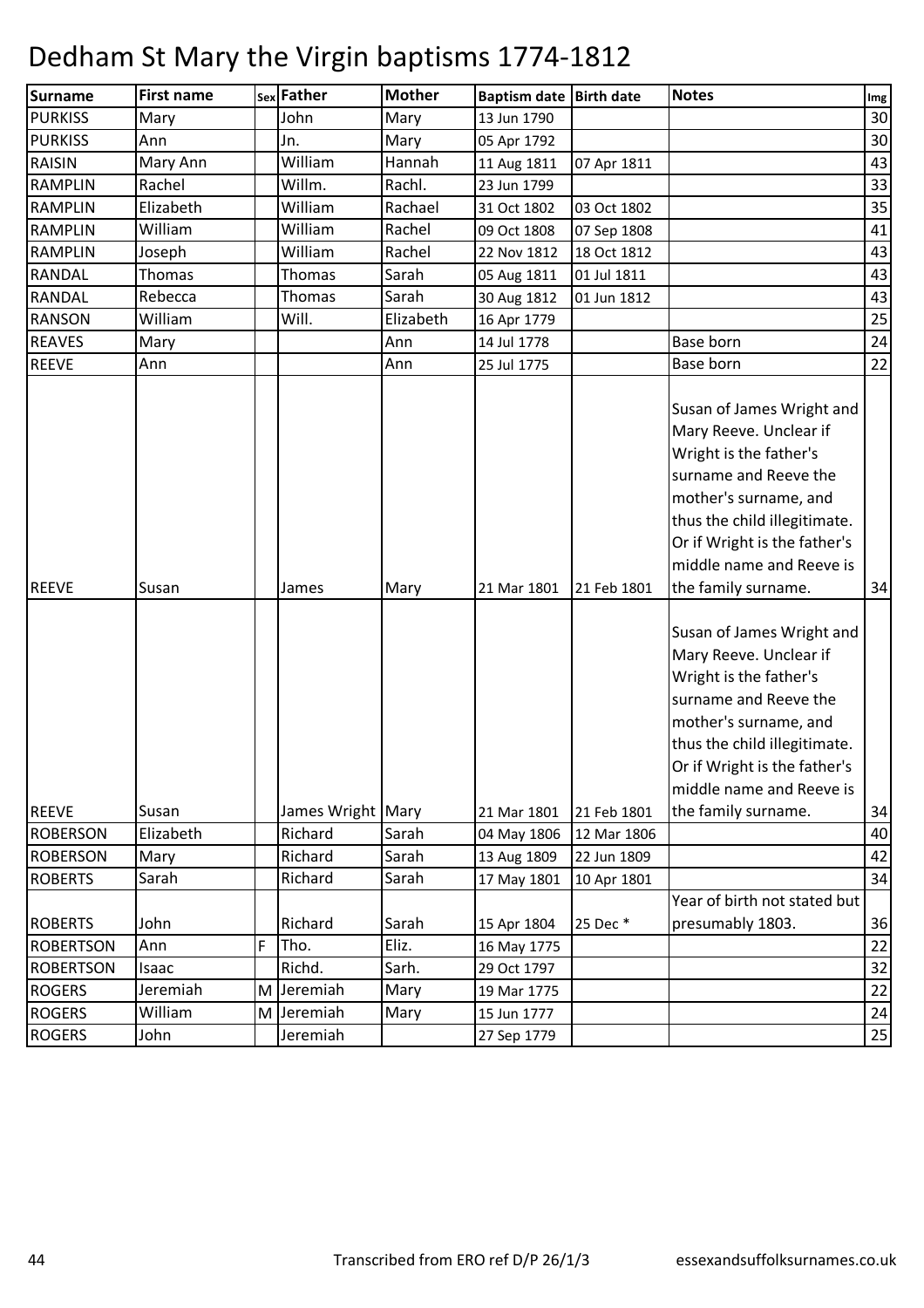# Dedham St Mary the Virgin baptisms 1774-1812

| Surname | First name | Sex | Father | Mother | Baptism date | Birth date | Notes | Img |
|---|---|---|---|---|---|---|---|---|
| PURKISS | Mary | | John | Mary | 13 Jun 1790 | | | 30 |
| PURKISS | Ann | | Jn. | Mary | 05 Apr 1792 | | | 30 |
| RAISIN | Mary Ann | | William | Hannah | 11 Aug 1811 | 07 Apr 1811 | | 43 |
| RAMPLIN | Rachel | | Willm. | Rachl. | 23 Jun 1799 | | | 33 |
| RAMPLIN | Elizabeth | | William | Rachael | 31 Oct 1802 | 03 Oct 1802 | | 35 |
| RAMPLIN | William | | William | Rachel | 09 Oct 1808 | 07 Sep 1808 | | 41 |
| RAMPLIN | Joseph | | William | Rachel | 22 Nov 1812 | 18 Oct 1812 | | 43 |
| RANDAL | Thomas | | Thomas | Sarah | 05 Aug 1811 | 01 Jul 1811 | | 43 |
| RANDAL | Rebecca | | Thomas | Sarah | 30 Aug 1812 | 01 Jun 1812 | | 43 |
| RANSON | William | | Will. | Elizabeth | 16 Apr 1779 | | | 25 |
| REAVES | Mary | | | Ann | 14 Jul 1778 | | Base born | 24 |
| REEVE | Ann | | | Ann | 25 Jul 1775 | | Base born | 22 |
| REEVE | Susan | | James | Mary | 21 Mar 1801 | 21 Feb 1801 | Susan of James Wright and Mary Reeve. Unclear if Wright is the father's surname and Reeve the mother's surname, and thus the child illegitimate. Or if Wright is the father's middle name and Reeve is the family surname. | 34 |
| REEVE | Susan | | James Wright | Mary | 21 Mar 1801 | 21 Feb 1801 | Susan of James Wright and Mary Reeve. Unclear if Wright is the father's surname and Reeve the mother's surname, and thus the child illegitimate. Or if Wright is the father's middle name and Reeve is the family surname. | 34 |
| ROBERSON | Elizabeth | | Richard | Sarah | 04 May 1806 | 12 Mar 1806 | | 40 |
| ROBERSON | Mary | | Richard | Sarah | 13 Aug 1809 | 22 Jun 1809 | | 42 |
| ROBERTS | Sarah | | Richard | Sarah | 17 May 1801 | 10 Apr 1801 | | 34 |
| ROBERTS | John | | Richard | Sarah | 15 Apr 1804 | 25 Dec * | Year of birth not stated but presumably 1803. | 36 |
| ROBERTSON | Ann | F | Tho. | Eliz. | 16 May 1775 | | | 22 |
| ROBERTSON | Isaac | | Richd. | Sarh. | 29 Oct 1797 | | | 32 |
| ROGERS | Jeremiah | M | Jeremiah | Mary | 19 Mar 1775 | | | 22 |
| ROGERS | William | M | Jeremiah | Mary | 15 Jun 1777 | | | 24 |
| ROGERS | John | | Jeremiah | | 27 Sep 1779 | | | 25 |

Transcribed from ERO ref D/P 26/1/3 essexandsuffolksurnames.co.uk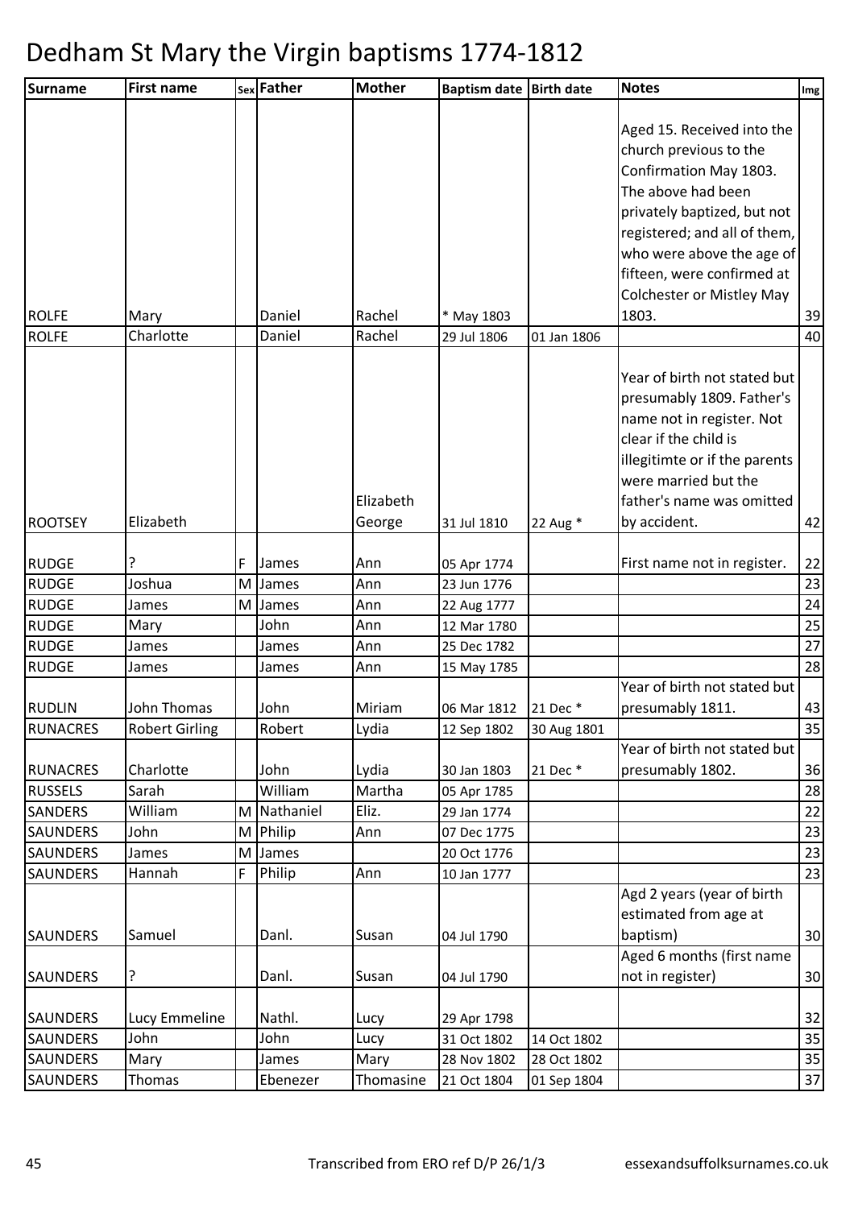# Dedham St Mary the Virgin baptisms 1774-1812

| Surname | First name | Sex | Father | Mother | Baptism date | Birth date | Notes | Img |
|---|---|---|---|---|---|---|---|---|
| ROLFE | Mary | | Daniel | Rachel | * May 1803 | | Aged 15. Received into the church previous to the Confirmation May 1803. The above had been privately baptized, but not registered; and all of them, who were above the age of fifteen, were confirmed at Colchester or Mistley May 1803. | 39 |
| ROLFE | Charlotte | | Daniel | Rachel | 29 Jul 1806 | 01 Jan 1806 | | 40 |
| ROOTSEY | Elizabeth | | | Elizabeth George | 31 Jul 1810 | 22 Aug * | Year of birth not stated but presumably 1809. Father's name not in register. Not clear if the child is illegitimte or if the parents were married but the father's name was omitted by accident. | 42 |
| RUDGE | ? | F | James | Ann | 05 Apr 1774 | | First name not in register. | 22 |
| RUDGE | Joshua | M | James | Ann | 23 Jun 1776 | | | 23 |
| RUDGE | James | M | James | Ann | 22 Aug 1777 | | | 24 |
| RUDGE | Mary | | John | Ann | 12 Mar 1780 | | | 25 |
| RUDGE | James | | James | Ann | 25 Dec 1782 | | | 27 |
| RUDGE | James | | James | Ann | 15 May 1785 | | | 28 |
| RUDLIN | John Thomas | | John | Miriam | 06 Mar 1812 | 21 Dec * | Year of birth not stated but presumably 1811. | 43 |
| RUNACRES | Robert Girling | | Robert | Lydia | 12 Sep 1802 | 30 Aug 1801 | | 35 |
| RUNACRES | Charlotte | | John | Lydia | 30 Jan 1803 | 21 Dec * | Year of birth not stated but presumably 1802. | 36 |
| RUSSELS | Sarah | | William | Martha | 05 Apr 1785 | | | 28 |
| SANDERS | William | M | Nathaniel | Eliz. | 29 Jan 1774 | | | 22 |
| SAUNDERS | John | M | Philip | Ann | 07 Dec 1775 | | | 23 |
| SAUNDERS | James | M | James | | 20 Oct 1776 | | | 23 |
| SAUNDERS | Hannah | F | Philip | Ann | 10 Jan 1777 | | | 23 |
| SAUNDERS | Samuel | | Danl. | Susan | 04 Jul 1790 | | Agd 2 years (year of birth estimated from age at baptism) | 30 |
| SAUNDERS | ? | | Danl. | Susan | 04 Jul 1790 | | Aged 6 months (first name not in register) | 30 |
| SAUNDERS | Lucy Emmeline | | Nathl. | Lucy | 29 Apr 1798 | | | 32 |
| SAUNDERS | John | | John | Lucy | 31 Oct 1802 | 14 Oct 1802 | | 35 |
| SAUNDERS | Mary | | James | Mary | 28 Nov 1802 | 28 Oct 1802 | | 35 |
| SAUNDERS | Thomas | | Ebenezer | Thomasine | 21 Oct 1804 | 01 Sep 1804 | | 37 |

Transcribed from ERO ref D/P 26/1/3 essexandsuffolksurnames.co.uk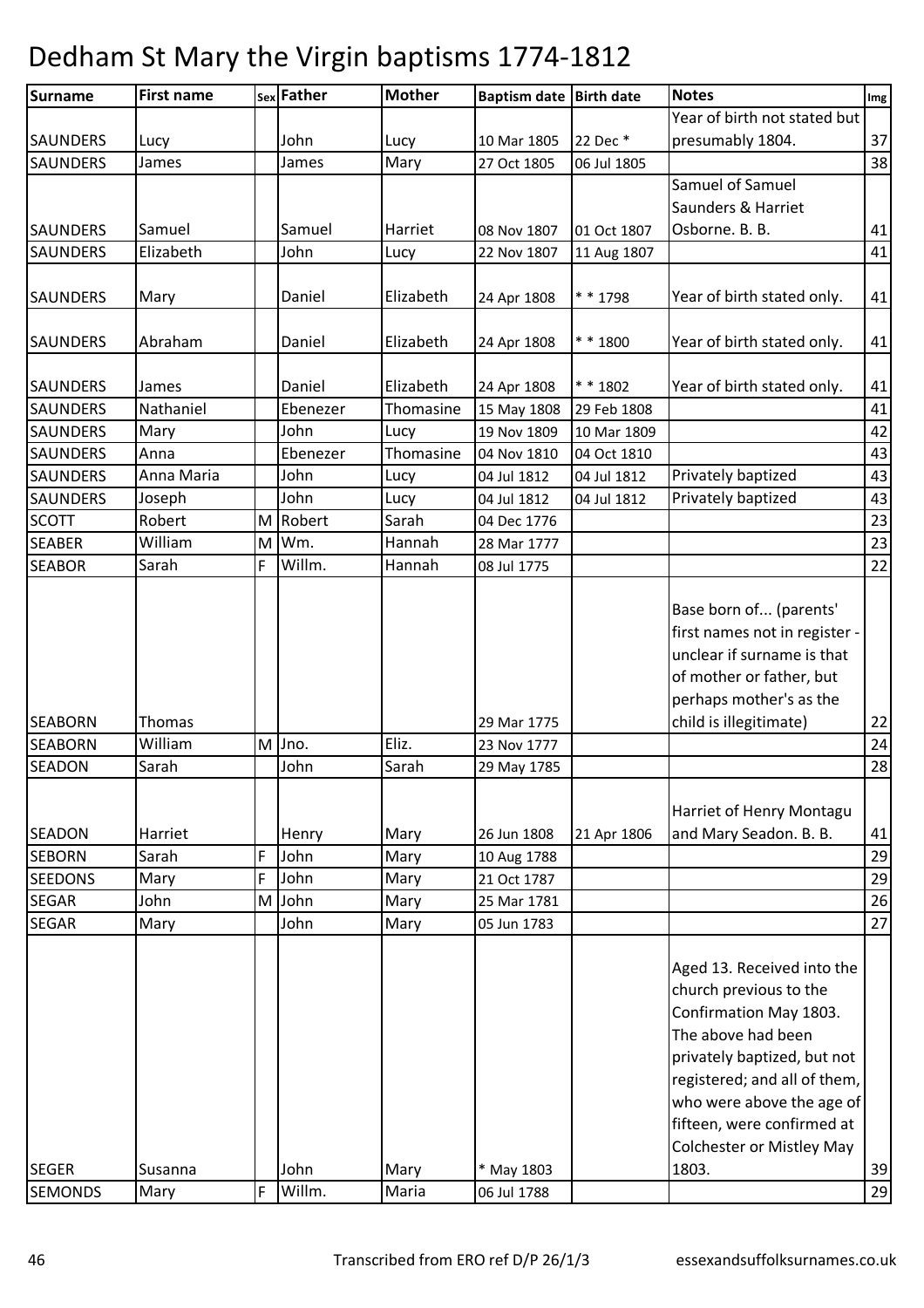# Dedham St Mary the Virgin baptisms 1774-1812

| Surname | First name | Sex | Father | Mother | Baptism date | Birth date | Notes | Img |
|---|---|---|---|---|---|---|---|---|
| SAUNDERS | Lucy | | John | Lucy | 10 Mar 1805 | 22 Dec * | Year of birth not stated but presumably 1804. | 37 |
| SAUNDERS | James | | James | Mary | 27 Oct 1805 | 06 Jul 1805 | | 38 |
| SAUNDERS | Samuel | | Samuel | Harriet | 08 Nov 1807 | 01 Oct 1807 | Samuel of Samuel Saunders & Harriet Osborne. B. B. | 41 |
| SAUNDERS | Elizabeth | | John | Lucy | 22 Nov 1807 | 11 Aug 1807 | | 41 |
| SAUNDERS | Mary | | Daniel | Elizabeth | 24 Apr 1808 | * * 1798 | Year of birth stated only. | 41 |
| SAUNDERS | Abraham | | Daniel | Elizabeth | 24 Apr 1808 | * * 1800 | Year of birth stated only. | 41 |
| SAUNDERS | James | | Daniel | Elizabeth | 24 Apr 1808 | * * 1802 | Year of birth stated only. | 41 |
| SAUNDERS | Nathaniel | | Ebenezer | Thomasine | 15 May 1808 | 29 Feb 1808 | | 41 |
| SAUNDERS | Mary | | John | Lucy | 19 Nov 1809 | 10 Mar 1809 | | 42 |
| SAUNDERS | Anna | | Ebenezer | Thomasine | 04 Nov 1810 | 04 Oct 1810 | | 43 |
| SAUNDERS | Anna Maria | | John | Lucy | 04 Jul 1812 | 04 Jul 1812 | Privately baptized | 43 |
| SAUNDERS | Joseph | | John | Lucy | 04 Jul 1812 | 04 Jul 1812 | Privately baptized | 43 |
| SCOTT | Robert | M | Robert | Sarah | 04 Dec 1776 | | | 23 |
| SEABER | William | M | Wm. | Hannah | 28 Mar 1777 | | | 23 |
| SEABOR | Sarah | F | Willm. | Hannah | 08 Jul 1775 | | | 22 |
| SEABORN | Thomas | | | | 29 Mar 1775 | | Base born of... (parents' first names not in register - unclear if surname is that of mother or father, but perhaps mother's as the child is illegitimate) | 22 |
| SEABORN | William | M | Jno. | Eliz. | 23 Nov 1777 | | | 24 |
| SEADON | Sarah | | John | Sarah | 29 May 1785 | | | 28 |
| SEADON | Harriet | | Henry | Mary | 26 Jun 1808 | 21 Apr 1806 | Harriet of Henry Montagu and Mary Seadon. B. B. | 41 |
| SEBORN | Sarah | F | John | Mary | 10 Aug 1788 | | | 29 |
| SEEDONS | Mary | F | John | Mary | 21 Oct 1787 | | | 29 |
| SEGAR | John | M | John | Mary | 25 Mar 1781 | | | 26 |
| SEGAR | Mary | | John | Mary | 05 Jun 1783 | | | 27 |
| SEGER | Susanna | | John | Mary | * May 1803 | | Aged 13. Received into the church previous to the Confirmation May 1803. The above had been privately baptized, but not registered; and all of them, who were above the age of fifteen, were confirmed at Colchester or Mistley May 1803. | 39 |
| SEMONDS | Mary | F | Willm. | Maria | 06 Jul 1788 | | | 29 |

Transcribed from ERO ref D/P 26/1/3 essexandsuffolksurnames.co.uk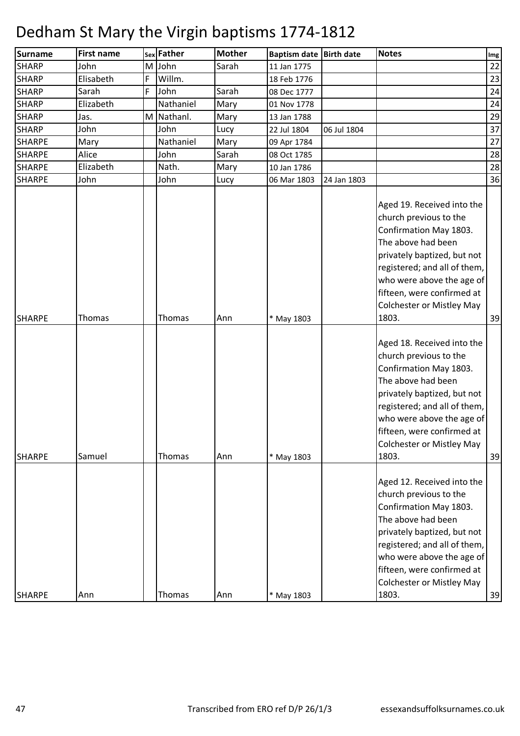# Dedham St Mary the Virgin baptisms 1774-1812

| Surname | First name | Sex | Father | Mother | Baptism date | Birth date | Notes | Img |
|---|---|---|---|---|---|---|---|---|
| SHARP | John | M | John | Sarah | 11 Jan 1775 | | | 22 |
| SHARP | Elisabeth | F | Willm. | | 18 Feb 1776 | | | 23 |
| SHARP | Sarah | F | John | Sarah | 08 Dec 1777 | | | 24 |
| SHARP | Elizabeth | | Nathaniel | Mary | 01 Nov 1778 | | | 24 |
| SHARP | Jas. | M | Nathanl. | Mary | 13 Jan 1788 | | | 29 |
| SHARP | John | | John | Lucy | 22 Jul 1804 | 06 Jul 1804 | | 37 |
| SHARPE | Mary | | Nathaniel | Mary | 09 Apr 1784 | | | 27 |
| SHARPE | Alice | | John | Sarah | 08 Oct 1785 | | | 28 |
| SHARPE | Elizabeth | | Nath. | Mary | 10 Jan 1786 | | | 28 |
| SHARPE | John | | John | Lucy | 06 Mar 1803 | 24 Jan 1803 | | 36 |
| SHARPE | Thomas | | Thomas | Ann | * May 1803 | | Aged 19. Received into the church previous to the Confirmation May 1803. The above had been privately baptized, but not registered; and all of them, who were above the age of fifteen, were confirmed at Colchester or Mistley May 1803. | 39 |
| SHARPE | Samuel | | Thomas | Ann | * May 1803 | | Aged 18. Received into the church previous to the Confirmation May 1803. The above had been privately baptized, but not registered; and all of them, who were above the age of fifteen, were confirmed at Colchester or Mistley May 1803. | 39 |
| SHARPE | Ann | | Thomas | Ann | * May 1803 | | Aged 12. Received into the church previous to the Confirmation May 1803. The above had been privately baptized, but not registered; and all of them, who were above the age of fifteen, were confirmed at Colchester or Mistley May 1803. | 39 |

Transcribed from ERO ref D/P 26/1/3 essexandsuffolksurnames.co.uk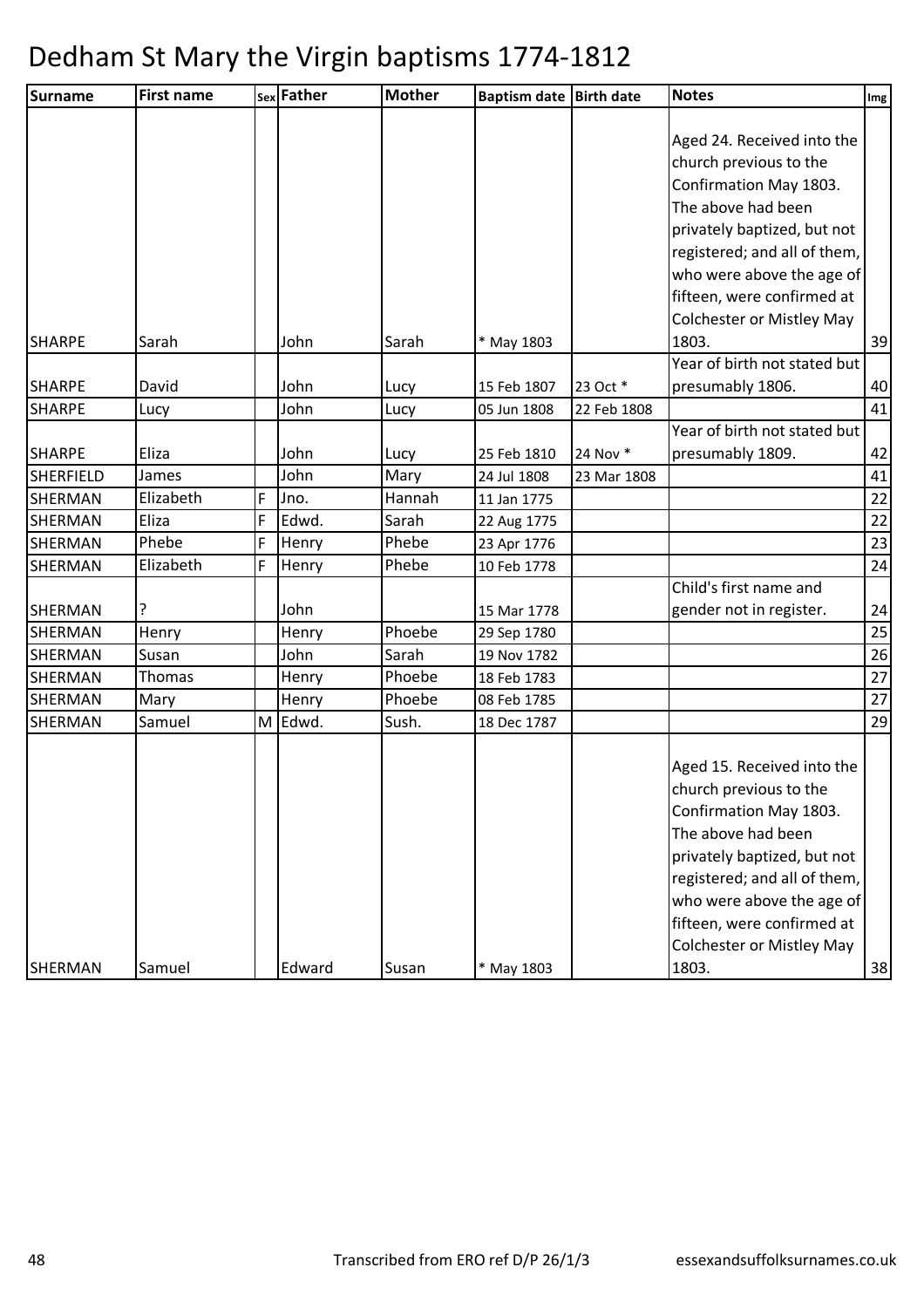# Dedham St Mary the Virgin baptisms 1774-1812

| Surname | First name | Sex | Father | Mother | Baptism date | Birth date | Notes | Img |
|---|---|---|---|---|---|---|---|---|
| SHARPE | Sarah | | John | Sarah | * May 1803 | | Aged 24. Received into the church previous to the Confirmation May 1803. The above had been privately baptized, but not registered; and all of them, who were above the age of fifteen, were confirmed at Colchester or Mistley May 1803. | 39 |
| SHARPE | David | | John | Lucy | 15 Feb 1807 | 23 Oct * | Year of birth not stated but presumably 1806. | 40 |
| SHARPE | Lucy | | John | Lucy | 05 Jun 1808 | 22 Feb 1808 | | 41 |
| SHARPE | Eliza | | John | Lucy | 25 Feb 1810 | 24 Nov * | Year of birth not stated but presumably 1809. | 42 |
| SHERFIELD | James | | John | Mary | 24 Jul 1808 | 23 Mar 1808 | | 41 |
| SHERMAN | Elizabeth | F | Jno. | Hannah | 11 Jan 1775 | | | 22 |
| SHERMAN | Eliza | F | Edwd. | Sarah | 22 Aug 1775 | | | 22 |
| SHERMAN | Phebe | F | Henry | Phebe | 23 Apr 1776 | | | 23 |
| SHERMAN | Elizabeth | F | Henry | Phebe | 10 Feb 1778 | | | 24 |
| SHERMAN | ? | | John | | 15 Mar 1778 | | Child's first name and gender not in register. | 24 |
| SHERMAN | Henry | | Henry | Phoebe | 29 Sep 1780 | | | 25 |
| SHERMAN | Susan | | John | Sarah | 19 Nov 1782 | | | 26 |
| SHERMAN | Thomas | | Henry | Phoebe | 18 Feb 1783 | | | 27 |
| SHERMAN | Mary | | Henry | Phoebe | 08 Feb 1785 | | | 27 |
| SHERMAN | Samuel | M | Edwd. | Sush. | 18 Dec 1787 | | | 29 |
| SHERMAN | Samuel | | Edward | Susan | * May 1803 | | Aged 15. Received into the church previous to the Confirmation May 1803. The above had been privately baptized, but not registered; and all of them, who were above the age of fifteen, were confirmed at Colchester or Mistley May 1803. | 38 |

Transcribed from ERO ref D/P 26/1/3 essexandsuffolksurnames.co.uk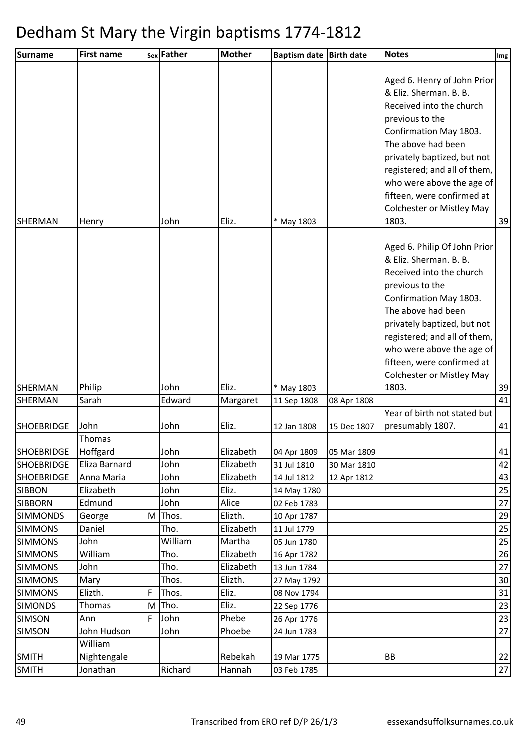# Dedham St Mary the Virgin baptisms 1774-1812

| Surname | First name | Sex | Father | Mother | Baptism date | Birth date | Notes | Img |
|---|---|---|---|---|---|---|---|---|
| SHERMAN | Henry | | John | Eliz. | * May 1803 | | Aged 6. Henry of John Prior & Eliz. Sherman. B. B. Received into the church previous to the Confirmation May 1803. The above had been privately baptized, but not registered; and all of them, who were above the age of fifteen, were confirmed at Colchester or Mistley May 1803. | 39 |
| SHERMAN | Philip | | John | Eliz. | * May 1803 | | Aged 6. Philip Of John Prior & Eliz. Sherman. B. B. Received into the church previous to the Confirmation May 1803. The above had been privately baptized, but not registered; and all of them, who were above the age of fifteen, were confirmed at Colchester or Mistley May 1803. | 39 |
| SHERMAN | Sarah | | Edward | Margaret | 11 Sep 1808 | 08 Apr 1808 | | 41 |
| SHOEBRIDGE | John | | John | Eliz. | 12 Jan 1808 | 15 Dec 1807 | Year of birth not stated but presumably 1807. | 41 |
| SHOEBRIDGE | Thomas Hoffgard | | John | Elizabeth | 04 Apr 1809 | 05 Mar 1809 | | 41 |
| SHOEBRIDGE | Eliza Barnard | | John | Elizabeth | 31 Jul 1810 | 30 Mar 1810 | | 42 |
| SHOEBRIDGE | Anna Maria | | John | Elizabeth | 14 Jul 1812 | 12 Apr 1812 | | 43 |
| SIBBON | Elizabeth | | John | Eliz. | 14 May 1780 | | | 25 |
| SIBBORN | Edmund | | John | Alice | 02 Feb 1783 | | | 27 |
| SIMMONDS | George | M | Thos. | Elizth. | 10 Apr 1787 | | | 29 |
| SIMMONS | Daniel | | Tho. | Elizabeth | 11 Jul 1779 | | | 25 |
| SIMMONS | John | | William | Martha | 05 Jun 1780 | | | 25 |
| SIMMONS | William | | Tho. | Elizabeth | 16 Apr 1782 | | | 26 |
| SIMMONS | John | | Tho. | Elizabeth | 13 Jun 1784 | | | 27 |
| SIMMONS | Mary | | Thos. | Elizth. | 27 May 1792 | | | 30 |
| SIMMONS | Elizth. | F | Thos. | Eliz. | 08 Nov 1794 | | | 31 |
| SIMONDS | Thomas | M | Tho. | Eliz. | 22 Sep 1776 | | | 23 |
| SIMSON | Ann | F | John | Phebe | 26 Apr 1776 | | | 23 |
| SIMSON | John Hudson | | John | Phoebe | 24 Jun 1783 | | | 27 |
| SMITH | William Nightengale | | | Rebekah | 19 Mar 1775 | | BB | 22 |
| SMITH | Jonathan | | Richard | Hannah | 03 Feb 1785 | | | 27 |

Transcribed from ERO ref D/P 26/1/3 essexandsuffolksurnames.co.uk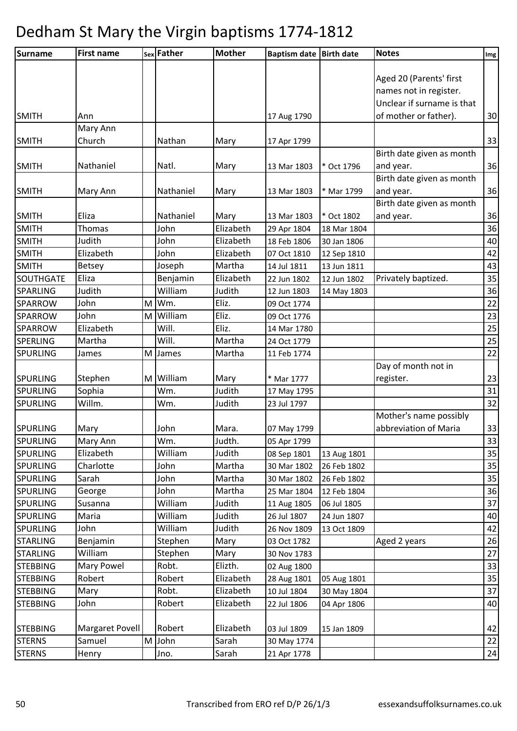# Dedham St Mary the Virgin baptisms 1774-1812

| Surname | First name | Sex | Father | Mother | Baptism date | Birth date | Notes | Img |
|---|---|---|---|---|---|---|---|---|
| SMITH | Ann | | | | 17 Aug 1790 | | Aged 20 (Parents' first names not in register. Unclear if surname is that of mother or father). | 30 |
| SMITH | Mary Ann Church | | Nathan | Mary | 17 Apr 1799 | | | 33 |
| SMITH | Nathaniel | | Natl. | Mary | 13 Mar 1803 | * Oct 1796 | Birth date given as month and year. | 36 |
| SMITH | Mary Ann | | Nathaniel | Mary | 13 Mar 1803 | * Mar 1799 | Birth date given as month and year. | 36 |
| SMITH | Eliza | | Nathaniel | Mary | 13 Mar 1803 | * Oct 1802 | Birth date given as month and year. | 36 |
| SMITH | Thomas | | John | Elizabeth | 29 Apr 1804 | 18 Mar 1804 | | 36 |
| SMITH | Judith | | John | Elizabeth | 18 Feb 1806 | 30 Jan 1806 | | 40 |
| SMITH | Elizabeth | | John | Elizabeth | 07 Oct 1810 | 12 Sep 1810 | | 42 |
| SMITH | Betsey | | Joseph | Martha | 14 Jul 1811 | 13 Jun 1811 | | 43 |
| SOUTHGATE | Eliza | | Benjamin | Elizabeth | 22 Jun 1802 | 12 Jun 1802 | Privately baptized. | 35 |
| SPARLING | Judith | | William | Judith | 12 Jun 1803 | 14 May 1803 | | 36 |
| SPARROW | John | M | Wm. | Eliz. | 09 Oct 1774 | | | 22 |
| SPARROW | John | M | William | Eliz. | 09 Oct 1776 | | | 23 |
| SPARROW | Elizabeth | | Will. | Eliz. | 14 Mar 1780 | | | 25 |
| SPERLING | Martha | | Will. | Martha | 24 Oct 1779 | | | 25 |
| SPURLING | James | M | James | Martha | 11 Feb 1774 | | | 22 |
| SPURLING | Stephen | M | William | Mary | * Mar 1777 | | Day of month not in register. | 23 |
| SPURLING | Sophia | | Wm. | Judith | 17 May 1795 | | | 31 |
| SPURLING | Willm. | | Wm. | Judith | 23 Jul 1797 | | | 32 |
| SPURLING | Mary | | John | Mara. | 07 May 1799 | | Mother's name possibly abbreviation of Maria | 33 |
| SPURLING | Mary Ann | | Wm. | Judth. | 05 Apr 1799 | | | 33 |
| SPURLING | Elizabeth | | William | Judith | 08 Sep 1801 | 13 Aug 1801 | | 35 |
| SPURLING | Charlotte | | John | Martha | 30 Mar 1802 | 26 Feb 1802 | | 35 |
| SPURLING | Sarah | | John | Martha | 30 Mar 1802 | 26 Feb 1802 | | 35 |
| SPURLING | George | | John | Martha | 25 Mar 1804 | 12 Feb 1804 | | 36 |
| SPURLING | Susanna | | William | Judith | 11 Aug 1805 | 06 Jul 1805 | | 37 |
| SPURLING | Maria | | William | Judith | 26 Jul 1807 | 24 Jun 1807 | | 40 |
| SPURLING | John | | William | Judith | 26 Nov 1809 | 13 Oct 1809 | | 42 |
| STARLING | Benjamin | | Stephen | Mary | 03 Oct 1782 | | Aged 2 years | 26 |
| STARLING | William | | Stephen | Mary | 30 Nov 1783 | | | 27 |
| STEBBING | Mary Powel | | Robt. | Elizth. | 02 Aug 1800 | | | 33 |
| STEBBING | Robert | | Robert | Elizabeth | 28 Aug 1801 | 05 Aug 1801 | | 35 |
| STEBBING | Mary | | Robt. | Elizabeth | 10 Jul 1804 | 30 May 1804 | | 37 |
| STEBBING | John | | Robert | Elizabeth | 22 Jul 1806 | 04 Apr 1806 | | 40 |
| STEBBING | Margaret Povell | | Robert | Elizabeth | 03 Jul 1809 | 15 Jan 1809 | | 42 |
| STERNS | Samuel | M | John | Sarah | 30 May 1774 | | | 22 |
| STERNS | Henry | | Jno. | Sarah | 21 Apr 1778 | | | 24 |

Transcribed from ERO ref D/P 26/1/3 essexandsuffolksurnames.co.uk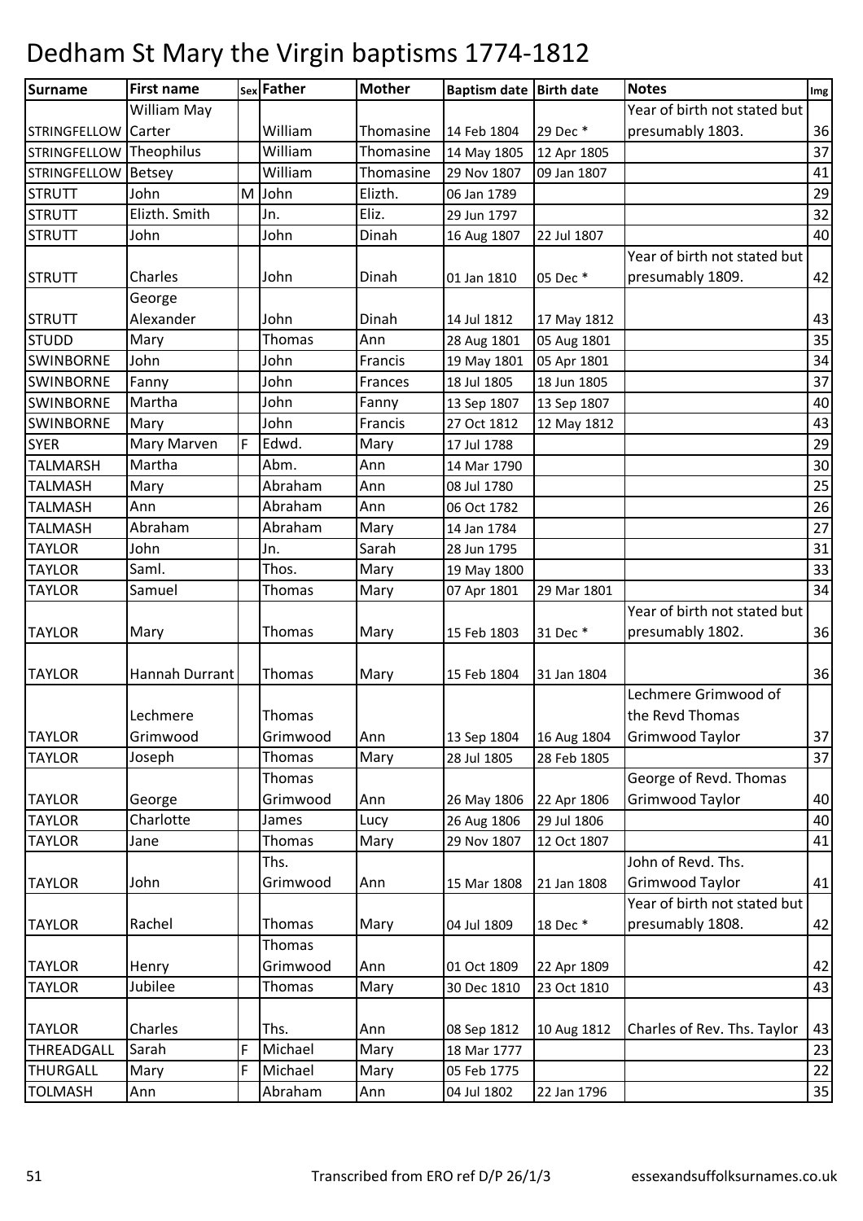# Dedham St Mary the Virgin baptisms 1774-1812

| Surname | First name | Sex | Father | Mother | Baptism date | Birth date | Notes | Img |
|---|---|---|---|---|---|---|---|---|
| STRINGFELLOW | William May Carter | | William | Thomasine | 14 Feb 1804 | 29 Dec * | Year of birth not stated but presumably 1803. | 36 |
| STRINGFELLOW | Theophilus | | William | Thomasine | 14 May 1805 | 12 Apr 1805 | | 37 |
| STRINGFELLOW | Betsey | | William | Thomasine | 29 Nov 1807 | 09 Jan 1807 | | 41 |
| STRUTT | John | M | John | Elizth. | 06 Jan 1789 | | | 29 |
| STRUTT | Elizth. Smith | | Jn. | Eliz. | 29 Jun 1797 | | | 32 |
| STRUTT | John | | John | Dinah | 16 Aug 1807 | 22 Jul 1807 | | 40 |
| STRUTT | Charles | | John | Dinah | 01 Jan 1810 | 05 Dec * | Year of birth not stated but presumably 1809. | 42 |
| STRUTT | George Alexander | | John | Dinah | 14 Jul 1812 | 17 May 1812 | | 43 |
| STUDD | Mary | | Thomas | Ann | 28 Aug 1801 | 05 Aug 1801 | | 35 |
| SWINBORNE | John | | John | Francis | 19 May 1801 | 05 Apr 1801 | | 34 |
| SWINBORNE | Fanny | | John | Frances | 18 Jul 1805 | 18 Jun 1805 | | 37 |
| SWINBORNE | Martha | | John | Fanny | 13 Sep 1807 | 13 Sep 1807 | | 40 |
| SWINBORNE | Mary | | John | Francis | 27 Oct 1812 | 12 May 1812 | | 43 |
| SYER | Mary Marven | F | Edwd. | Mary | 17 Jul 1788 | | | 29 |
| TALMARSH | Martha | | Abm. | Ann | 14 Mar 1790 | | | 30 |
| TALMASH | Mary | | Abraham | Ann | 08 Jul 1780 | | | 25 |
| TALMASH | Ann | | Abraham | Ann | 06 Oct 1782 | | | 26 |
| TALMASH | Abraham | | Abraham | Mary | 14 Jan 1784 | | | 27 |
| TAYLOR | John | | Jn. | Sarah | 28 Jun 1795 | | | 31 |
| TAYLOR | Saml. | | Thos. | Mary | 19 May 1800 | | | 33 |
| TAYLOR | Samuel | | Thomas | Mary | 07 Apr 1801 | 29 Mar 1801 | | 34 |
| TAYLOR | Mary | | Thomas | Mary | 15 Feb 1803 | 31 Dec * | Year of birth not stated but presumably 1802. | 36 |
| TAYLOR | Hannah Durrant | | Thomas | Mary | 15 Feb 1804 | 31 Jan 1804 | | 36 |
| TAYLOR | Lechmere Grimwood | | Thomas Grimwood | Ann | 13 Sep 1804 | 16 Aug 1804 | Lechmere Grimwood of the Revd Thomas Grimwood Taylor | 37 |
| TAYLOR | Joseph | | Thomas | Mary | 28 Jul 1805 | 28 Feb 1805 | | 37 |
| TAYLOR | George | | Thomas Grimwood | Ann | 26 May 1806 | 22 Apr 1806 | George of Revd. Thomas Grimwood Taylor | 40 |
| TAYLOR | Charlotte | | James | Lucy | 26 Aug 1806 | 29 Jul 1806 | | 40 |
| TAYLOR | Jane | | Thomas | Mary | 29 Nov 1807 | 12 Oct 1807 | | 41 |
| TAYLOR | John | | Ths. Grimwood | Ann | 15 Mar 1808 | 21 Jan 1808 | John of Revd. Ths. Grimwood Taylor | 41 |
| TAYLOR | Rachel | | Thomas | Mary | 04 Jul 1809 | 18 Dec * | Year of birth not stated but presumably 1808. | 42 |
| TAYLOR | Henry | | Thomas Grimwood | Ann | 01 Oct 1809 | 22 Apr 1809 | | 42 |
| TAYLOR | Jubilee | | Thomas | Mary | 30 Dec 1810 | 23 Oct 1810 | | 43 |
| TAYLOR | Charles | | Ths. | Ann | 08 Sep 1812 | 10 Aug 1812 | Charles of Rev. Ths. Taylor | 43 |
| THREADGALL | Sarah | F | Michael | Mary | 18 Mar 1777 | | | 23 |
| THURGALL | Mary | F | Michael | Mary | 05 Feb 1775 | | | 22 |
| TOLMASH | Ann | | Abraham | Ann | 04 Jul 1802 | 22 Jan 1796 | | 35 |

Transcribed from ERO ref D/P 26/1/3 essexandsuffolksurnames.co.uk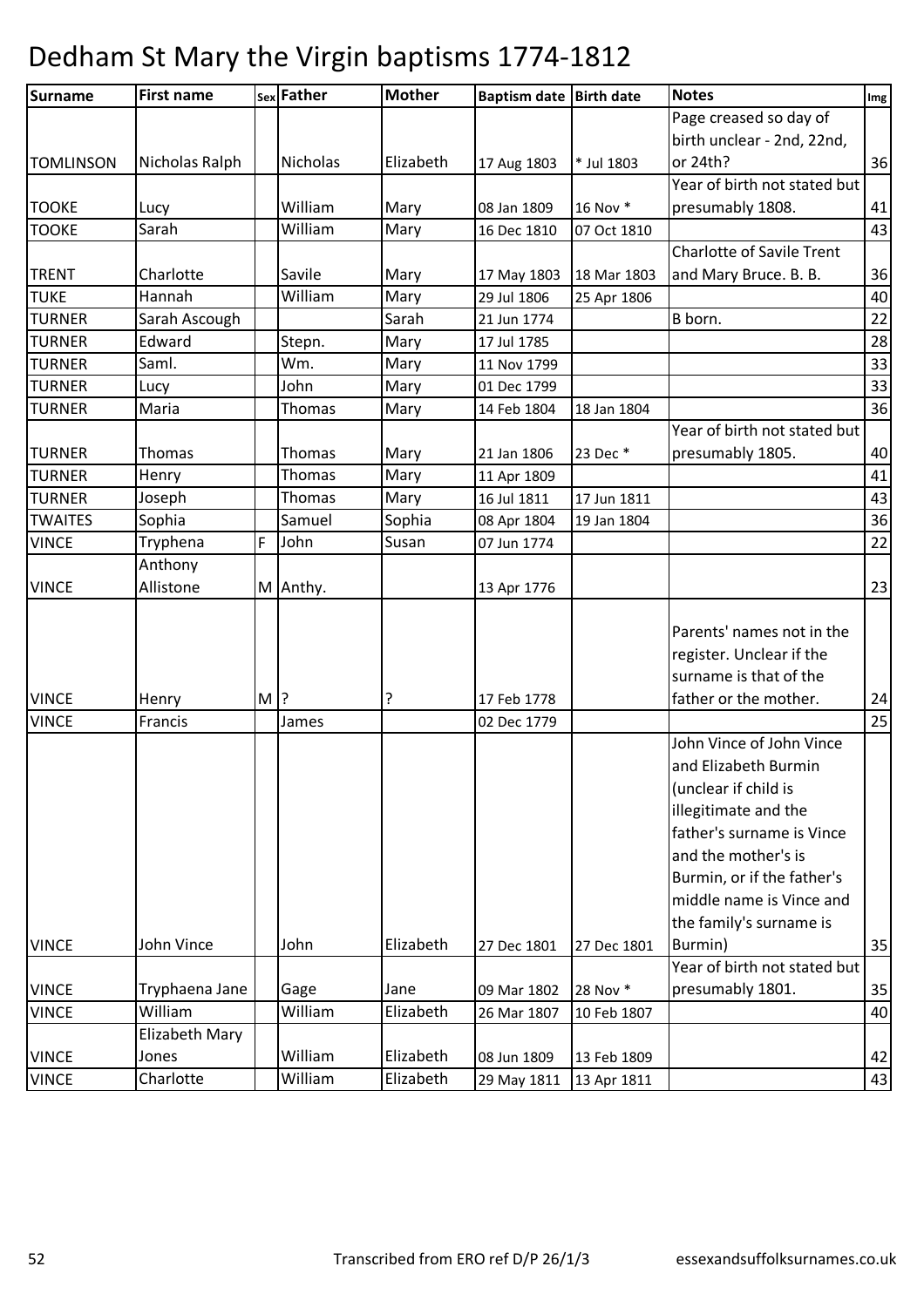# Dedham St Mary the Virgin baptisms 1774-1812

| Surname | First name | Sex | Father | Mother | Baptism date | Birth date | Notes | Img |
|---|---|---|---|---|---|---|---|---|
| TOMLINSON | Nicholas Ralph | | Nicholas | Elizabeth | 17 Aug 1803 | * Jul 1803 | Page creased so day of birth unclear - 2nd, 22nd, or 24th? | 36 |
| TOOKE | Lucy | | William | Mary | 08 Jan 1809 | 16 Nov * | Year of birth not stated but presumably 1808. | 41 |
| TOOKE | Sarah | | William | Mary | 16 Dec 1810 | 07 Oct 1810 | | 43 |
| TRENT | Charlotte | | Savile | Mary | 17 May 1803 | 18 Mar 1803 | Charlotte of Savile Trent and Mary Bruce. B. B. | 36 |
| TUKE | Hannah | | William | Mary | 29 Jul 1806 | 25 Apr 1806 | | 40 |
| TURNER | Sarah Ascough | | | Sarah | 21 Jun 1774 | | B born. | 22 |
| TURNER | Edward | | Stepn. | Mary | 17 Jul 1785 | | | 28 |
| TURNER | Saml. | | Wm. | Mary | 11 Nov 1799 | | | 33 |
| TURNER | Lucy | | John | Mary | 01 Dec 1799 | | | 33 |
| TURNER | Maria | | Thomas | Mary | 14 Feb 1804 | 18 Jan 1804 | | 36 |
| TURNER | Thomas | | Thomas | Mary | 21 Jan 1806 | 23 Dec * | Year of birth not stated but presumably 1805. | 40 |
| TURNER | Henry | | Thomas | Mary | 11 Apr 1809 | | | 41 |
| TURNER | Joseph | | Thomas | Mary | 16 Jul 1811 | 17 Jun 1811 | | 43 |
| TWAITES | Sophia | | Samuel | Sophia | 08 Apr 1804 | 19 Jan 1804 | | 36 |
| VINCE | Tryphena | F | John | Susan | 07 Jun 1774 | | | 22 |
| VINCE | Anthony Allistone | M | Anthy. | | 13 Apr 1776 | | | 23 |
| VINCE | Henry | M | ? | ? | 17 Feb 1778 | | Parents' names not in the register. Unclear if the surname is that of the father or the mother. | 24 |
| VINCE | Francis | | James | | 02 Dec 1779 | | | 25 |
| VINCE | John Vince | | John | Elizabeth | 27 Dec 1801 | 27 Dec 1801 | John Vince of John Vince and Elizabeth Burmin (unclear if child is illegitimate and the father's surname is Vince and the mother's is Burmin, or if the father's middle name is Vince and the family's surname is Burmin) | 35 |
| VINCE | Tryphaena Jane | | Gage | Jane | 09 Mar 1802 | 28 Nov * | Year of birth not stated but presumably 1801. | 35 |
| VINCE | William | | William | Elizabeth | 26 Mar 1807 | 10 Feb 1807 | | 40 |
| VINCE | Elizabeth Mary Jones | | William | Elizabeth | 08 Jun 1809 | 13 Feb 1809 | | 42 |
| VINCE | Charlotte | | William | Elizabeth | 29 May 1811 | 13 Apr 1811 | | 43 |

Transcribed from ERO ref D/P 26/1/3 essexandsuffolksurnames.co.uk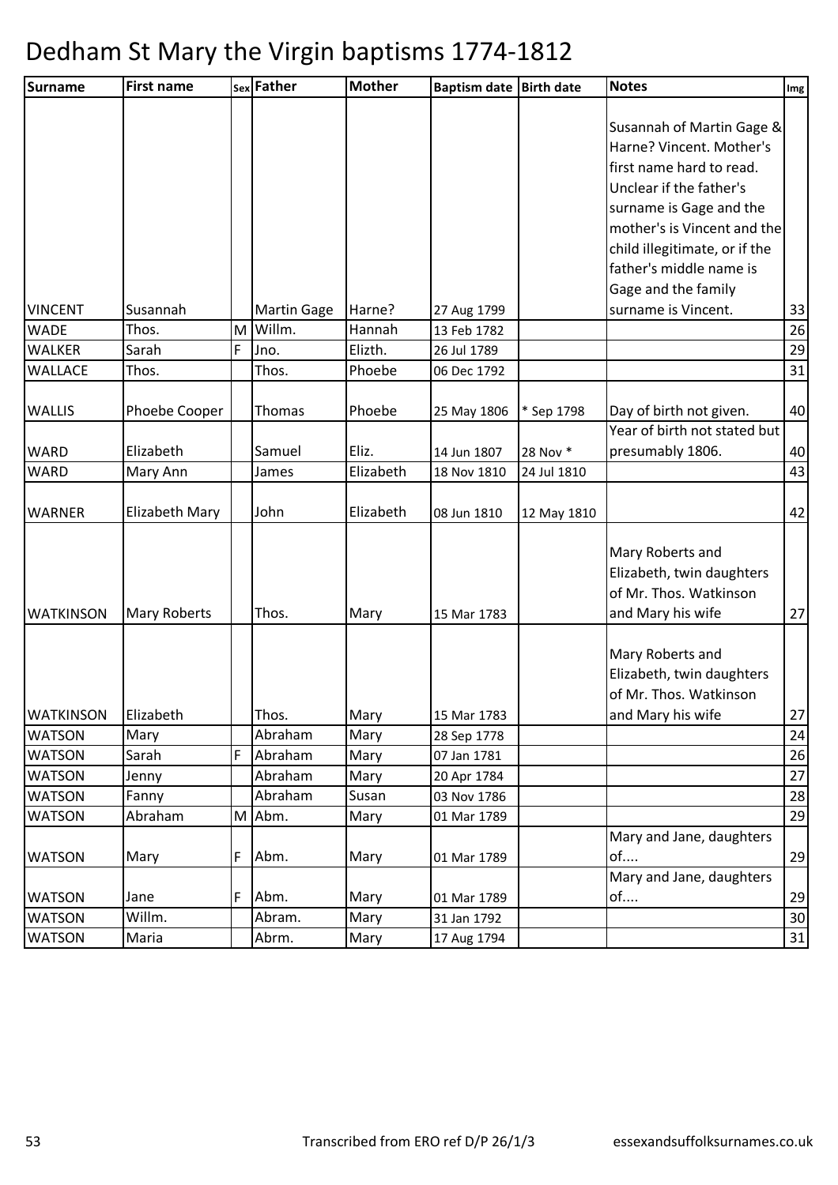# Dedham St Mary the Virgin baptisms 1774-1812

| Surname | First name | Sex | Father | Mother | Baptism date | Birth date | Notes | Img |
|---|---|---|---|---|---|---|---|---|
| VINCENT | Susannah | | Martin Gage | Harne? | 27 Aug 1799 | | Susannah of Martin Gage & Harne? Vincent. Mother's first name hard to read. Unclear if the father's surname is Gage and the mother's is Vincent and the child illegitimate, or if the father's middle name is Gage and the family surname is Vincent. | 33 |
| WADE | Thos. | M | Willm. | Hannah | 13 Feb 1782 | | | 26 |
| WALKER | Sarah | F | Jno. | Elizth. | 26 Jul 1789 | | | 29 |
| WALLACE | Thos. | | Thos. | Phoebe | 06 Dec 1792 | | | 31 |
| WALLIS | Phoebe Cooper | | Thomas | Phoebe | 25 May 1806 | * Sep 1798 | Day of birth not given. | 40 |
| WARD | Elizabeth | | Samuel | Eliz. | 14 Jun 1807 | 28 Nov * | Year of birth not stated but presumably 1806. | 40 |
| WARD | Mary Ann | | James | Elizabeth | 18 Nov 1810 | 24 Jul 1810 | | 43 |
| WARNER | Elizabeth Mary | | John | Elizabeth | 08 Jun 1810 | 12 May 1810 | | 42 |
| WATKINSON | Mary Roberts | | Thos. | Mary | 15 Mar 1783 | | Mary Roberts and Elizabeth, twin daughters of Mr. Thos. Watkinson and Mary his wife | 27 |
| WATKINSON | Elizabeth | | Thos. | Mary | 15 Mar 1783 | | Mary Roberts and Elizabeth, twin daughters of Mr. Thos. Watkinson and Mary his wife | 27 |
| WATSON | Mary | | Abraham | Mary | 28 Sep 1778 | | | 24 |
| WATSON | Sarah | F | Abraham | Mary | 07 Jan 1781 | | | 26 |
| WATSON | Jenny | | Abraham | Mary | 20 Apr 1784 | | | 27 |
| WATSON | Fanny | | Abraham | Susan | 03 Nov 1786 | | | 28 |
| WATSON | Abraham | M | Abm. | Mary | 01 Mar 1789 | | | 29 |
| WATSON | Mary | F | Abm. | Mary | 01 Mar 1789 | | Mary and Jane, daughters of.... | 29 |
| WATSON | Jane | F | Abm. | Mary | 01 Mar 1789 | | Mary and Jane, daughters of.... | 29 |
| WATSON | Willm. | | Abram. | Mary | 31 Jan 1792 | | | 30 |
| WATSON | Maria | | Abrm. | Mary | 17 Aug 1794 | | | 31 |

Transcribed from ERO ref D/P 26/1/3 essexandsuffolksurnames.co.uk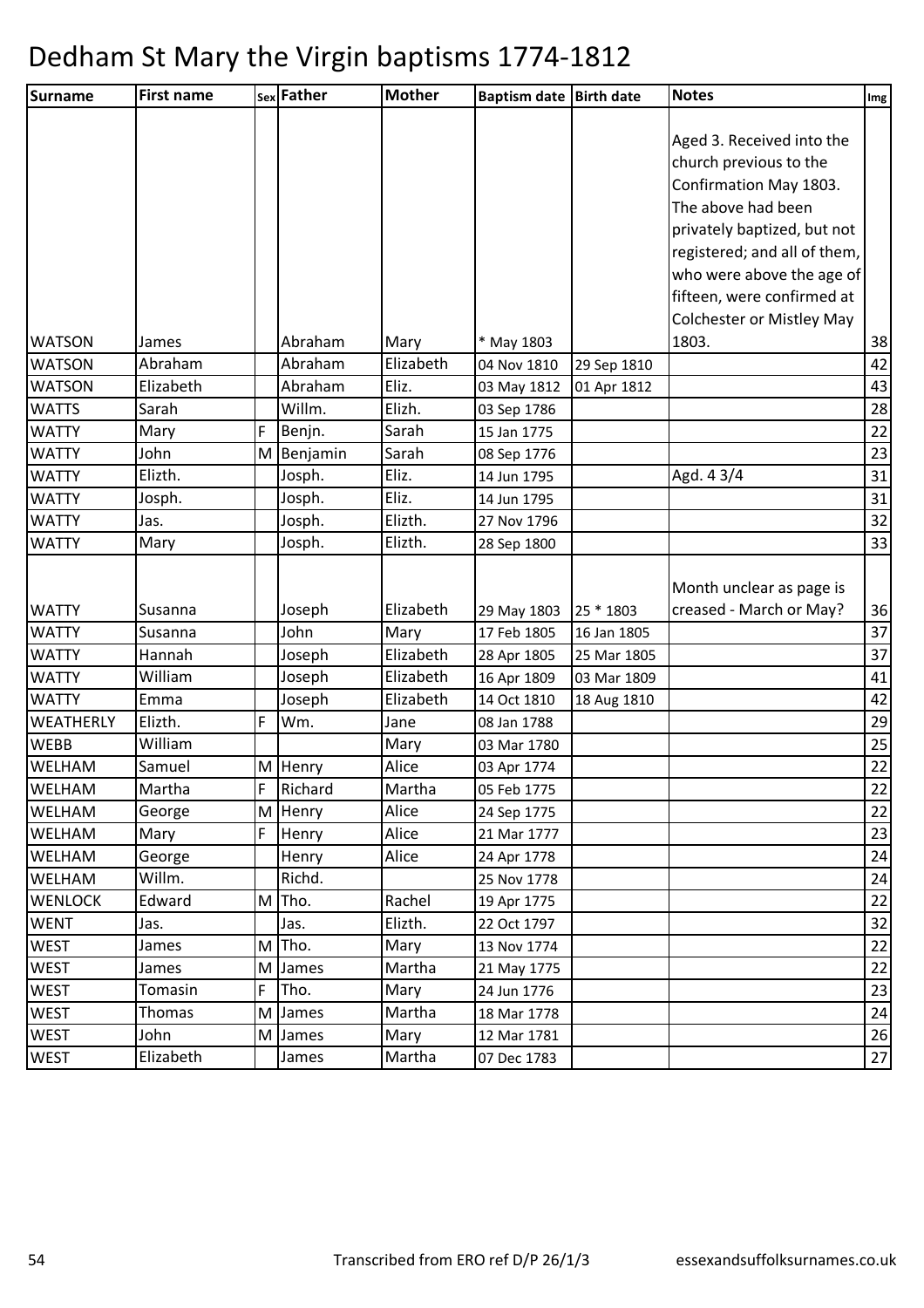# Dedham St Mary the Virgin baptisms 1774-1812

| Surname | First name | Sex | Father | Mother | Baptism date | Birth date | Notes | Img |
|---|---|---|---|---|---|---|---|---|
| WATSON | James | | Abraham | Mary | * May 1803 | | Aged 3. Received into the church previous to the Confirmation May 1803. The above had been privately baptized, but not registered; and all of them, who were above the age of fifteen, were confirmed at Colchester or Mistley May 1803. | 38 |
| WATSON | Abraham | | Abraham | Elizabeth | 04 Nov 1810 | 29 Sep 1810 | | 42 |
| WATSON | Elizabeth | | Abraham | Eliz. | 03 May 1812 | 01 Apr 1812 | | 43 |
| WATTS | Sarah | | Willm. | Elizh. | 03 Sep 1786 | | | 28 |
| WATTY | Mary | F | Benjn. | Sarah | 15 Jan 1775 | | | 22 |
| WATTY | John | M | Benjamin | Sarah | 08 Sep 1776 | | | 23 |
| WATTY | Elizth. | | Josph. | Eliz. | 14 Jun 1795 | | Agd. 4 3/4 | 31 |
| WATTY | Josph. | | Josph. | Eliz. | 14 Jun 1795 | | | 31 |
| WATTY | Jas. | | Josph. | Elizth. | 27 Nov 1796 | | | 32 |
| WATTY | Mary | | Josph. | Elizth. | 28 Sep 1800 | | | 33 |
| WATTY | Susanna | | Joseph | Elizabeth | 29 May 1803 | 25 * 1803 | Month unclear as page is creased - March or May? | 36 |
| WATTY | Susanna | | John | Mary | 17 Feb 1805 | 16 Jan 1805 | | 37 |
| WATTY | Hannah | | Joseph | Elizabeth | 28 Apr 1805 | 25 Mar 1805 | | 37 |
| WATTY | William | | Joseph | Elizabeth | 16 Apr 1809 | 03 Mar 1809 | | 41 |
| WATTY | Emma | | Joseph | Elizabeth | 14 Oct 1810 | 18 Aug 1810 | | 42 |
| WEATHERLY | Elizth. | F | Wm. | Jane | 08 Jan 1788 | | | 29 |
| WEBB | William | | | Mary | 03 Mar 1780 | | | 25 |
| WELHAM | Samuel | M | Henry | Alice | 03 Apr 1774 | | | 22 |
| WELHAM | Martha | F | Richard | Martha | 05 Feb 1775 | | | 22 |
| WELHAM | George | M | Henry | Alice | 24 Sep 1775 | | | 22 |
| WELHAM | Mary | F | Henry | Alice | 21 Mar 1777 | | | 23 |
| WELHAM | George | | Henry | Alice | 24 Apr 1778 | | | 24 |
| WELHAM | Willm. | | Richd. | | 25 Nov 1778 | | | 24 |
| WENLOCK | Edward | M | Tho. | Rachel | 19 Apr 1775 | | | 22 |
| WENT | Jas. | | Jas. | Elizth. | 22 Oct 1797 | | | 32 |
| WEST | James | M | Tho. | Mary | 13 Nov 1774 | | | 22 |
| WEST | James | M | James | Martha | 21 May 1775 | | | 22 |
| WEST | Tomasin | F | Tho. | Mary | 24 Jun 1776 | | | 23 |
| WEST | Thomas | M | James | Martha | 18 Mar 1778 | | | 24 |
| WEST | John | M | James | Mary | 12 Mar 1781 | | | 26 |
| WEST | Elizabeth | | James | Martha | 07 Dec 1783 | | | 27 |

Transcribed from ERO ref D/P 26/1/3 essexandsuffolksurnames.co.uk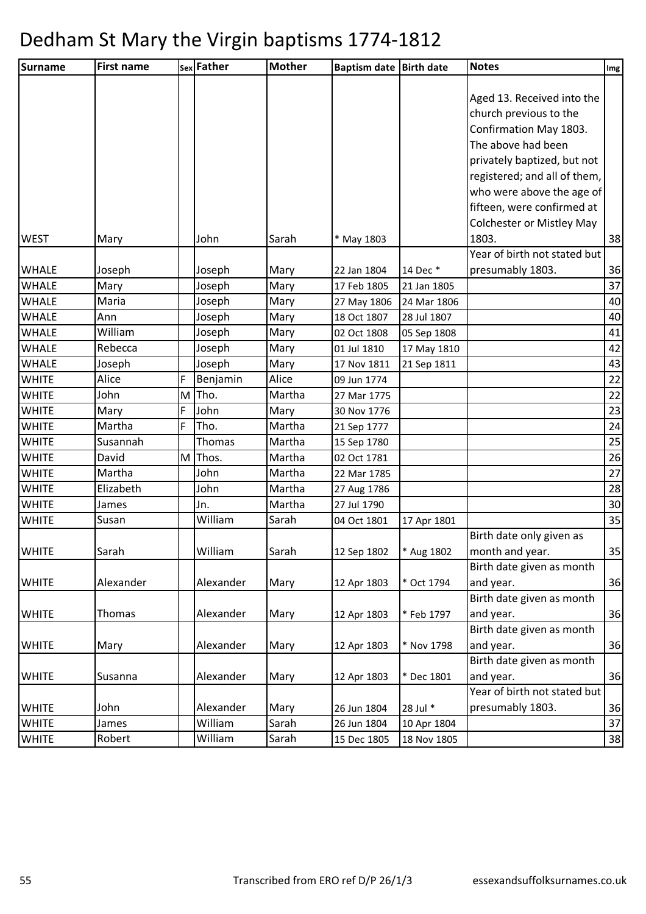# Dedham St Mary the Virgin baptisms 1774-1812

| Surname | First name | Sex | Father | Mother | Baptism date | Birth date | Notes | Img |
|---|---|---|---|---|---|---|---|---|
| WEST | Mary | | John | Sarah | * May 1803 | | Aged 13. Received into the church previous to the Confirmation May 1803. The above had been privately baptized, but not registered; and all of them, who were above the age of fifteen, were confirmed at Colchester or Mistley May 1803. | 38 |
| WHALE | Joseph | | Joseph | Mary | 22 Jan 1804 | 14 Dec * | Year of birth not stated but presumably 1803. | 36 |
| WHALE | Mary | | Joseph | Mary | 17 Feb 1805 | 21 Jan 1805 | | 37 |
| WHALE | Maria | | Joseph | Mary | 27 May 1806 | 24 Mar 1806 | | 40 |
| WHALE | Ann | | Joseph | Mary | 18 Oct 1807 | 28 Jul 1807 | | 40 |
| WHALE | William | | Joseph | Mary | 02 Oct 1808 | 05 Sep 1808 | | 41 |
| WHALE | Rebecca | | Joseph | Mary | 01 Jul 1810 | 17 May 1810 | | 42 |
| WHALE | Joseph | | Joseph | Mary | 17 Nov 1811 | 21 Sep 1811 | | 43 |
| WHITE | Alice | F | Benjamin | Alice | 09 Jun 1774 | | | 22 |
| WHITE | John | M | Tho. | Martha | 27 Mar 1775 | | | 22 |
| WHITE | Mary | F | John | Mary | 30 Nov 1776 | | | 23 |
| WHITE | Martha | F | Tho. | Martha | 21 Sep 1777 | | | 24 |
| WHITE | Susannah | | Thomas | Martha | 15 Sep 1780 | | | 25 |
| WHITE | David | M | Thos. | Martha | 02 Oct 1781 | | | 26 |
| WHITE | Martha | | John | Martha | 22 Mar 1785 | | | 27 |
| WHITE | Elizabeth | | John | Martha | 27 Aug 1786 | | | 28 |
| WHITE | James | | Jn. | Martha | 27 Jul 1790 | | | 30 |
| WHITE | Susan | | William | Sarah | 04 Oct 1801 | 17 Apr 1801 | | 35 |
| WHITE | Sarah | | William | Sarah | 12 Sep 1802 | * Aug 1802 | Birth date only given as month and year. | 35 |
| WHITE | Alexander | | Alexander | Mary | 12 Apr 1803 | * Oct 1794 | Birth date given as month and year. | 36 |
| WHITE | Thomas | | Alexander | Mary | 12 Apr 1803 | * Feb 1797 | Birth date given as month and year. | 36 |
| WHITE | Mary | | Alexander | Mary | 12 Apr 1803 | * Nov 1798 | Birth date given as month and year. | 36 |
| WHITE | Susanna | | Alexander | Mary | 12 Apr 1803 | * Dec 1801 | Birth date given as month and year. | 36 |
| WHITE | John | | Alexander | Mary | 26 Jun 1804 | 28 Jul * | Year of birth not stated but presumably 1803. | 36 |
| WHITE | James | | William | Sarah | 26 Jun 1804 | 10 Apr 1804 | | 37 |
| WHITE | Robert | | William | Sarah | 15 Dec 1805 | 18 Nov 1805 | | 38 |

Transcribed from ERO ref D/P 26/1/3 essexandsuffolksurnames.co.uk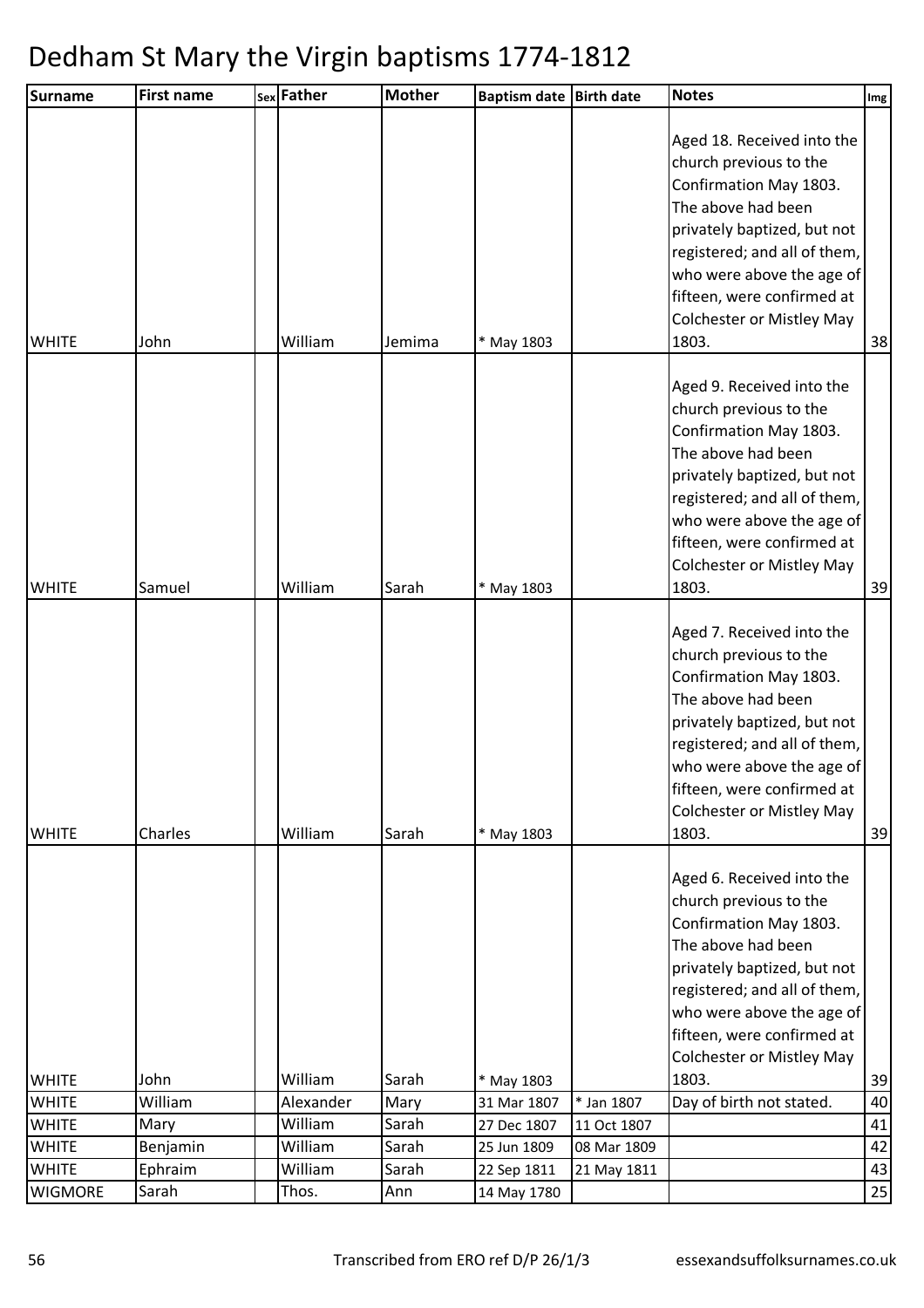# Dedham St Mary the Virgin baptisms 1774-1812

| Surname | First name | Sex | Father | Mother | Baptism date | Birth date | Notes | Img |
|---|---|---|---|---|---|---|---|---|
| WHITE | John | | William | Jemima | * May 1803 | | Aged 18. Received into the church previous to the Confirmation May 1803. The above had been privately baptized, but not registered; and all of them, who were above the age of fifteen, were confirmed at Colchester or Mistley May 1803. | 38 |
| WHITE | Samuel | | William | Sarah | * May 1803 | | Aged 9. Received into the church previous to the Confirmation May 1803. The above had been privately baptized, but not registered; and all of them, who were above the age of fifteen, were confirmed at Colchester or Mistley May 1803. | 39 |
| WHITE | Charles | | William | Sarah | * May 1803 | | Aged 7. Received into the church previous to the Confirmation May 1803. The above had been privately baptized, but not registered; and all of them, who were above the age of fifteen, were confirmed at Colchester or Mistley May 1803. | 39 |
| WHITE | John | | William | Sarah | * May 1803 | | Aged 6. Received into the church previous to the Confirmation May 1803. The above had been privately baptized, but not registered; and all of them, who were above the age of fifteen, were confirmed at Colchester or Mistley May 1803. | 39 |
| WHITE | William | | Alexander | Mary | 31 Mar 1807 | * Jan 1807 | Day of birth not stated. | 40 |
| WHITE | Mary | | William | Sarah | 27 Dec 1807 | 11 Oct 1807 | | 41 |
| WHITE | Benjamin | | William | Sarah | 25 Jun 1809 | 08 Mar 1809 | | 42 |
| WHITE | Ephraim | | William | Sarah | 22 Sep 1811 | 21 May 1811 | | 43 |
| WIGMORE | Sarah | | Thos. | Ann | 14 May 1780 | | | 25 |

Transcribed from ERO ref D/P 26/1/3 essexandsuffolksurnames.co.uk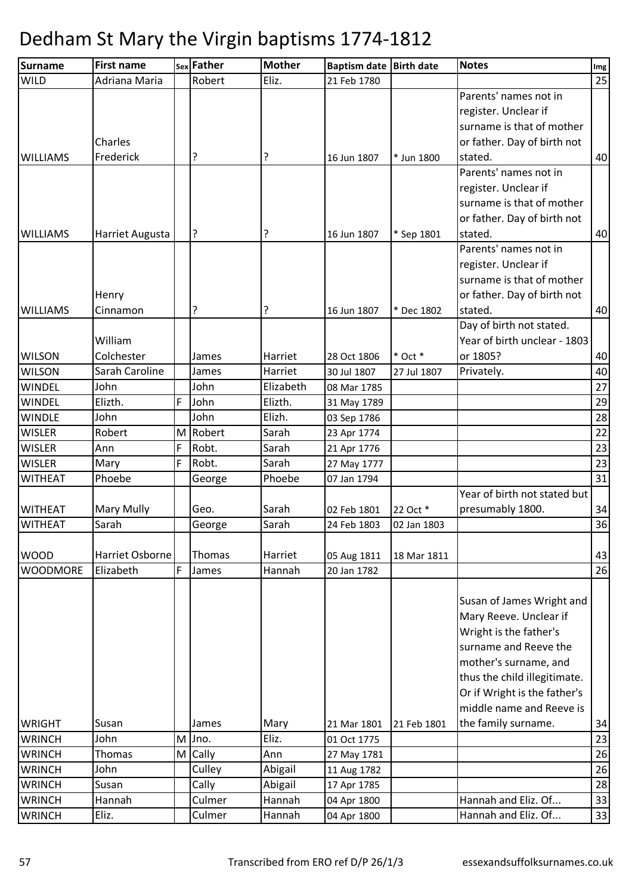# Dedham St Mary the Virgin baptisms 1774-1812

| Surname | First name | Sex | Father | Mother | Baptism date | Birth date | Notes | Img |
|---|---|---|---|---|---|---|---|---|
| WILD | Adriana Maria | | Robert | Eliz. | 21 Feb 1780 | | | 25 |
| WILLIAMS | Charles Frederick | | ? | ? | 16 Jun 1807 | * Jun 1800 | Parents' names not in register. Unclear if surname is that of mother or father. Day of birth not stated. | 40 |
| WILLIAMS | Harriet Augusta | | ? | ? | 16 Jun 1807 | * Sep 1801 | Parents' names not in register. Unclear if surname is that of mother or father. Day of birth not stated. | 40 |
| WILLIAMS | Henry Cinnamon | | ? | ? | 16 Jun 1807 | * Dec 1802 | Parents' names not in register. Unclear if surname is that of mother or father. Day of birth not stated. | 40 |
| WILSON | William Colchester | | James | Harriet | 28 Oct 1806 | * Oct * | Day of birth not stated. Year of birth unclear - 1803 or 1805? | 40 |
| WILSON | Sarah Caroline | | James | Harriet | 30 Jul 1807 | 27 Jul 1807 | Privately. | 40 |
| WINDEL | John | | John | Elizabeth | 08 Mar 1785 | | | 27 |
| WINDEL | Elizth. | F | John | Elizth. | 31 May 1789 | | | 29 |
| WINDLE | John | | John | Elizh. | 03 Sep 1786 | | | 28 |
| WISLER | Robert | M | Robert | Sarah | 23 Apr 1774 | | | 22 |
| WISLER | Ann | F | Robt. | Sarah | 21 Apr 1776 | | | 23 |
| WISLER | Mary | F | Robt. | Sarah | 27 May 1777 | | | 23 |
| WITHEAT | Phoebe | | George | Phoebe | 07 Jan 1794 | | | 31 |
| WITHEAT | Mary Mully | | Geo. | Sarah | 02 Feb 1801 | 22 Oct * | Year of birth not stated but presumably 1800. | 34 |
| WITHEAT | Sarah | | George | Sarah | 24 Feb 1803 | 02 Jan 1803 | | 36 |
| WOOD | Harriet Osborne | | Thomas | Harriet | 05 Aug 1811 | 18 Mar 1811 | | 43 |
| WOODMORE | Elizabeth | F | James | Hannah | 20 Jan 1782 | | | 26 |
| WRIGHT | Susan | | James | Mary | 21 Mar 1801 | 21 Feb 1801 | Susan of James Wright and Mary Reeve. Unclear if Wright is the father's surname and Reeve the mother's surname, and thus the child illegitimate. Or if Wright is the father's middle name and Reeve is the family surname. | 34 |
| WRINCH | John | M | Jno. | Eliz. | 01 Oct 1775 | | | 23 |
| WRINCH | Thomas | M | Cally | Ann | 27 May 1781 | | | 26 |
| WRINCH | John | | Culley | Abigail | 11 Aug 1782 | | | 26 |
| WRINCH | Susan | | Cally | Abigail | 17 Apr 1785 | | | 28 |
| WRINCH | Hannah | | Culmer | Hannah | 04 Apr 1800 | | Hannah and Eliz. Of... | 33 |
| WRINCH | Eliz. | | Culmer | Hannah | 04 Apr 1800 | | Hannah and Eliz. Of... | 33 |

Transcribed from ERO ref D/P 26/1/3 essexandsuffolksurnames.co.uk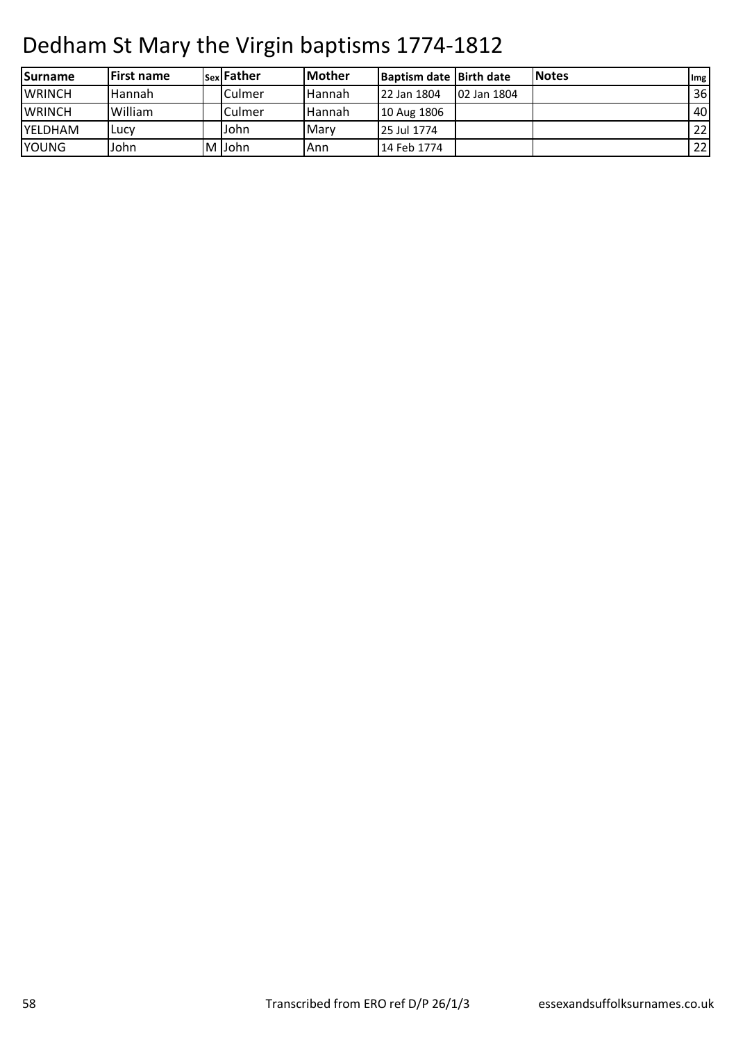# Dedham St Mary the Virgin baptisms 1774-1812

| Surname | First name | Sex | Father | Mother | Baptism date | Birth date | Notes | Img |
|---|---|---|---|---|---|---|---|---|
| WRINCH | Hannah | | Culmer | Hannah | 22 Jan 1804 | 02 Jan 1804 | | 36 |
| WRINCH | William | | Culmer | Hannah | 10 Aug 1806 | | | 40 |
| YELDHAM | Lucy | | John | Mary | 25 Jul 1774 | | | 22 |
| YOUNG | John | M | John | Ann | 14 Feb 1774 | | | 22 |

Transcribed from ERO ref D/P 26/1/3 essexandsuffolksurnames.co.uk